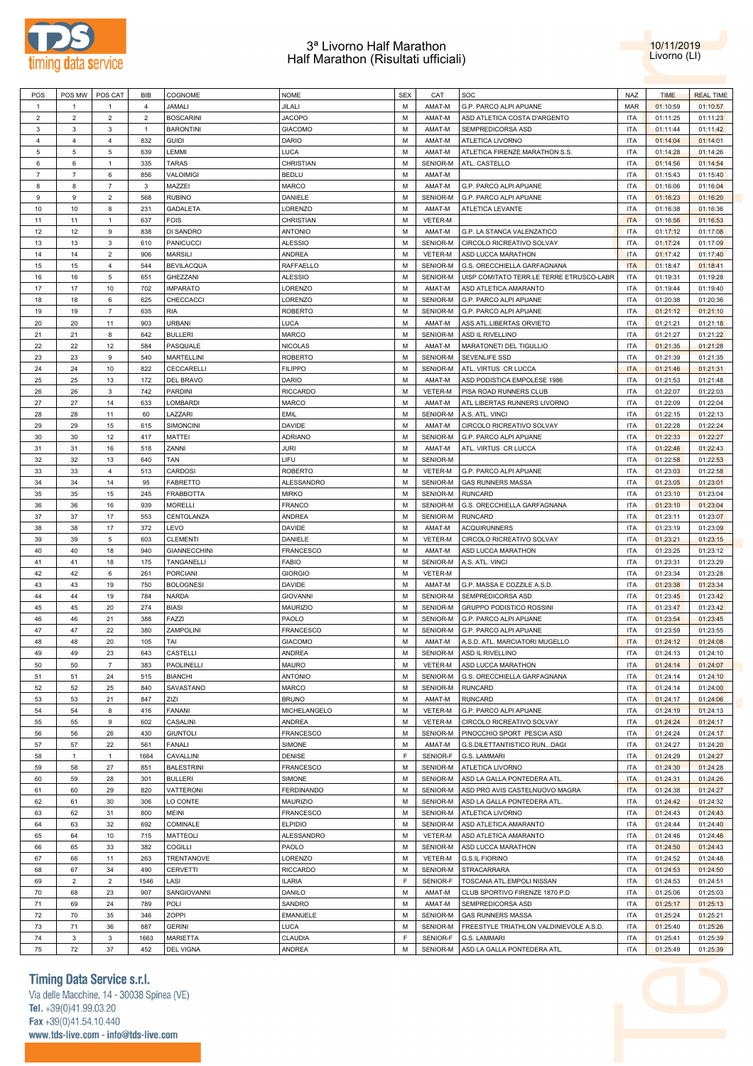# 3ª Livorno Half Marathon
## Half Marathon (Risultati ufficiali)

10/11/2019
Livorno (LI)

| POS | POS MW | POS CAT | BIB | COGNOME | NOME | SEX | CAT | SOC | NAZ | TIME | REAL TIME |
|---|---|---|---|---|---|---|---|---|---|---|---|
| 1 | 1 | 1 | 4 | JAMALI | JILALI | M | AMAT-M | G.P. PARCO ALPI APUANE | MAR | 01:10:59 | 01:10:57 |
| 2 | 2 | 2 | 2 | BOSCARINI | JACOPO | M | AMAT-M | ASD ATLETICA COSTA D'ARGENTO | ITA | 01:11:25 | 01:11:23 |
| 3 | 3 | 3 | 1 | BARONTINI | GIACOMO | M | AMAT-M | SEMPREDICORSA ASD | ITA | 01:11:44 | 01:11:42 |
| 4 | 4 | 4 | 832 | GUIDI | DARIO | M | AMAT-M | ATLETICA LIVORNO | ITA | 01:14:04 | 01:14:01 |
| 5 | 5 | 5 | 639 | LEMMI | LUCA | M | AMAT-M | ATLETICA FIRENZE MARATHON S.S. | ITA | 01:14:28 | 01:14:26 |
| 6 | 6 | 1 | 335 | TARAS | CHRISTIAN | M | SENIOR-M | ATL. CASTELLO | ITA | 01:14:56 | 01:14:54 |
| 7 | 7 | 6 | 856 | VALOIMIGI | BEDLU | M | AMAT-M | | ITA | 01:15:43 | 01:15:40 |
| 8 | 8 | 7 | 3 | MAZZEI | MARCO | M | AMAT-M | G.P. PARCO ALPI APUANE | ITA | 01:16:06 | 01:16:04 |
| 9 | 9 | 2 | 568 | RUBINO | DANIELE | M | SENIOR-M | G.P. PARCO ALPI APUANE | ITA | 01:16:23 | 01:16:20 |
| 10 | 10 | 8 | 231 | GADALETA | LORENZO | M | AMAT-M | ATLETICA LEVANTE | ITA | 01:16:38 | 01:16:36 |
| 11 | 11 | 1 | 637 | FOIS | CHRISTIAN | M | VETER-M | | ITA | 01:16:56 | 01:16:53 |
| 12 | 12 | 9 | 838 | DI SANDRO | ANTONIO | M | AMAT-M | G.P. LA STANCA VALENZATICO | ITA | 01:17:12 | 01:17:08 |
| 13 | 13 | 3 | 610 | PANICUCCI | ALESSIO | M | SENIOR-M | CIRCOLO RICREATIVO SOLVAY | ITA | 01:17:24 | 01:17:09 |
| 14 | 14 | 2 | 906 | MARSILI | ANDREA | M | VETER-M | ASD LUCCA MARATHON | ITA | 01:17:42 | 01:17:40 |
| 15 | 15 | 4 | 544 | BEVILACQUA | RAFFAELLO | M | SENIOR-M | G.S. ORECCHIELLA GARFAGNANA | ITA | 01:18:47 | 01:18:41 |
| 16 | 16 | 5 | 651 | GHEZZANI | ALESSIO | M | SENIOR-M | UISP COMITATO TERR.LE TERRE ETRUSCO-LABR | ITA | 01:19:31 | 01:19:28 |
| 17 | 17 | 10 | 702 | IMPARATO | LORENZO | M | AMAT-M | ASD ATLETICA AMARANTO | ITA | 01:19:44 | 01:19:40 |
| 18 | 18 | 6 | 625 | CHECCACCI | LORENZO | M | SENIOR-M | G.P. PARCO ALPI APUANE | ITA | 01:20:38 | 01:20:36 |
| 19 | 19 | 7 | 635 | RIA | ROBERTO | M | SENIOR-M | G.P. PARCO ALPI APUANE | ITA | 01:21:12 | 01:21:10 |
| 20 | 20 | 11 | 903 | URBANI | LUCA | M | AMAT-M | ASS.ATL.LIBERTAS ORVIETO | ITA | 01:21:21 | 01:21:18 |
| 21 | 21 | 8 | 642 | BULLERI | MARCO | M | SENIOR-M | ASD IL RIVELLINO | ITA | 01:21:27 | 01:21:22 |
| 22 | 22 | 12 | 584 | PASQUALE | NICOLAS | M | AMAT-M | MARATONETI DEL TIGULLIO | ITA | 01:21:35 | 01:21:28 |
| 23 | 23 | 9 | 540 | MARTELLINI | ROBERTO | M | SENIOR-M | SEVENLIFE SSD | ITA | 01:21:39 | 01:21:35 |
| 24 | 24 | 10 | 822 | CECCARELLI | FILIPPO | M | SENIOR-M | ATL. VIRTUS CR LUCCA | ITA | 01:21:46 | 01:21:31 |
| 25 | 25 | 13 | 172 | DEL BRAVO | DARIO | M | AMAT-M | ASD PODISTICA EMPOLESE 1986 | ITA | 01:21:53 | 01:21:48 |
| 26 | 26 | 3 | 742 | PARDINI | RICCARDO | M | VETER-M | PISA ROAD RUNNERS CLUB | ITA | 01:22:07 | 01:22:03 |
| 27 | 27 | 14 | 633 | LOMBARDI | MARCO | M | AMAT-M | ATL LIBERTAS RUNNERS LIVORNO | ITA | 01:22:09 | 01:22:04 |
| 28 | 28 | 11 | 60 | LAZZARI | EMIL | M | SENIOR-M | A.S. ATL. VINCI | ITA | 01:22:15 | 01:22:13 |
| 29 | 29 | 15 | 615 | SIMONCINI | DAVIDE | M | AMAT-M | CIRCOLO RICREATIVO SOLVAY | ITA | 01:22:28 | 01:22:24 |
| 30 | 30 | 12 | 417 | MATTEI | ADRIANO | M | SENIOR-M | G.P. PARCO ALPI APUANE | ITA | 01:22:33 | 01:22:27 |
| 31 | 31 | 16 | 518 | ZANNI | JURI | M | AMAT-M | ATL. VIRTUS CR LUCCA | ITA | 01:22:46 | 01:22:43 |
| 32 | 32 | 13 | 640 | TAN | LIFU | M | SENIOR-M | | ITA | 01:22:58 | 01:22:53 |
| 33 | 33 | 4 | 513 | CARDOSI | ROBERTO | M | VETER-M | G.P. PARCO ALPI APUANE | ITA | 01:23:03 | 01:22:58 |
| 34 | 34 | 14 | 95 | FABRETTO | ALESSANDRO | M | SENIOR-M | GAS RUNNERS MASSA | ITA | 01:23:05 | 01:23:01 |
| 35 | 35 | 15 | 245 | FRABBOTTA | MIRKO | M | SENIOR-M | RUNCARD | ITA | 01:23:10 | 01:23:04 |
| 36 | 36 | 16 | 939 | MORELLI | FRANCO | M | SENIOR-M | G.S. ORECCHIELLA GARFAGNANA | ITA | 01:23:10 | 01:23:04 |
| 37 | 37 | 17 | 553 | CENTOLANZA | ANDREA | M | SENIOR-M | RUNCARD | ITA | 01:23:11 | 01:23:07 |
| 38 | 38 | 17 | 372 | LEVO | DAVIDE | M | AMAT-M | ACQUIRUNNERS | ITA | 01:23:19 | 01:23:09 |
| 39 | 39 | 5 | 603 | CLEMENTI | DANIELE | M | VETER-M | CIRCOLO RICREATIVO SOLVAY | ITA | 01:23:21 | 01:23:15 |
| 40 | 40 | 18 | 940 | GIANNECCHINI | FRANCESCO | M | AMAT-M | ASD LUCCA MARATHON | ITA | 01:23:25 | 01:23:12 |
| 41 | 41 | 18 | 175 | TANGANELLI | FABIO | M | SENIOR-M | A.S. ATL. VINCI | ITA | 01:23:31 | 01:23:29 |
| 42 | 42 | 6 | 261 | PORCIANI | GIORGIO | M | VETER-M | | ITA | 01:23:34 | 01:23:28 |
| 43 | 43 | 19 | 750 | BOLOGNESI | DAVIDE | M | AMAT-M | G.P. MASSA E COZZILE A.S.D. | ITA | 01:23:38 | 01:23:34 |
| 44 | 44 | 19 | 784 | NARDA | GIOVANNI | M | SENIOR-M | SEMPREDICORSA ASD | ITA | 01:23:45 | 01:23:42 |
| 45 | 45 | 20 | 274 | BIASI | MAURIZIO | M | SENIOR-M | GRUPPO PODISTICO ROSSINI | ITA | 01:23:47 | 01:23:42 |
| 46 | 46 | 21 | 388 | FAZZI | PAOLO | M | SENIOR-M | G.P. PARCO ALPI APUANE | ITA | 01:23:54 | 01:23:45 |
| 47 | 47 | 22 | 380 | ZAMPOLINI | FRANCESCO | M | SENIOR-M | G.P. PARCO ALPI APUANE | ITA | 01:23:59 | 01:23:55 |
| 48 | 48 | 20 | 105 | TAI | GIACOMO | M | AMAT-M | A.S.D. ATL. MARCIATORI MUGELLO | ITA | 01:24:12 | 01:24:08 |
| 49 | 49 | 23 | 643 | CASTELLI | ANDREA | M | SENIOR-M | ASD IL RIVELLINO | ITA | 01:24:13 | 01:24:10 |
| 50 | 50 | 7 | 383 | PAOLINELLI | MAURO | M | VETER-M | ASD LUCCA MARATHON | ITA | 01:24:14 | 01:24:07 |
| 51 | 51 | 24 | 515 | BIANCHI | ANTONIO | M | SENIOR-M | G.S. ORECCHIELLA GARFAGNANA | ITA | 01:24:14 | 01:24:10 |
| 52 | 52 | 25 | 840 | SAVASTANO | MARCO | M | SENIOR-M | RUNCARD | ITA | 01:24:14 | 01:24:00 |
| 53 | 53 | 21 | 847 | ZIZI | BRUNO | M | AMAT-M | RUNCARD | ITA | 01:24:17 | 01:24:06 |
| 54 | 54 | 8 | 416 | FANANI | MICHELANGELO | M | VETER-M | G.P. PARCO ALPI APUANE | ITA | 01:24:19 | 01:24:13 |
| 55 | 55 | 9 | 602 | CASALINI | ANDREA | M | VETER-M | CIRCOLO RICREATIVO SOLVAY | ITA | 01:24:24 | 01:24:17 |
| 56 | 56 | 26 | 430 | GIUNTOLI | FRANCESCO | M | SENIOR-M | PINOCCHIO SPORT PESCIA ASD | ITA | 01:24:24 | 01:24:17 |
| 57 | 57 | 22 | 561 | FANALI | SIMONE | M | AMAT-M | G.S.DILETTANTISTICO RUN...DAGI | ITA | 01:24:27 | 01:24:20 |
| 58 | 1 | 1 | 1664 | CAVALLINI | DENISE | F | SENIOR-F | G.S. LAMMARI | ITA | 01:24:29 | 01:24:27 |
| 59 | 58 | 27 | 851 | BALESTRINI | FRANCESCO | M | SENIOR-M | ATLETICA LIVORNO | ITA | 01:24:30 | 01:24:28 |
| 60 | 59 | 28 | 301 | BULLERI | SIMONE | M | SENIOR-M | ASD LA GALLA PONTEDERA ATL. | ITA | 01:24:31 | 01:24:26 |
| 61 | 60 | 29 | 820 | VATTERONI | FERDINANDO | M | SENIOR-M | ASD PRO AVIS CASTELNUOVO MAGRA | ITA | 01:24:38 | 01:24:27 |
| 62 | 61 | 30 | 306 | LO CONTE | MAURIZIO | M | SENIOR-M | ASD LA GALLA PONTEDERA ATL. | ITA | 01:24:42 | 01:24:32 |
| 63 | 62 | 31 | 800 | MEINI | FRANCESCO | M | SENIOR-M | ATLETICA LIVORNO | ITA | 01:24:43 | 01:24:43 |
| 64 | 63 | 32 | 692 | COMINALE | ELPIDIO | M | SENIOR-M | ASD ATLETICA AMARANTO | ITA | 01:24:44 | 01:24:40 |
| 65 | 64 | 10 | 715 | MATTEOLI | ALESSANDRO | M | VETER-M | ASD ATLETICA AMARANTO | ITA | 01:24:46 | 01:24:46 |
| 66 | 65 | 33 | 382 | COGILLI | PAOLO | M | SENIOR-M | ASD LUCCA MARATHON | ITA | 01:24:50 | 01:24:43 |
| 67 | 66 | 11 | 263 | TRENTANOVE | LORENZO | M | VETER-M | G.S.IL FIORINO | ITA | 01:24:52 | 01:24:48 |
| 68 | 67 | 34 | 490 | CERVETTI | RICCARDO | M | SENIOR-M | STRACARRARA | ITA | 01:24:53 | 01:24:50 |
| 69 | 2 | 2 | 1546 | LASI | ILARIA | F | SENIOR-F | TOSCANA ATL.EMPOLI NISSAN | ITA | 01:24:53 | 01:24:51 |
| 70 | 68 | 23 | 907 | SANGIOVANNI | DANILO | M | AMAT-M | CLUB SPORTIVO FIRENZE 1870 P.D | ITA | 01:25:06 | 01:25:03 |
| 71 | 69 | 24 | 789 | POLI | SANDRO | M | AMAT-M | SEMPREDICORSA ASD | ITA | 01:25:17 | 01:25:13 |
| 72 | 70 | 35 | 346 | ZOPPI | EMANUELE | M | SENIOR-M | GAS RUNNERS MASSA | ITA | 01:25:24 | 01:25:21 |
| 73 | 71 | 36 | 887 | GERINI | LUCA | M | SENIOR-M | FREESTYLE TRIATHLON VALDINIEVOLE A.S.D. | ITA | 01:25:40 | 01:25:26 |
| 74 | 3 | 3 | 1663 | MARIETTA | CLAUDIA | F | SENIOR-F | G.S. LAMMARI | ITA | 01:25:41 | 01:25:39 |
| 75 | 72 | 37 | 452 | DEL VIGNA | ANDREA | M | SENIOR-M | ASD LA GALLA PONTEDERA ATL. | ITA | 01:25:49 | 01:25:39 |

**Timing Data Service s.r.l.**
Via delle Macchine, 14 - 30038 Spinea (VE)
Tel. +39(0)41.99.03.20
Fax +39(0)41.54.10.440
www.tds-live.com - info@tds-live.com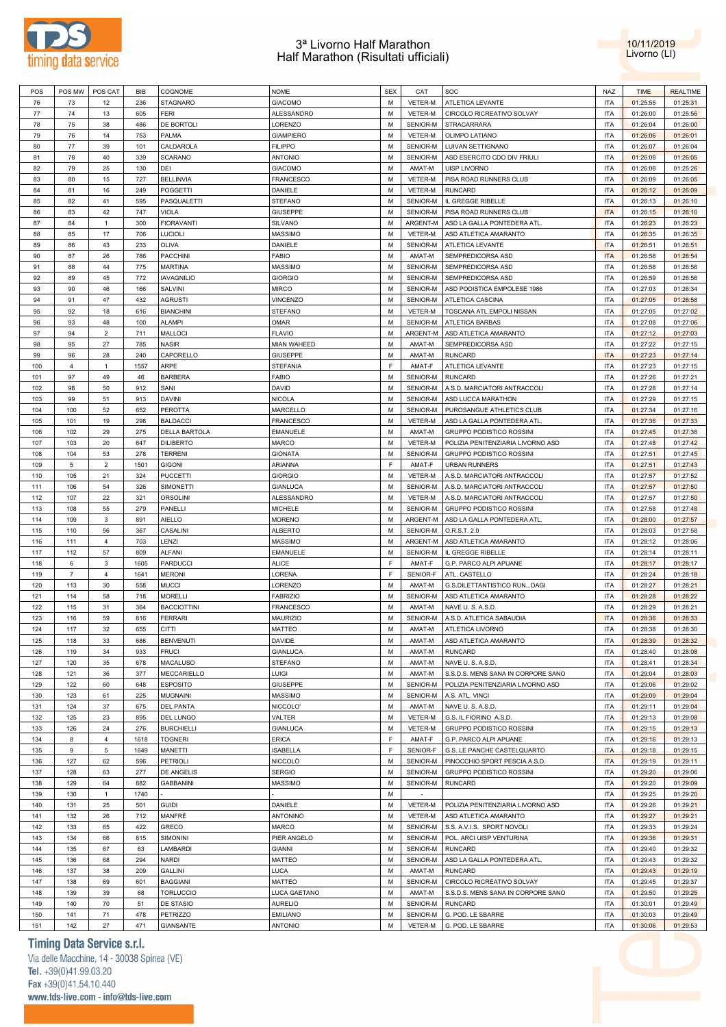# 3ª Livorno Half Marathon
## Half Marathon (Risultati ufficiali)

10/11/2019
Livorno (LI)

| POS | POS MW | POS CAT | BIB | COGNOME | NOME | SEX | CAT | SOC | NAZ | TIME | REALTIME |
|---|---|---|---|---|---|---|---|---|---|---|---|
| 76 | 73 | 12 | 236 | STAGNARO | GIACOMO | M | VETER-M | ATLETICA LEVANTE | ITA | 01:25:55 | 01:25:31 |
| 77 | 74 | 13 | 605 | FERI | ALESSANDRO | M | VETER-M | CIRCOLO RICREATIVO SOLVAY | ITA | 01:26:00 | 01:25:56 |
| 78 | 75 | 38 | 486 | DE BORTOLI | LORENZO | M | SENIOR-M | STRACARRARA | ITA | 01:26:04 | 01:26:00 |
| 79 | 76 | 14 | 753 | PALMA | GIAMPIERO | M | VETER-M | OLIMPO LATIANO | ITA | 01:26:06 | 01:26:01 |
| 80 | 77 | 39 | 101 | CALDAROLA | FILIPPO | M | SENIOR-M | LUIVAN SETTIGNANO | ITA | 01:26:07 | 01:26:04 |
| 81 | 78 | 40 | 339 | SCARANO | ANTONIO | M | SENIOR-M | ASD ESERCITO CDO DIV FRIULI | ITA | 01:26:08 | 01:26:05 |
| 82 | 79 | 25 | 130 | DEI | GIACOMO | M | AMAT-M | UISP LIVORNO | ITA | 01:26:08 | 01:25:26 |
| 83 | 80 | 15 | 727 | BELLINVIA | FRANCESCO | M | VETER-M | PISA ROAD RUNNERS CLUB | ITA | 01:26:09 | 01:26:05 |
| 84 | 81 | 16 | 249 | POGGETTI | DANIELE | M | VETER-M | RUNCARD | ITA | 01:26:12 | 01:26:09 |
| 85 | 82 | 41 | 595 | PASQUALETTI | STEFANO | M | SENIOR-M | IL GREGGE RIBELLE | ITA | 01:26:13 | 01:26:10 |
| 86 | 83 | 42 | 747 | VIOLA | GIUSEPPE | M | SENIOR-M | PISA ROAD RUNNERS CLUB | ITA | 01:26:15 | 01:26:10 |
| 87 | 84 | 1 | 300 | FIORAVANTI | SILVANO | M | ARGENT-M | ASD LA GALLA PONTEDERA ATL. | ITA | 01:26:23 | 01:26:23 |
| 88 | 85 | 17 | 706 | LUCIOLI | MASSIMO | M | VETER-M | ASD ATLETICA AMARANTO | ITA | 01:26:35 | 01:26:35 |
| 89 | 86 | 43 | 233 | OLIVA | DANIELE | M | SENIOR-M | ATLETICA LEVANTE | ITA | 01:26:51 | 01:26:51 |
| 90 | 87 | 26 | 786 | PACCHINI | FABIO | M | AMAT-M | SEMPREDICORSA ASD | ITA | 01:26:58 | 01:26:54 |
| 91 | 88 | 44 | 775 | MARTINA | MASSIMO | M | SENIOR-M | SEMPREDICORSA ASD | ITA | 01:26:58 | 01:26:56 |
| 92 | 89 | 45 | 772 | IAVAGNILIO | GIORGIO | M | SENIOR-M | SEMPREDICORSA ASD | ITA | 01:26:59 | 01:26:56 |
| 93 | 90 | 46 | 166 | SALVINI | MIRCO | M | SENIOR-M | ASD PODISTICA EMPOLESE 1986 | ITA | 01:27:03 | 01:26:34 |
| 94 | 91 | 47 | 432 | AGRUSTI | VINCENZO | M | SENIOR-M | ATLETICA CASCINA | ITA | 01:27:05 | 01:26:58 |
| 95 | 92 | 18 | 616 | BIANCHINI | STEFANO | M | VETER-M | TOSCANA ATL.EMPOLI NISSAN | ITA | 01:27:05 | 01:27:02 |
| 96 | 93 | 48 | 100 | ALAMPI | OMAR | M | SENIOR-M | ATLETICA BARBAS | ITA | 01:27:08 | 01:27:06 |
| 97 | 94 | 2 | 711 | MALLOCI | FLAVIO | M | ARGENT-M | ASD ATLETICA AMARANTO | ITA | 01:27:12 | 01:27:03 |
| 98 | 95 | 27 | 785 | NASIR | MIAN WAHEED | M | AMAT-M | SEMPREDICORSA ASD | ITA | 01:27:22 | 01:27:15 |
| 99 | 96 | 28 | 240 | CAPORELLO | GIUSEPPE | M | AMAT-M | RUNCARD | ITA | 01:27:23 | 01:27:14 |
| 100 | 4 | 1 | 1557 | ARPE | STEFANIA | F | AMAT-F | ATLETICA LEVANTE | ITA | 01:27:23 | 01:27:15 |
| 101 | 97 | 49 | 46 | BARBERA | FABIO | M | SENIOR-M | RUNCARD | ITA | 01:27:26 | 01:27:21 |
| 102 | 98 | 50 | 912 | SANI | DAVID | M | SENIOR-M | A.S.D. MARCIATORI ANTRACCOLI | ITA | 01:27:28 | 01:27:14 |
| 103 | 99 | 51 | 913 | DAVINI | NICOLA | M | SENIOR-M | ASD LUCCA MARATHON | ITA | 01:27:29 | 01:27:15 |
| 104 | 100 | 52 | 652 | PEROTTA | MARCELLO | M | SENIOR-M | PUROSANGUE ATHLETICS CLUB | ITA | 01:27:34 | 01:27:16 |
| 105 | 101 | 19 | 298 | BALDACCI | FRANCESCO | M | VETER-M | ASD LA GALLA PONTEDERA ATL. | ITA | 01:27:36 | 01:27:33 |
| 106 | 102 | 29 | 275 | DELLA BARTOLA | EMANUELE | M | AMAT-M | GRUPPO PODISTICO ROSSINI | ITA | 01:27:45 | 01:27:38 |
| 107 | 103 | 20 | 647 | DILIBERTO | MARCO | M | VETER-M | POLIZIA PENITENZIARIA LIVORNO ASD | ITA | 01:27:48 | 01:27:42 |
| 108 | 104 | 53 | 278 | TERRENI | GIONATA | M | SENIOR-M | GRUPPO PODISTICO ROSSINI | ITA | 01:27:51 | 01:27:45 |
| 109 | 5 | 2 | 1501 | GIGONI | ARIANNA | F | AMAT-F | URBAN RUNNERS | ITA | 01:27:51 | 01:27:43 |
| 110 | 105 | 21 | 324 | PUCCETTI | GIORGIO | M | VETER-M | A.S.D. MARCIATORI ANTRACCOLI | ITA | 01:27:57 | 01:27:52 |
| 111 | 106 | 54 | 326 | SIMONETTI | GIANLUCA | M | SENIOR-M | A.S.D. MARCIATORI ANTRACCOLI | ITA | 01:27:57 | 01:27:50 |
| 112 | 107 | 22 | 321 | ORSOLINI | ALESSANDRO | M | VETER-M | A.S.D. MARCIATORI ANTRACCOLI | ITA | 01:27:57 | 01:27:50 |
| 113 | 108 | 55 | 279 | PANELLI | MICHELE | M | SENIOR-M | GRUPPO PODISTICO ROSSINI | ITA | 01:27:58 | 01:27:48 |
| 114 | 109 | 3 | 891 | AIELLO | MORENO | M | ARGENT-M | ASD LA GALLA PONTEDERA ATL. | ITA | 01:28:00 | 01:27:57 |
| 115 | 110 | 56 | 367 | CASALINI | ALBERTO | M | SENIOR-M | O.R.S.T. 2.0 | ITA | 01:28:03 | 01:27:58 |
| 116 | 111 | 4 | 703 | LENZI | MASSIMO | M | ARGENT-M | ASD ATLETICA AMARANTO | ITA | 01:28:12 | 01:28:06 |
| 117 | 112 | 57 | 809 | ALFANI | EMANUELE | M | SENIOR-M | IL GREGGE RIBELLE | ITA | 01:28:14 | 01:28:11 |
| 118 | 6 | 3 | 1605 | PARDUCCI | ALICE | F | AMAT-F | G.P. PARCO ALPI APUANE | ITA | 01:28:17 | 01:28:17 |
| 119 | 7 | 4 | 1641 | MERONI | LORENA | F | SENIOR-F | ATL. CASTELLO | ITA | 01:28:24 | 01:28:18 |
| 120 | 113 | 30 | 558 | MUCCI | LORENZO | M | AMAT-M | G.S.DILETTANTISTICO RUN...DAGI | ITA | 01:28:27 | 01:28:21 |
| 121 | 114 | 58 | 718 | MORELLI | FABRIZIO | M | SENIOR-M | ASD ATLETICA AMARANTO | ITA | 01:28:28 | 01:28:22 |
| 122 | 115 | 31 | 364 | BACCIOTTINI | FRANCESCO | M | AMAT-M | NAVE U. S. A.S.D. | ITA | 01:28:29 | 01:28:21 |
| 123 | 116 | 59 | 816 | FERRARI | MAURIZIO | M | SENIOR-M | A.S.D. ATLETICA SABAUDIA | ITA | 01:28:36 | 01:28:33 |
| 124 | 117 | 32 | 655 | CITTI | MATTEO | M | AMAT-M | ATLETICA LIVORNO | ITA | 01:28:38 | 01:28:30 |
| 125 | 118 | 33 | 686 | BENVENUTI | DAVIDE | M | AMAT-M | ASD ATLETICA AMARANTO | ITA | 01:28:39 | 01:28:32 |
| 126 | 119 | 34 | 933 | FRUCI | GIANLUCA | M | AMAT-M | RUNCARD | ITA | 01:28:40 | 01:28:08 |
| 127 | 120 | 35 | 678 | MACALUSO | STEFANO | M | AMAT-M | NAVE U. S. A.S.D. | ITA | 01:28:41 | 01:28:34 |
| 128 | 121 | 36 | 377 | MECCARIELLO | LUIGI | M | AMAT-M | S.S.D.S. MENS SANA IN CORPORE SANO | ITA | 01:29:04 | 01:28:03 |
| 129 | 122 | 60 | 648 | ESPOSITO | GIUSEPPE | M | SENIOR-M | POLIZIA PENITENZIARIA LIVORNO ASD | ITA | 01:29:06 | 01:29:02 |
| 130 | 123 | 61 | 225 | MUGNAINI | MASSIMO | M | SENIOR-M | A.S. ATL. VINCI | ITA | 01:29:09 | 01:29:04 |
| 131 | 124 | 37 | 675 | DEL PANTA | NICCOLO' | M | AMAT-M | NAVE U. S. A.S.D. | ITA | 01:29:11 | 01:29:04 |
| 132 | 125 | 23 | 895 | DEL LUNGO | VALTER | M | VETER-M | G.S. IL FIORINO A.S.D. | ITA | 01:29:13 | 01:29:08 |
| 133 | 126 | 24 | 276 | BURCHIELLI | GIANLUCA | M | VETER-M | GRUPPO PODISTICO ROSSINI | ITA | 01:29:15 | 01:29:13 |
| 134 | 8 | 4 | 1618 | TOGNERI | ERICA | F | AMAT-F | G.P. PARCO ALPI APUANE | ITA | 01:29:16 | 01:29:13 |
| 135 | 9 | 5 | 1649 | MANETTI | ISABELLA | F | SENIOR-F | G.S. LE PANCHE CASTELQUARTO | ITA | 01:29:18 | 01:29:15 |
| 136 | 127 | 62 | 596 | PETRIOLI | NICCOLÒ | M | SENIOR-M | PINOCCHIO SPORT PESCIA A.S.D. | ITA | 01:29:19 | 01:29:11 |
| 137 | 128 | 63 | 277 | DE ANGELIS | SERGIO | M | SENIOR-M | GRUPPO PODISTICO ROSSINI | ITA | 01:29:20 | 01:29:06 |
| 138 | 129 | 64 | 882 | GABBANINI | MASSIMO | M | SENIOR-M | RUNCARD | ITA | 01:29:20 | 01:29:09 |
| 139 | 130 | 1 | 1740 | - | - | M | - |  | ITA | 01:29:25 | 01:29:20 |
| 140 | 131 | 25 | 501 | GUIDI | DANIELE | M | VETER-M | POLIZIA PENITENZIARIA LIVORNO ASD | ITA | 01:29:26 | 01:29:21 |
| 141 | 132 | 26 | 712 | MANFRÈ | ANTONINO | M | VETER-M | ASD ATLETICA AMARANTO | ITA | 01:29:27 | 01:29:21 |
| 142 | 133 | 65 | 422 | GRECO | MARCO | M | SENIOR-M | S.S. A.V.I.S. SPORT NOVOLI | ITA | 01:29:33 | 01:29:24 |
| 143 | 134 | 66 | 815 | SIMONINI | PIER ANGELO | M | SENIOR-M | POL. ARCI UISP VENTURINA | ITA | 01:29:36 | 01:29:31 |
| 144 | 135 | 67 | 63 | LAMBARDI | GIANNI | M | SENIOR-M | RUNCARD | ITA | 01:29:40 | 01:29:32 |
| 145 | 136 | 68 | 294 | NARDI | MATTEO | M | SENIOR-M | ASD LA GALLA PONTEDERA ATL. | ITA | 01:29:43 | 01:29:32 |
| 146 | 137 | 38 | 209 | GALLINI | LUCA | M | AMAT-M | RUNCARD | ITA | 01:29:43 | 01:29:19 |
| 147 | 138 | 69 | 601 | BAGGIANI | MATTEO | M | SENIOR-M | CIRCOLO RICREATIVO SOLVAY | ITA | 01:29:45 | 01:29:37 |
| 148 | 139 | 39 | 68 | TORLUCCIO | LUCA GAETANO | M | AMAT-M | S.S.D.S. MENS SANA IN CORPORE SANO | ITA | 01:29:50 | 01:29:25 |
| 149 | 140 | 70 | 51 | DE STASIO | AURELIO | M | SENIOR-M | RUNCARD | ITA | 01:30:01 | 01:29:49 |
| 150 | 141 | 71 | 478 | PETRIZZO | EMILIANO | M | SENIOR-M | G. POD. LE SBARRE | ITA | 01:30:03 | 01:29:49 |
| 151 | 142 | 27 | 471 | GIANSANTE | ANTONIO | M | VETER-M | G. POD. LE SBARRE | ITA | 01:30:06 | 01:29:53 |

**Timing Data Service s.r.l.**
Via delle Macchine, 14 - 30038 Spinea (VE)
Tel. +39(0)41.99.03.20
Fax +39(0)41.54.10.440
www.tds-live.com - info@tds-live.com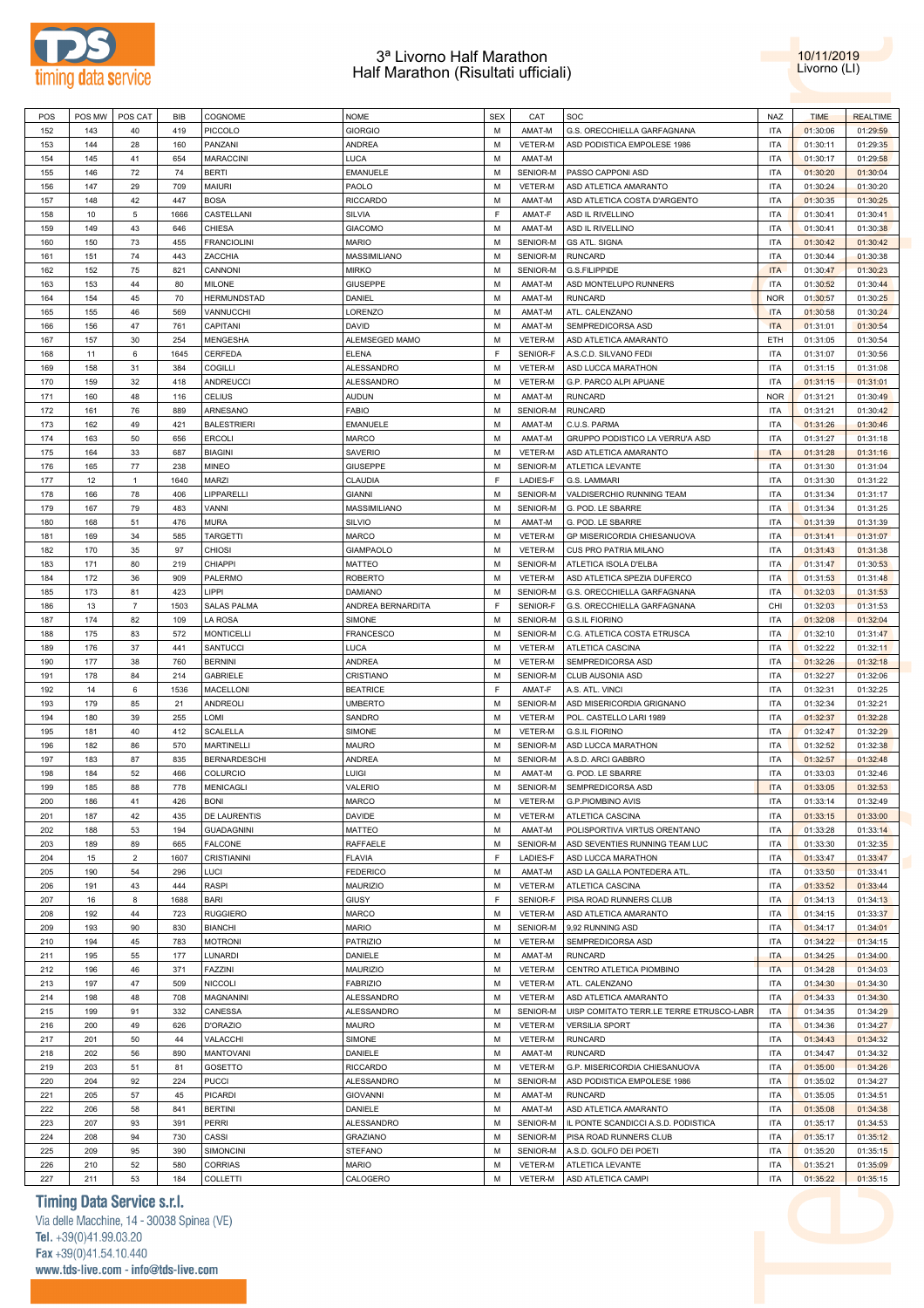# 3ª Livorno Half Marathon
## Half Marathon (Risultati ufficiali)

10/11/2019
Livorno (LI)

| POS | POS MW | POS CAT | BIB | COGNOME | NOME | SEX | CAT | SOC | NAZ | TIME | REALTIME |
|---|---|---|---|---|---|---|---|---|---|---|---|
| 152 | 143 | 40 | 419 | PICCOLO | GIORGIO | M | AMAT-M | G.S. ORECCHIELLA GARFAGNANA | ITA | 01:30:06 | 01:29:59 |
| 153 | 144 | 28 | 160 | PANZANI | ANDREA | M | VETER-M | ASD PODISTICA EMPOLESE 1986 | ITA | 01:30:11 | 01:29:35 |
| 154 | 145 | 41 | 654 | MARACCINI | LUCA | M | AMAT-M |  | ITA | 01:30:17 | 01:29:58 |
| 155 | 146 | 72 | 74 | BERTI | EMANUELE | M | SENIOR-M | PASSO CAPPONI ASD | ITA | 01:30:20 | 01:30:04 |
| 156 | 147 | 29 | 709 | MAIURI | PAOLO | M | VETER-M | ASD ATLETICA AMARANTO | ITA | 01:30:24 | 01:30:20 |
| 157 | 148 | 42 | 447 | BOSA | RICCARDO | M | AMAT-M | ASD ATLETICA COSTA D'ARGENTO | ITA | 01:30:35 | 01:30:25 |
| 158 | 10 | 5 | 1666 | CASTELLANI | SILVIA | F | AMAT-F | ASD IL RIVELLINO | ITA | 01:30:41 | 01:30:41 |
| 159 | 149 | 43 | 646 | CHIESA | GIACOMO | M | AMAT-M | ASD IL RIVELLINO | ITA | 01:30:41 | 01:30:38 |
| 160 | 150 | 73 | 455 | FRANCIOLINI | MARIO | M | SENIOR-M | GS ATL. SIGNA | ITA | 01:30:42 | 01:30:42 |
| 161 | 151 | 74 | 443 | ZACCHIA | MASSIMILIANO | M | SENIOR-M | RUNCARD | ITA | 01:30:44 | 01:30:38 |
| 162 | 152 | 75 | 821 | CANNONI | MIRKO | M | SENIOR-M | G.S.FILIPPIDE | ITA | 01:30:47 | 01:30:23 |
| 163 | 153 | 44 | 80 | MILONE | GIUSEPPE | M | AMAT-M | ASD MONTELUPO RUNNERS | ITA | 01:30:52 | 01:30:44 |
| 164 | 154 | 45 | 70 | HERMUNDSTAD | DANIEL | M | AMAT-M | RUNCARD | NOR | 01:30:57 | 01:30:25 |
| 165 | 155 | 46 | 569 | VANNUCCHI | LORENZO | M | AMAT-M | ATL. CALENZANO | ITA | 01:30:58 | 01:30:24 |
| 166 | 156 | 47 | 761 | CAPITANI | DAVID | M | AMAT-M | SEMPREDICORSA ASD | ITA | 01:31:01 | 01:30:54 |
| 167 | 157 | 30 | 254 | MENGESHA | ALEMSEGED MAMO | M | VETER-M | ASD ATLETICA AMARANTO | ETH | 01:31:05 | 01:30:54 |
| 168 | 11 | 6 | 1645 | CERFEDA | ELENA | F | SENIOR-F | A.S.C.D. SILVANO FEDI | ITA | 01:31:07 | 01:30:56 |
| 169 | 158 | 31 | 384 | COGILLI | ALESSANDRO | M | VETER-M | ASD LUCCA MARATHON | ITA | 01:31:15 | 01:31:08 |
| 170 | 159 | 32 | 418 | ANDREUCCI | ALESSANDRO | M | VETER-M | G.P. PARCO ALPI APUANE | ITA | 01:31:15 | 01:31:01 |
| 171 | 160 | 48 | 116 | CELIUS | AUDUN | M | AMAT-M | RUNCARD | NOR | 01:31:21 | 01:30:49 |
| 172 | 161 | 76 | 889 | ARNESANO | FABIO | M | SENIOR-M | RUNCARD | ITA | 01:31:21 | 01:30:42 |
| 173 | 162 | 49 | 421 | BALESTRIERI | EMANUELE | M | AMAT-M | C.U.S. PARMA | ITA | 01:31:26 | 01:30:46 |
| 174 | 163 | 50 | 656 | ERCOLI | MARCO | M | AMAT-M | GRUPPO PODISTICO LA VERRU'A ASD | ITA | 01:31:27 | 01:31:18 |
| 175 | 164 | 33 | 687 | BIAGINI | SAVERIO | M | VETER-M | ASD ATLETICA AMARANTO | ITA | 01:31:28 | 01:31:16 |
| 176 | 165 | 77 | 238 | MINEO | GIUSEPPE | M | SENIOR-M | ATLETICA LEVANTE | ITA | 01:31:30 | 01:31:04 |
| 177 | 12 | 1 | 1640 | MARZI | CLAUDIA | F | LADIES-F | G.S. LAMMARI | ITA | 01:31:30 | 01:31:22 |
| 178 | 166 | 78 | 406 | LIPPARELLI | GIANNI | M | SENIOR-M | VALDISERCHIO RUNNING TEAM | ITA | 01:31:34 | 01:31:17 |
| 179 | 167 | 79 | 483 | VANNI | MASSIMILIANO | M | SENIOR-M | G. POD. LE SBARRE | ITA | 01:31:34 | 01:31:25 |
| 180 | 168 | 51 | 476 | MURA | SILVIO | M | AMAT-M | G. POD. LE SBARRE | ITA | 01:31:39 | 01:31:39 |
| 181 | 169 | 34 | 585 | TARGETTI | MARCO | M | VETER-M | GP MISERICORDIA CHIESANUOVA | ITA | 01:31:41 | 01:31:07 |
| 182 | 170 | 35 | 97 | CHIOSI | GIAMPAOLO | M | VETER-M | CUS PRO PATRIA MILANO | ITA | 01:31:43 | 01:31:38 |
| 183 | 171 | 80 | 219 | CHIAPPI | MATTEO | M | SENIOR-M | ATLETICA ISOLA D'ELBA | ITA | 01:31:47 | 01:30:53 |
| 184 | 172 | 36 | 909 | PALERMO | ROBERTO | M | VETER-M | ASD ATLETICA SPEZIA DUFERCO | ITA | 01:31:53 | 01:31:48 |
| 185 | 173 | 81 | 423 | LIPPI | DAMIANO | M | SENIOR-M | G.S. ORECCHIELLA GARFAGNANA | ITA | 01:32:03 | 01:31:53 |
| 186 | 13 | 7 | 1503 | SALAS PALMA | ANDREA BERNARDITA | F | SENIOR-F | G.S. ORECCHIELLA GARFAGNANA | CHI | 01:32:03 | 01:31:53 |
| 187 | 174 | 82 | 109 | LA ROSA | SIMONE | M | SENIOR-M | G.S.IL FIORINO | ITA | 01:32:08 | 01:32:04 |
| 188 | 175 | 83 | 572 | MONTICELLI | FRANCESCO | M | SENIOR-M | C.G. ATLETICA COSTA ETRUSCA | ITA | 01:32:10 | 01:31:47 |
| 189 | 176 | 37 | 441 | SANTUCCI | LUCA | M | VETER-M | ATLETICA CASCINA | ITA | 01:32:22 | 01:32:11 |
| 190 | 177 | 38 | 760 | BERNINI | ANDREA | M | VETER-M | SEMPREDICORSA ASD | ITA | 01:32:26 | 01:32:18 |
| 191 | 178 | 84 | 214 | GABRIELE | CRISTIANO | M | SENIOR-M | CLUB AUSONIA ASD | ITA | 01:32:27 | 01:32:06 |
| 192 | 14 | 6 | 1536 | MACELLONI | BEATRICE | F | AMAT-F | A.S. ATL. VINCI | ITA | 01:32:31 | 01:32:25 |
| 193 | 179 | 85 | 21 | ANDREOLI | UMBERTO | M | SENIOR-M | ASD MISERICORDIA GRIGNANO | ITA | 01:32:34 | 01:32:21 |
| 194 | 180 | 39 | 255 | LOMI | SANDRO | M | VETER-M | POL. CASTELLO LARI 1989 | ITA | 01:32:37 | 01:32:28 |
| 195 | 181 | 40 | 412 | SCALELLA | SIMONE | M | VETER-M | G.S.IL FIORINO | ITA | 01:32:47 | 01:32:29 |
| 196 | 182 | 86 | 570 | MARTINELLI | MAURO | M | SENIOR-M | ASD LUCCA MARATHON | ITA | 01:32:52 | 01:32:38 |
| 197 | 183 | 87 | 835 | BERNARDESCHI | ANDREA | M | SENIOR-M | A.S.D. ARCI GABBRO | ITA | 01:32:57 | 01:32:48 |
| 198 | 184 | 52 | 466 | COLURCIO | LUIGI | M | AMAT-M | G. POD. LE SBARRE | ITA | 01:33:03 | 01:32:46 |
| 199 | 185 | 88 | 778 | MENICAGLI | VALERIO | M | SENIOR-M | SEMPREDICORSA ASD | ITA | 01:33:05 | 01:32:53 |
| 200 | 186 | 41 | 426 | BONI | MARCO | M | VETER-M | G.P.PIOMBINO AVIS | ITA | 01:33:14 | 01:32:49 |
| 201 | 187 | 42 | 435 | DE LAURENTIS | DAVIDE | M | VETER-M | ATLETICA CASCINA | ITA | 01:33:15 | 01:33:00 |
| 202 | 188 | 53 | 194 | GUADAGNINI | MATTEO | M | AMAT-M | POLISPORTIVA VIRTUS ORENTANO | ITA | 01:33:28 | 01:33:14 |
| 203 | 189 | 89 | 665 | FALCONE | RAFFAELE | M | SENIOR-M | ASD SEVENTIES RUNNING TEAM LUC | ITA | 01:33:30 | 01:32:35 |
| 204 | 15 | 2 | 1607 | CRISTIANINI | FLAVIA | F | LADIES-F | ASD LUCCA MARATHON | ITA | 01:33:47 | 01:33:47 |
| 205 | 190 | 54 | 296 | LUCI | FEDERICO | M | AMAT-M | ASD LA GALLA PONTEDERA ATL. | ITA | 01:33:50 | 01:33:41 |
| 206 | 191 | 43 | 444 | RASPI | MAURIZIO | M | VETER-M | ATLETICA CASCINA | ITA | 01:33:52 | 01:33:44 |
| 207 | 16 | 8 | 1688 | BARI | GIUSY | F | SENIOR-F | PISA ROAD RUNNERS CLUB | ITA | 01:34:13 | 01:34:13 |
| 208 | 192 | 44 | 723 | RUGGIERO | MARCO | M | VETER-M | ASD ATLETICA AMARANTO | ITA | 01:34:15 | 01:33:37 |
| 209 | 193 | 90 | 830 | BIANCHI | MARIO | M | SENIOR-M | 9,92 RUNNING ASD | ITA | 01:34:17 | 01:34:01 |
| 210 | 194 | 45 | 783 | MOTRONI | PATRIZIO | M | VETER-M | SEMPREDICORSA ASD | ITA | 01:34:22 | 01:34:15 |
| 211 | 195 | 55 | 177 | LUNARDI | DANIELE | M | AMAT-M | RUNCARD | ITA | 01:34:25 | 01:34:00 |
| 212 | 196 | 46 | 371 | FAZZINI | MAURIZIO | M | VETER-M | CENTRO ATLETICA PIOMBINO | ITA | 01:34:28 | 01:34:03 |
| 213 | 197 | 47 | 509 | NICCOLI | FABRIZIO | M | VETER-M | ATL. CALENZANO | ITA | 01:34:30 | 01:34:30 |
| 214 | 198 | 48 | 708 | MAGNANINI | ALESSANDRO | M | VETER-M | ASD ATLETICA AMARANTO | ITA | 01:34:33 | 01:34:30 |
| 215 | 199 | 91 | 332 | CANESSA | ALESSANDRO | M | SENIOR-M | UISP COMITATO TERR.LE TERRE ETRUSCO-LABR | ITA | 01:34:35 | 01:34:29 |
| 216 | 200 | 49 | 626 | D'ORAZIO | MAURO | M | VETER-M | VERSILIA SPORT | ITA | 01:34:36 | 01:34:27 |
| 217 | 201 | 50 | 44 | VALACCHI | SIMONE | M | VETER-M | RUNCARD | ITA | 01:34:43 | 01:34:32 |
| 218 | 202 | 56 | 890 | MANTOVANI | DANIELE | M | AMAT-M | RUNCARD | ITA | 01:34:47 | 01:34:32 |
| 219 | 203 | 51 | 81 | GOSETTO | RICCARDO | M | VETER-M | G.P. MISERICORDIA CHIESANUOVA | ITA | 01:35:00 | 01:34:26 |
| 220 | 204 | 92 | 224 | PUCCI | ALESSANDRO | M | SENIOR-M | ASD PODISTICA EMPOLESE 1986 | ITA | 01:35:02 | 01:34:27 |
| 221 | 205 | 57 | 45 | PICARDI | GIOVANNI | M | AMAT-M | RUNCARD | ITA | 01:35:05 | 01:34:51 |
| 222 | 206 | 58 | 841 | BERTINI | DANIELE | M | AMAT-M | ASD ATLETICA AMARANTO | ITA | 01:35:08 | 01:34:38 |
| 223 | 207 | 93 | 391 | PERRI | ALESSANDRO | M | SENIOR-M | IL PONTE SCANDICCI A.S.D. PODISTICA | ITA | 01:35:17 | 01:34:53 |
| 224 | 208 | 94 | 730 | CASSI | GRAZIANO | M | SENIOR-M | PISA ROAD RUNNERS CLUB | ITA | 01:35:17 | 01:35:12 |
| 225 | 209 | 95 | 390 | SIMONCINI | STEFANO | M | SENIOR-M | A.S.D. GOLFO DEI POETI | ITA | 01:35:20 | 01:35:15 |
| 226 | 210 | 52 | 580 | CORRIAS | MARIO | M | VETER-M | ATLETICA LEVANTE | ITA | 01:35:21 | 01:35:09 |
| 227 | 211 | 53 | 184 | COLLETTI | CALOGERO | M | VETER-M | ASD ATLETICA CAMPI | ITA | 01:35:22 | 01:35:15 |

**Timing Data Service s.r.l.**
Via delle Macchine, 14 - 30038 Spinea (VE)
Tel. +39(0)41.99.03.20
Fax +39(0)41.54.10.440
www.tds-live.com - info@tds-live.com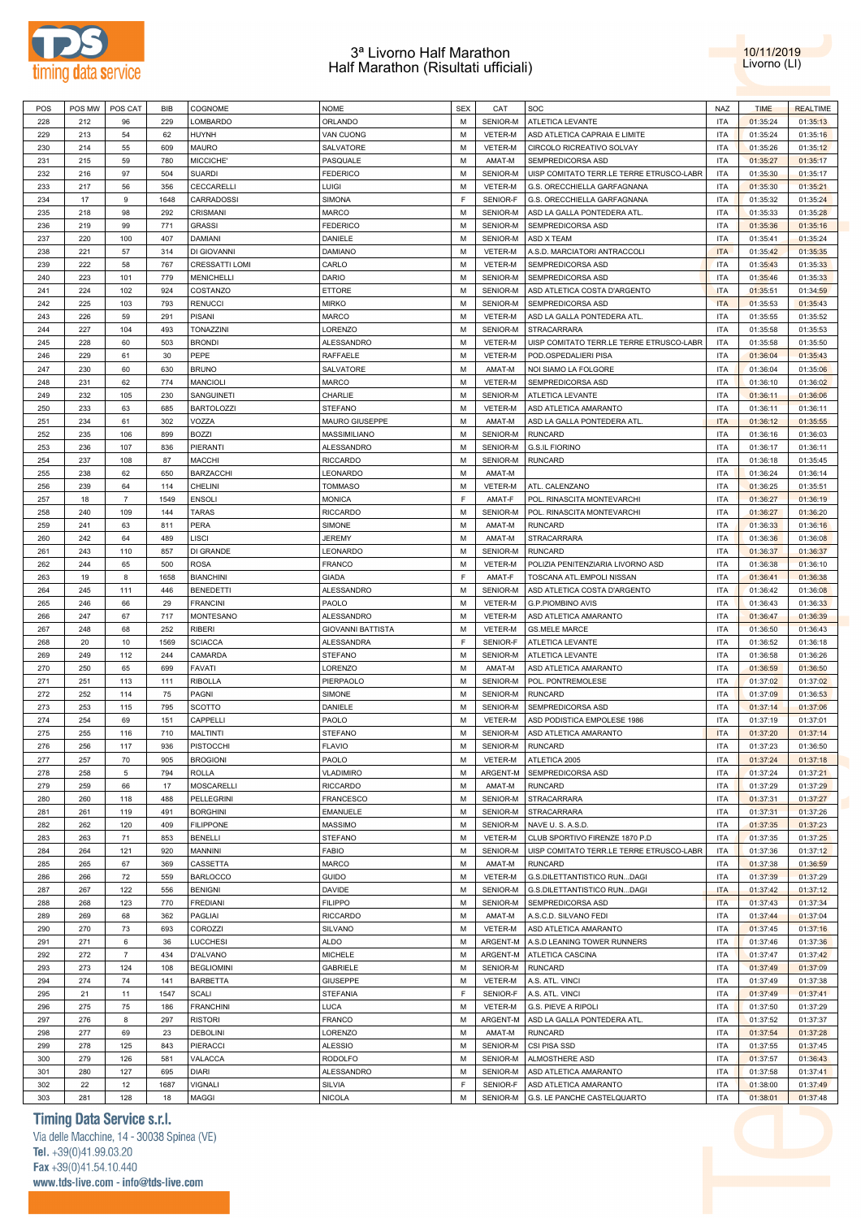# 3ª Livorno Half Marathon
## Half Marathon (Risultati ufficiali)

10/11/2019
Livorno (LI)

| POS | POS MW | POS CAT | BIB | COGNOME | NOME | SEX | CAT | SOC | NAZ | TIME | REALTIME |
|---|---|---|---|---|---|---|---|---|---|---|---|
| 228 | 212 | 96 | 229 | LOMBARDO | ORLANDO | M | SENIOR-M | ATLETICA LEVANTE | ITA | 01:35:24 | 01:35:13 |
| 229 | 213 | 54 | 62 | HUYNH | VAN CUONG | M | VETER-M | ASD ATLETICA CAPRAIA E LIMITE | ITA | 01:35:24 | 01:35:16 |
| 230 | 214 | 55 | 609 | MAURO | SALVATORE | M | VETER-M | CIRCOLO RICREATIVO SOLVAY | ITA | 01:35:26 | 01:35:12 |
| 231 | 215 | 59 | 780 | MICCICHE' | PASQUALE | M | AMAT-M | SEMPREDICORSA ASD | ITA | 01:35:27 | 01:35:17 |
| 232 | 216 | 97 | 504 | SUARDI | FEDERICO | M | SENIOR-M | UISP COMITATO TERR.LE TERRE ETRUSCO-LABR | ITA | 01:35:30 | 01:35:17 |
| 233 | 217 | 56 | 356 | CECCARELLI | LUIGI | M | VETER-M | G.S. ORECCHIELLA GARFAGNANA | ITA | 01:35:30 | 01:35:21 |
| 234 | 17 | 9 | 1648 | CARRADOSSI | SIMONA | F | SENIOR-F | G.S. ORECCHIELLA GARFAGNANA | ITA | 01:35:32 | 01:35:24 |
| 235 | 218 | 98 | 292 | CRISMANI | MARCO | M | SENIOR-M | ASD LA GALLA PONTEDERA ATL. | ITA | 01:35:33 | 01:35:28 |
| 236 | 219 | 99 | 771 | GRASSI | FEDERICO | M | SENIOR-M | SEMPREDICORSA ASD | ITA | 01:35:36 | 01:35:16 |
| 237 | 220 | 100 | 407 | DAMIANI | DANIELE | M | SENIOR-M | ASD X TEAM | ITA | 01:35:41 | 01:35:24 |
| 238 | 221 | 57 | 314 | DI GIOVANNI | DAMIANO | M | VETER-M | A.S.D. MARCIATORI ANTRACCOLI | ITA | 01:35:42 | 01:35:35 |
| 239 | 222 | 58 | 767 | CRESSATTI LOMI | CARLO | M | VETER-M | SEMPREDICORSA ASD | ITA | 01:35:43 | 01:35:33 |
| 240 | 223 | 101 | 779 | MENICHELLI | DARIO | M | SENIOR-M | SEMPREDICORSA ASD | ITA | 01:35:46 | 01:35:33 |
| 241 | 224 | 102 | 924 | COSTANZO | ETTORE | M | SENIOR-M | ASD ATLETICA COSTA D'ARGENTO | ITA | 01:35:51 | 01:34:59 |
| 242 | 225 | 103 | 793 | RENUCCI | MIRKO | M | SENIOR-M | SEMPREDICORSA ASD | ITA | 01:35:53 | 01:35:43 |
| 243 | 226 | 59 | 291 | PISANI | MARCO | M | VETER-M | ASD LA GALLA PONTEDERA ATL. | ITA | 01:35:55 | 01:35:52 |
| 244 | 227 | 104 | 493 | TONAZZINI | LORENZO | M | SENIOR-M | STRACARRARA | ITA | 01:35:58 | 01:35:53 |
| 245 | 228 | 60 | 503 | BRONDI | ALESSANDRO | M | VETER-M | UISP COMITATO TERR.LE TERRE ETRUSCO-LABR | ITA | 01:35:58 | 01:35:50 |
| 246 | 229 | 61 | 30 | PEPE | RAFFAELE | M | VETER-M | POD.OSPEDALIERI PISA | ITA | 01:36:04 | 01:35:43 |
| 247 | 230 | 60 | 630 | BRUNO | SALVATORE | M | AMAT-M | NOI SIAMO LA FOLGORE | ITA | 01:36:04 | 01:35:06 |
| 248 | 231 | 62 | 774 | MANCIOLI | MARCO | M | VETER-M | SEMPREDICORSA ASD | ITA | 01:36:10 | 01:36:02 |
| 249 | 232 | 105 | 230 | SANGUINETI | CHARLIE | M | SENIOR-M | ATLETICA LEVANTE | ITA | 01:36:11 | 01:36:06 |
| 250 | 233 | 63 | 685 | BARTOLOZZI | STEFANO | M | VETER-M | ASD ATLETICA AMARANTO | ITA | 01:36:11 | 01:36:11 |
| 251 | 234 | 61 | 302 | VOZZA | MAURO GIUSEPPE | M | AMAT-M | ASD LA GALLA PONTEDERA ATL. | ITA | 01:36:12 | 01:35:55 |
| 252 | 235 | 106 | 899 | BOZZI | MASSIMILIANO | M | SENIOR-M | RUNCARD | ITA | 01:36:16 | 01:36:03 |
| 253 | 236 | 107 | 836 | PIERANTI | ALESSANDRO | M | SENIOR-M | G.S.IL FIORINO | ITA | 01:36:17 | 01:36:11 |
| 254 | 237 | 108 | 87 | MACCHI | RICCARDO | M | SENIOR-M | RUNCARD | ITA | 01:36:18 | 01:35:45 |
| 255 | 238 | 62 | 650 | BARZACCHI | LEONARDO | M | AMAT-M | | ITA | 01:36:24 | 01:36:14 |
| 256 | 239 | 64 | 114 | CHELINI | TOMMASO | M | VETER-M | ATL. CALENZANO | ITA | 01:36:25 | 01:35:51 |
| 257 | 18 | 7 | 1549 | ENSOLI | MONICA | F | AMAT-F | POL. RINASCITA MONTEVARCHI | ITA | 01:36:27 | 01:36:19 |
| 258 | 240 | 109 | 144 | TARAS | RICCARDO | M | SENIOR-M | POL. RINASCITA MONTEVARCHI | ITA | 01:36:27 | 01:36:20 |
| 259 | 241 | 63 | 811 | PERA | SIMONE | M | AMAT-M | RUNCARD | ITA | 01:36:33 | 01:36:16 |
| 260 | 242 | 64 | 489 | LISCI | JEREMY | M | AMAT-M | STRACARRARA | ITA | 01:36:36 | 01:36:08 |
| 261 | 243 | 110 | 857 | DI GRANDE | LEONARDO | M | SENIOR-M | RUNCARD | ITA | 01:36:37 | 01:36:37 |
| 262 | 244 | 65 | 500 | ROSA | FRANCO | M | VETER-M | POLIZIA PENITENZIARIA LIVORNO ASD | ITA | 01:36:38 | 01:36:10 |
| 263 | 19 | 8 | 1658 | BIANCHINI | GIADA | F | AMAT-F | TOSCANA ATL.EMPOLI NISSAN | ITA | 01:36:41 | 01:36:38 |
| 264 | 245 | 111 | 446 | BENEDETTI | ALESSANDRO | M | SENIOR-M | ASD ATLETICA COSTA D'ARGENTO | ITA | 01:36:42 | 01:36:08 |
| 265 | 246 | 66 | 29 | FRANCINI | PAOLO | M | VETER-M | G.P.PIOMBINO AVIS | ITA | 01:36:43 | 01:36:33 |
| 266 | 247 | 67 | 717 | MONTESANO | ALESSANDRO | M | VETER-M | ASD ATLETICA AMARANTO | ITA | 01:36:47 | 01:36:39 |
| 267 | 248 | 68 | 252 | RIBERI | GIOVANNI BATTISTA | M | VETER-M | GS.MELE MARCE | ITA | 01:36:50 | 01:36:43 |
| 268 | 20 | 10 | 1569 | SCIACCA | ALESSANDRA | F | SENIOR-F | ATLETICA LEVANTE | ITA | 01:36:52 | 01:36:18 |
| 269 | 249 | 112 | 244 | CAMARDA | STEFANO | M | SENIOR-M | ATLETICA LEVANTE | ITA | 01:36:58 | 01:36:26 |
| 270 | 250 | 65 | 699 | FAVATI | LORENZO | M | AMAT-M | ASD ATLETICA AMARANTO | ITA | 01:36:59 | 01:36:50 |
| 271 | 251 | 113 | 111 | RIBOLLA | PIERPAOLO | M | SENIOR-M | POL. PONTREMOLESE | ITA | 01:37:02 | 01:37:02 |
| 272 | 252 | 114 | 75 | PAGNI | SIMONE | M | SENIOR-M | RUNCARD | ITA | 01:37:09 | 01:36:53 |
| 273 | 253 | 115 | 795 | SCOTTO | DANIELE | M | SENIOR-M | SEMPREDICORSA ASD | ITA | 01:37:14 | 01:37:06 |
| 274 | 254 | 69 | 151 | CAPPELLI | PAOLO | M | VETER-M | ASD PODISTICA EMPOLESE 1986 | ITA | 01:37:19 | 01:37:01 |
| 275 | 255 | 116 | 710 | MALTINTI | STEFANO | M | SENIOR-M | ASD ATLETICA AMARANTO | ITA | 01:37:20 | 01:37:14 |
| 276 | 256 | 117 | 936 | PISTOCCHI | FLAVIO | M | SENIOR-M | RUNCARD | ITA | 01:37:23 | 01:36:50 |
| 277 | 257 | 70 | 905 | BROGIONI | PAOLO | M | VETER-M | ATLETICA 2005 | ITA | 01:37:24 | 01:37:18 |
| 278 | 258 | 5 | 794 | ROLLA | VLADIMIRO | M | ARGENT-M | SEMPREDICORSA ASD | ITA | 01:37:24 | 01:37:21 |
| 279 | 259 | 66 | 17 | MOSCARELLI | RICCARDO | M | AMAT-M | RUNCARD | ITA | 01:37:29 | 01:37:29 |
| 280 | 260 | 118 | 488 | PELLEGRINI | FRANCESCO | M | SENIOR-M | STRACARRARA | ITA | 01:37:31 | 01:37:27 |
| 281 | 261 | 119 | 491 | BORGHINI | EMANUELE | M | SENIOR-M | STRACARRARA | ITA | 01:37:31 | 01:37:26 |
| 282 | 262 | 120 | 409 | FILIPPONE | MASSIMO | M | SENIOR-M | NAVE U. S. A.S.D. | ITA | 01:37:35 | 01:37:23 |
| 283 | 263 | 71 | 853 | BENELLI | STEFANO | M | VETER-M | CLUB SPORTIVO FIRENZE 1870 P.D | ITA | 01:37:35 | 01:37:25 |
| 284 | 264 | 121 | 920 | MANNINI | FABIO | M | SENIOR-M | UISP COMITATO TERR.LE TERRE ETRUSCO-LABR | ITA | 01:37:36 | 01:37:12 |
| 285 | 265 | 67 | 369 | CASSETTA | MARCO | M | AMAT-M | RUNCARD | ITA | 01:37:38 | 01:36:59 |
| 286 | 266 | 72 | 559 | BARLOCCO | GUIDO | M | VETER-M | G.S.DILETTANTISTICO RUN...DAGI | ITA | 01:37:39 | 01:37:29 |
| 287 | 267 | 122 | 556 | BENIGNI | DAVIDE | M | SENIOR-M | G.S.DILETTANTISTICO RUN...DAGI | ITA | 01:37:42 | 01:37:12 |
| 288 | 268 | 123 | 770 | FREDIANI | FILIPPO | M | SENIOR-M | SEMPREDICORSA ASD | ITA | 01:37:43 | 01:37:34 |
| 289 | 269 | 68 | 362 | PAGLIAI | RICCARDO | M | AMAT-M | A.S.C.D. SILVANO FEDI | ITA | 01:37:44 | 01:37:04 |
| 290 | 270 | 73 | 693 | COROZZI | SILVANO | M | VETER-M | ASD ATLETICA AMARANTO | ITA | 01:37:45 | 01:37:16 |
| 291 | 271 | 6 | 36 | LUCCHESI | ALDO | M | ARGENT-M | A.S.D LEANING TOWER RUNNERS | ITA | 01:37:46 | 01:37:36 |
| 292 | 272 | 7 | 434 | D'ALVANO | MICHELE | M | ARGENT-M | ATLETICA CASCINA | ITA | 01:37:47 | 01:37:42 |
| 293 | 273 | 124 | 108 | BEGLIOMINI | GABRIELE | M | SENIOR-M | RUNCARD | ITA | 01:37:49 | 01:37:09 |
| 294 | 274 | 74 | 141 | BARBETTA | GIUSEPPE | M | VETER-M | A.S. ATL. VINCI | ITA | 01:37:49 | 01:37:38 |
| 295 | 21 | 11 | 1547 | SCALI | STEFANIA | F | SENIOR-F | A.S. ATL. VINCI | ITA | 01:37:49 | 01:37:41 |
| 296 | 275 | 75 | 186 | FRANCHINI | LUCA | M | VETER-M | G.S. PIEVE A RIPOLI | ITA | 01:37:50 | 01:37:29 |
| 297 | 276 | 8 | 297 | RISTORI | FRANCO | M | ARGENT-M | ASD LA GALLA PONTEDERA ATL. | ITA | 01:37:52 | 01:37:37 |
| 298 | 277 | 69 | 23 | DEBOLINI | LORENZO | M | AMAT-M | RUNCARD | ITA | 01:37:54 | 01:37:28 |
| 299 | 278 | 125 | 843 | PIERACCI | ALESSIO | M | SENIOR-M | CSI PISA SSD | ITA | 01:37:55 | 01:37:45 |
| 300 | 279 | 126 | 581 | VALACCA | RODOLFO | M | SENIOR-M | ALMOSTHERE ASD | ITA | 01:37:57 | 01:36:43 |
| 301 | 280 | 127 | 695 | DIARI | ALESSANDRO | M | SENIOR-M | ASD ATLETICA AMARANTO | ITA | 01:37:58 | 01:37:41 |
| 302 | 22 | 12 | 1687 | VIGNALI | SILVIA | F | SENIOR-F | ASD ATLETICA AMARANTO | ITA | 01:38:00 | 01:37:49 |
| 303 | 281 | 128 | 18 | MAGGI | NICOLA | M | SENIOR-M | G.S. LE PANCHE CASTELQUARTO | ITA | 01:38:01 | 01:37:48 |

**Timing Data Service s.r.l.**
Via delle Macchine, 14 - 30038 Spinea (VE)
Tel. +39(0)41.99.03.20
Fax +39(0)41.54.10.440
www.tds-live.com - info@tds-live.com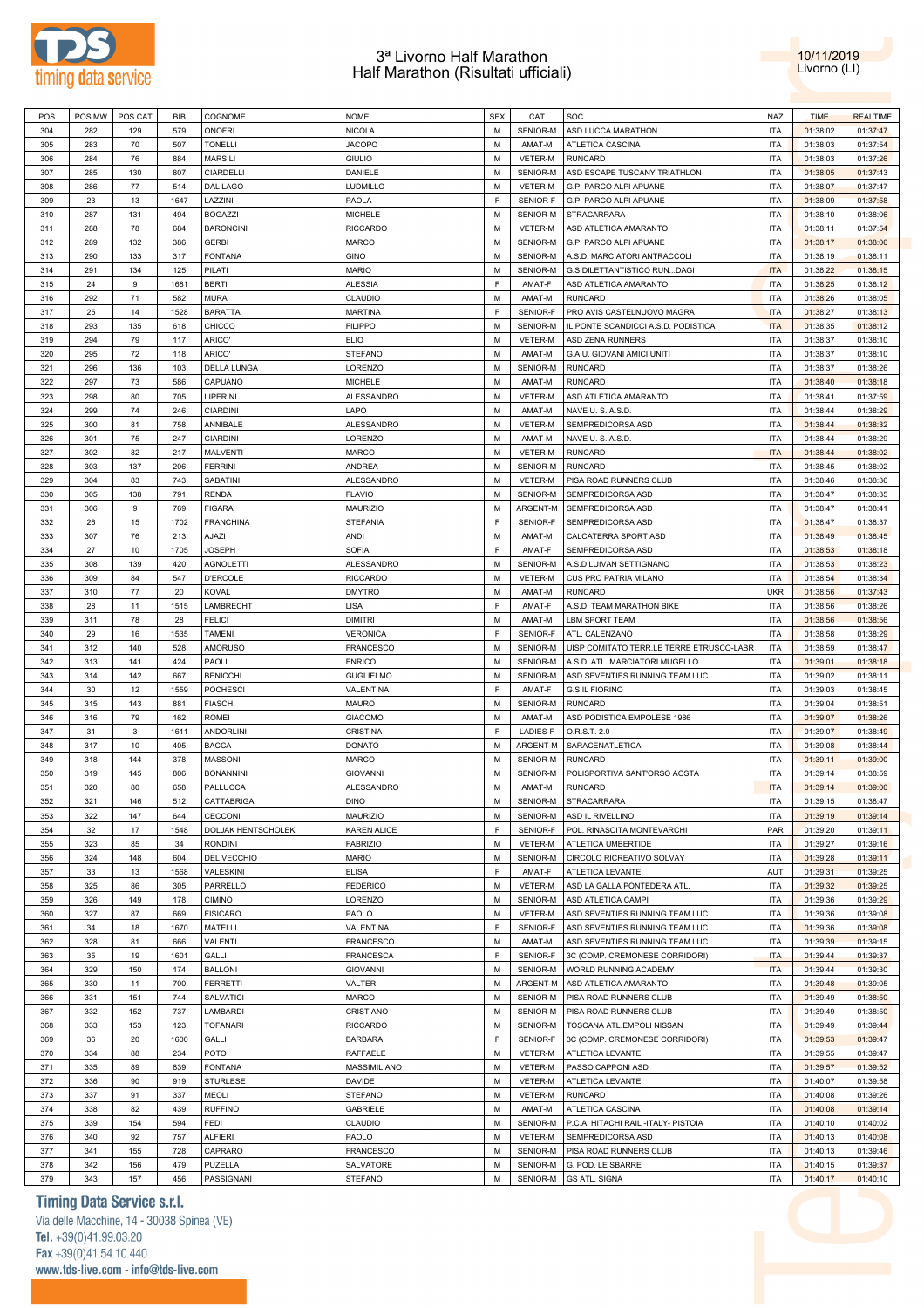# 3ª Livorno Half Marathon
## Half Marathon (Risultati ufficiali)

10/11/2019
Livorno (LI)

| POS | POS MW | POS CAT | BIB | COGNOME | NOME | SEX | CAT | SOC | NAZ | TIME | REALTIME |
|---|---|---|---|---|---|---|---|---|---|---|---|
| 304 | 282 | 129 | 579 | ONOFRI | NICOLA | M | SENIOR-M | ASD LUCCA MARATHON | ITA | 01:38:02 | 01:37:47 |
| 305 | 283 | 70 | 507 | TONELLI | JACOPO | M | AMAT-M | ATLETICA CASCINA | ITA | 01:38:03 | 01:37:54 |
| 306 | 284 | 76 | 884 | MARSILI | GIULIO | M | VETER-M | RUNCARD | ITA | 01:38:03 | 01:37:26 |
| 307 | 285 | 130 | 807 | CIARDELLI | DANIELE | M | SENIOR-M | ASD ESCAPE TUSCANY TRIATHLON | ITA | 01:38:05 | 01:37:43 |
| 308 | 286 | 77 | 514 | DAL LAGO | LUDMILLO | M | VETER-M | G.P. PARCO ALPI APUANE | ITA | 01:38:07 | 01:37:47 |
| 309 | 23 | 13 | 1647 | LAZZINI | PAOLA | F | SENIOR-F | G.P. PARCO ALPI APUANE | ITA | 01:38:09 | 01:37:58 |
| 310 | 287 | 131 | 494 | BOGAZZI | MICHELE | M | SENIOR-M | STRACARRARA | ITA | 01:38:10 | 01:38:06 |
| 311 | 288 | 78 | 684 | BARONCINI | RICCARDO | M | VETER-M | ASD ATLETICA AMARANTO | ITA | 01:38:11 | 01:37:54 |
| 312 | 289 | 132 | 386 | GERBI | MARCO | M | SENIOR-M | G.P. PARCO ALPI APUANE | ITA | 01:38:17 | 01:38:06 |
| 313 | 290 | 133 | 317 | FONTANA | GINO | M | SENIOR-M | A.S.D. MARCIATORI ANTRACCOLI | ITA | 01:38:19 | 01:38:11 |
| 314 | 291 | 134 | 125 | PILATI | MARIO | M | SENIOR-M | G.S.DILETTANTISTICO RUN...DAGI | ITA | 01:38:22 | 01:38:15 |
| 315 | 24 | 9 | 1681 | BERTI | ALESSIA | F | AMAT-F | ASD ATLETICA AMARANTO | ITA | 01:38:25 | 01:38:12 |
| 316 | 292 | 71 | 582 | MURA | CLAUDIO | M | AMAT-M | RUNCARD | ITA | 01:38:26 | 01:38:05 |
| 317 | 25 | 14 | 1528 | BARATTA | MARTINA | F | SENIOR-F | PRO AVIS CASTELNUOVO MAGRA | ITA | 01:38:27 | 01:38:13 |
| 318 | 293 | 135 | 618 | CHICCO | FILIPPO | M | SENIOR-M | IL PONTE SCANDICCI A.S.D. PODISTICA | ITA | 01:38:35 | 01:38:12 |
| 319 | 294 | 79 | 117 | ARICO' | ELIO | M | VETER-M | ASD ZENA RUNNERS | ITA | 01:38:37 | 01:38:10 |
| 320 | 295 | 72 | 118 | ARICO' | STEFANO | M | AMAT-M | G.A.U. GIOVANI AMICI UNITI | ITA | 01:38:37 | 01:38:10 |
| 321 | 296 | 136 | 103 | DELLA LUNGA | LORENZO | M | SENIOR-M | RUNCARD | ITA | 01:38:37 | 01:38:26 |
| 322 | 297 | 73 | 586 | CAPUANO | MICHELE | M | AMAT-M | RUNCARD | ITA | 01:38:40 | 01:38:18 |
| 323 | 298 | 80 | 705 | LIPERINI | ALESSANDRO | M | VETER-M | ASD ATLETICA AMARANTO | ITA | 01:38:41 | 01:37:59 |
| 324 | 299 | 74 | 246 | CIARDINI | LAPO | M | AMAT-M | NAVE U. S. A.S.D. | ITA | 01:38:44 | 01:38:29 |
| 325 | 300 | 81 | 758 | ANNIBALE | ALESSANDRO | M | VETER-M | SEMPREDICORSA ASD | ITA | 01:38:44 | 01:38:32 |
| 326 | 301 | 75 | 247 | CIARDINI | LORENZO | M | AMAT-M | NAVE U. S. A.S.D. | ITA | 01:38:44 | 01:38:29 |
| 327 | 302 | 82 | 217 | MALVENTI | MARCO | M | VETER-M | RUNCARD | ITA | 01:38:44 | 01:38:02 |
| 328 | 303 | 137 | 206 | FERRINI | ANDREA | M | SENIOR-M | RUNCARD | ITA | 01:38:45 | 01:38:02 |
| 329 | 304 | 83 | 743 | SABATINI | ALESSANDRO | M | VETER-M | PISA ROAD RUNNERS CLUB | ITA | 01:38:46 | 01:38:36 |
| 330 | 305 | 138 | 791 | RENDA | FLAVIO | M | SENIOR-M | SEMPREDICORSA ASD | ITA | 01:38:47 | 01:38:35 |
| 331 | 306 | 9 | 769 | FIGARA | MAURIZIO | M | ARGENT-M | SEMPREDICORSA ASD | ITA | 01:38:47 | 01:38:41 |
| 332 | 26 | 15 | 1702 | FRANCHINA | STEFANIA | F | SENIOR-F | SEMPREDICORSA ASD | ITA | 01:38:47 | 01:38:37 |
| 333 | 307 | 76 | 213 | AJAZI | ANDI | M | AMAT-M | CALCATERRA SPORT ASD | ITA | 01:38:49 | 01:38:45 |
| 334 | 27 | 10 | 1705 | JOSEPH | SOFIA | F | AMAT-F | SEMPREDICORSA ASD | ITA | 01:38:53 | 01:38:18 |
| 335 | 308 | 139 | 420 | AGNOLETTI | ALESSANDRO | M | SENIOR-M | A.S.D LUIVAN SETTIGNANO | ITA | 01:38:53 | 01:38:23 |
| 336 | 309 | 84 | 547 | D'ERCOLE | RICCARDO | M | VETER-M | CUS PRO PATRIA MILANO | ITA | 01:38:54 | 01:38:34 |
| 337 | 310 | 77 | 20 | KOVAL | DMYTRO | M | AMAT-M | RUNCARD | UKR | 01:38:56 | 01:37:43 |
| 338 | 28 | 11 | 1515 | LAMBRECHT | LISA | F | AMAT-F | A.S.D. TEAM MARATHON BIKE | ITA | 01:38:56 | 01:38:26 |
| 339 | 311 | 78 | 28 | FELICI | DIMITRI | M | AMAT-M | LBM SPORT TEAM | ITA | 01:38:56 | 01:38:56 |
| 340 | 29 | 16 | 1535 | TAMENI | VERONICA | F | SENIOR-F | ATL. CALENZANO | ITA | 01:38:58 | 01:38:29 |
| 341 | 312 | 140 | 528 | AMORUSO | FRANCESCO | M | SENIOR-M | UISP COMITATO TERR.LE TERRE ETRUSCO-LABR | ITA | 01:38:59 | 01:38:47 |
| 342 | 313 | 141 | 424 | PAOLI | ENRICO | M | SENIOR-M | A.S.D. ATL. MARCIATORI MUGELLO | ITA | 01:39:01 | 01:38:18 |
| 343 | 314 | 142 | 667 | BENICCHI | GUGLIELMO | M | SENIOR-M | ASD SEVENTIES RUNNING TEAM LUC | ITA | 01:39:02 | 01:38:11 |
| 344 | 30 | 12 | 1559 | POCHESCI | VALENTINA | F | AMAT-F | G.S.IL FIORINO | ITA | 01:39:03 | 01:38:45 |
| 345 | 315 | 143 | 881 | FIASCHI | MAURO | M | SENIOR-M | RUNCARD | ITA | 01:39:04 | 01:38:51 |
| 346 | 316 | 79 | 162 | ROMEI | GIACOMO | M | AMAT-M | ASD PODISTICA EMPOLESE 1986 | ITA | 01:39:07 | 01:38:26 |
| 347 | 31 | 3 | 1611 | ANDORLINI | CRISTINA | F | LADIES-F | O.R.S.T. 2.0 | ITA | 01:39:07 | 01:38:49 |
| 348 | 317 | 10 | 405 | BACCA | DONATO | M | ARGENT-M | SARACENATLETICA | ITA | 01:39:08 | 01:38:44 |
| 349 | 318 | 144 | 378 | MASSONI | MARCO | M | SENIOR-M | RUNCARD | ITA | 01:39:11 | 01:39:00 |
| 350 | 319 | 145 | 806 | BONANNINI | GIOVANNI | M | SENIOR-M | POLISPORTIVA SANT'ORSO AOSTA | ITA | 01:39:14 | 01:38:59 |
| 351 | 320 | 80 | 658 | PALLUCCA | ALESSANDRO | M | AMAT-M | RUNCARD | ITA | 01:39:14 | 01:39:00 |
| 352 | 321 | 146 | 512 | CATTABRIGA | DINO | M | SENIOR-M | STRACARRARA | ITA | 01:39:15 | 01:38:47 |
| 353 | 322 | 147 | 644 | CECCONI | MAURIZIO | M | SENIOR-M | ASD IL RIVELLINO | ITA | 01:39:19 | 01:39:14 |
| 354 | 32 | 17 | 1548 | DOLJAK HENTSCHOLEK | KAREN ALICE | F | SENIOR-F | POL. RINASCITA MONTEVARCHI | PAR | 01:39:20 | 01:39:11 |
| 355 | 323 | 85 | 34 | RONDINI | FABRIZIO | M | VETER-M | ATLETICA UMBERTIDE | ITA | 01:39:27 | 01:39:16 |
| 356 | 324 | 148 | 604 | DEL VECCHIO | MARIO | M | SENIOR-M | CIRCOLO RICREATIVO SOLVAY | ITA | 01:39:28 | 01:39:11 |
| 357 | 33 | 13 | 1568 | VALESKINI | ELISA | F | AMAT-F | ATLETICA LEVANTE | AUT | 01:39:31 | 01:39:25 |
| 358 | 325 | 86 | 305 | PARRELLO | FEDERICO | M | VETER-M | ASD LA GALLA PONTEDERA ATL. | ITA | 01:39:32 | 01:39:25 |
| 359 | 326 | 149 | 178 | CIMINO | LORENZO | M | SENIOR-M | ASD ATLETICA CAMPI | ITA | 01:39:36 | 01:39:29 |
| 360 | 327 | 87 | 669 | FISICARO | PAOLO | M | VETER-M | ASD SEVENTIES RUNNING TEAM LUC | ITA | 01:39:36 | 01:39:08 |
| 361 | 34 | 18 | 1670 | MATELLI | VALENTINA | F | SENIOR-F | ASD SEVENTIES RUNNING TEAM LUC | ITA | 01:39:36 | 01:39:08 |
| 362 | 328 | 81 | 666 | VALENTI | FRANCESCO | M | AMAT-M | ASD SEVENTIES RUNNING TEAM LUC | ITA | 01:39:39 | 01:39:15 |
| 363 | 35 | 19 | 1601 | GALLI | FRANCESCA | F | SENIOR-F | 3C (COMP. CREMONESE CORRIDORI) | ITA | 01:39:44 | 01:39:37 |
| 364 | 329 | 150 | 174 | BALLONI | GIOVANNI | M | SENIOR-M | WORLD RUNNING ACADEMY | ITA | 01:39:44 | 01:39:30 |
| 365 | 330 | 11 | 700 | FERRETTI | VALTER | M | ARGENT-M | ASD ATLETICA AMARANTO | ITA | 01:39:48 | 01:39:05 |
| 366 | 331 | 151 | 744 | SALVATICI | MARCO | M | SENIOR-M | PISA ROAD RUNNERS CLUB | ITA | 01:39:49 | 01:38:50 |
| 367 | 332 | 152 | 737 | LAMBARDI | CRISTIANO | M | SENIOR-M | PISA ROAD RUNNERS CLUB | ITA | 01:39:49 | 01:38:50 |
| 368 | 333 | 153 | 123 | TOFANARI | RICCARDO | M | SENIOR-M | TOSCANA ATL.EMPOLI NISSAN | ITA | 01:39:49 | 01:39:44 |
| 369 | 36 | 20 | 1600 | GALLI | BARBARA | F | SENIOR-F | 3C (COMP. CREMONESE CORRIDORI) | ITA | 01:39:53 | 01:39:47 |
| 370 | 334 | 88 | 234 | POTO | RAFFAELE | M | VETER-M | ATLETICA LEVANTE | ITA | 01:39:55 | 01:39:47 |
| 371 | 335 | 89 | 839 | FONTANA | MASSIMILIANO | M | VETER-M | PASSO CAPPONI ASD | ITA | 01:39:57 | 01:39:52 |
| 372 | 336 | 90 | 919 | STURLESE | DAVIDE | M | VETER-M | ATLETICA LEVANTE | ITA | 01:40:07 | 01:39:58 |
| 373 | 337 | 91 | 337 | MEOLI | STEFANO | M | VETER-M | RUNCARD | ITA | 01:40:08 | 01:39:26 |
| 374 | 338 | 82 | 439 | RUFFINO | GABRIELE | M | AMAT-M | ATLETICA CASCINA | ITA | 01:40:08 | 01:39:14 |
| 375 | 339 | 154 | 594 | FEDI | CLAUDIO | M | SENIOR-M | P.C.A. HITACHI RAIL -ITALY- PISTOIA | ITA | 01:40:10 | 01:40:02 |
| 376 | 340 | 92 | 757 | ALFIERI | PAOLO | M | VETER-M | SEMPREDICORSA ASD | ITA | 01:40:13 | 01:40:08 |
| 377 | 341 | 155 | 728 | CAPRARO | FRANCESCO | M | SENIOR-M | PISA ROAD RUNNERS CLUB | ITA | 01:40:13 | 01:39:46 |
| 378 | 342 | 156 | 479 | PUZELLA | SALVATORE | M | SENIOR-M | G. POD. LE SBARRE | ITA | 01:40:15 | 01:39:37 |
| 379 | 343 | 157 | 456 | PASSIGNANI | STEFANO | M | SENIOR-M | GS ATL. SIGNA | ITA | 01:40:17 | 01:40:10 |

**Timing Data Service s.r.l.**
Via delle Macchine, 14 - 30038 Spinea (VE)
Tel. +39(0)41.99.03.20
Fax +39(0)41.54.10.440
www.tds-live.com - info@tds-live.com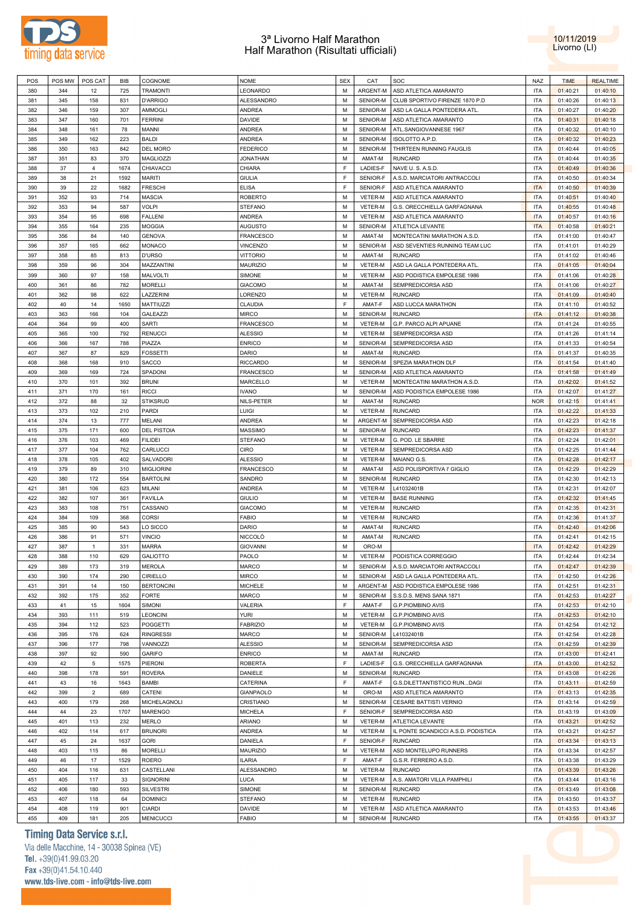# 3ª Livorno Half Marathon
## Half Marathon (Risultati ufficiali)

10/11/2019
Livorno (LI)

| POS | POS MW | POS CAT | BIB | COGNOME | NOME | SEX | CAT | SOC | NAZ | TIME | REALTIME |
|---|---|---|---|---|---|---|---|---|---|---|---|
| 380 | 344 | 12 | 725 | TRAMONTI | LEONARDO | M | ARGENT-M | ASD ATLETICA AMARANTO | ITA | 01:40:21 | 01:40:10 |
| 381 | 345 | 158 | 831 | D'ARRIGO | ALESSANDRO | M | SENIOR-M | CLUB SPORTIVO FIRENZE 1870 P.D | ITA | 01:40:26 | 01:40:13 |
| 382 | 346 | 159 | 307 | AMMOGLI | ANDREA | M | SENIOR-M | ASD LA GALLA PONTEDERA ATL. | ITA | 01:40:27 | 01:40:20 |
| 383 | 347 | 160 | 701 | FERRINI | DAVIDE | M | SENIOR-M | ASD ATLETICA AMARANTO | ITA | 01:40:31 | 01:40:18 |
| 384 | 348 | 161 | 78 | MANNI | ANDREA | M | SENIOR-M | ATL.SANGIOVANNESE 1967 | ITA | 01:40:32 | 01:40:10 |
| 385 | 349 | 162 | 223 | BALDI | ANDREA | M | SENIOR-M | ISOLOTTO A.P.D. | ITA | 01:40:32 | 01:40:23 |
| 386 | 350 | 163 | 842 | DEL MORO | FEDERICO | M | SENIOR-M | THIRTEEN RUNNING FAUGLIS | ITA | 01:40:44 | 01:40:05 |
| 387 | 351 | 83 | 370 | MAGLIOZZI | JONATHAN | M | AMAT-M | RUNCARD | ITA | 01:40:44 | 01:40:35 |
| 388 | 37 | 4 | 1674 | CHIAVACCI | CHIARA | F | LADIES-F | NAVE U. S. A.S.D. | ITA | 01:40:49 | 01:40:36 |
| 389 | 38 | 21 | 1592 | MARITI | GIULIA | F | SENIOR-F | A.S.D. MARCIATORI ANTRACCOLI | ITA | 01:40:50 | 01:40:34 |
| 390 | 39 | 22 | 1682 | FRESCHI | ELISA | F | SENIOR-F | ASD ATLETICA AMARANTO | ITA | 01:40:50 | 01:40:39 |
| 391 | 352 | 93 | 714 | MASCIA | ROBERTO | M | VETER-M | ASD ATLETICA AMARANTO | ITA | 01:40:51 | 01:40:40 |
| 392 | 353 | 94 | 587 | VOLPI | STEFANO | M | VETER-M | G.S. ORECCHIELLA GARFAGNANA | ITA | 01:40:55 | 01:40:48 |
| 393 | 354 | 95 | 698 | FALLENI | ANDREA | M | VETER-M | ASD ATLETICA AMARANTO | ITA | 01:40:57 | 01:40:16 |
| 394 | 355 | 164 | 235 | MOGGIA | AUGUSTO | M | SENIOR-M | ATLETICA LEVANTE | ITA | 01:40:58 | 01:40:21 |
| 395 | 356 | 84 | 140 | GENOVA | FRANCESCO | M | AMAT-M | MONTECATINI MARATHON A.S.D. | ITA | 01:41:00 | 01:40:47 |
| 396 | 357 | 165 | 662 | MONACO | VINCENZO | M | SENIOR-M | ASD SEVENTIES RUNNING TEAM LUC | ITA | 01:41:01 | 01:40:29 |
| 397 | 358 | 85 | 813 | D'URSO | VITTORIO | M | AMAT-M | RUNCARD | ITA | 01:41:02 | 01:40:46 |
| 398 | 359 | 96 | 304 | MAZZANTINI | MAURIZIO | M | VETER-M | ASD LA GALLA PONTEDERA ATL. | ITA | 01:41:05 | 01:40:04 |
| 399 | 360 | 97 | 158 | MALVOLTI | SIMONE | M | VETER-M | ASD PODISTICA EMPOLESE 1986 | ITA | 01:41:06 | 01:40:28 |
| 400 | 361 | 86 | 782 | MORELLI | GIACOMO | M | AMAT-M | SEMPREDICORSA ASD | ITA | 01:41:06 | 01:40:27 |
| 401 | 362 | 98 | 622 | LAZZERINI | LORENZO | M | VETER-M | RUNCARD | ITA | 01:41:09 | 01:40:40 |
| 402 | 40 | 14 | 1650 | MATTIUZZI | CLAUDIA | F | AMAT-F | ASD LUCCA MARATHON | ITA | 01:41:10 | 01:40:52 |
| 403 | 363 | 166 | 104 | GALEAZZI | MIRCO | M | SENIOR-M | RUNCARD | ITA | 01:41:12 | 01:40:38 |
| 404 | 364 | 99 | 400 | SARTI | FRANCESCO | M | VETER-M | G.P. PARCO ALPI APUANE | ITA | 01:41:24 | 01:40:55 |
| 405 | 365 | 100 | 792 | RENUCCI | ALESSIO | M | VETER-M | SEMPREDICORSA ASD | ITA | 01:41:26 | 01:41:14 |
| 406 | 366 | 167 | 788 | PIAZZA | ENRICO | M | SENIOR-M | SEMPREDICORSA ASD | ITA | 01:41:33 | 01:40:54 |
| 407 | 367 | 87 | 829 | FOSSETTI | DARIO | M | AMAT-M | RUNCARD | ITA | 01:41:37 | 01:40:35 |
| 408 | 368 | 168 | 910 | SACCO | RICCARDO | M | SENIOR-M | SPEZIA MARATHON DLF | ITA | 01:41:54 | 01:41:40 |
| 409 | 369 | 169 | 724 | SPADONI | FRANCESCO | M | SENIOR-M | ASD ATLETICA AMARANTO | ITA | 01:41:58 | 01:41:49 |
| 410 | 370 | 101 | 392 | BRUNI | MARCELLO | M | VETER-M | MONTECATINI MARATHON A.S.D. | ITA | 01:42:02 | 01:41:52 |
| 411 | 371 | 170 | 161 | RICCI | IVANO | M | SENIOR-M | ASD PODISTICA EMPOLESE 1986 | ITA | 01:42:07 | 01:41:27 |
| 412 | 372 | 88 | 32 | STIKSRUD | NILS-PETER | M | AMAT-M | RUNCARD | NOR | 01:42:15 | 01:41:41 |
| 413 | 373 | 102 | 210 | PARDI | LUIGI | M | VETER-M | RUNCARD | ITA | 01:42:22 | 01:41:33 |
| 414 | 374 | 13 | 777 | MELANI | ANDREA | M | ARGENT-M | SEMPREDICORSA ASD | ITA | 01:42:23 | 01:42:18 |
| 415 | 375 | 171 | 600 | DEL PISTOIA | MASSIMO | M | SENIOR-M | RUNCARD | ITA | 01:42:23 | 01:41:37 |
| 416 | 376 | 103 | 469 | FILIDEI | STEFANO | M | VETER-M | G. POD. LE SBARRE | ITA | 01:42:24 | 01:42:01 |
| 417 | 377 | 104 | 762 | CARLUCCI | CIRO | M | VETER-M | SEMPREDICORSA ASD | ITA | 01:42:25 | 01:41:44 |
| 418 | 378 | 105 | 402 | SALVADORI | ALESSIO | M | VETER-M | MAIANO G.S. | ITA | 01:42:28 | 01:42:17 |
| 419 | 379 | 89 | 310 | MIGLIORINI | FRANCESCO | M | AMAT-M | ASD POLISPORTIVA I' GIGLIO | ITA | 01:42:29 | 01:42:29 |
| 420 | 380 | 172 | 554 | BARTOLINI | SANDRO | M | SENIOR-M | RUNCARD | ITA | 01:42:30 | 01:42:13 |
| 421 | 381 | 106 | 623 | MILANI | ANDREA | M | VETER-M | L41032401B | ITA | 01:42:31 | 01:42:07 |
| 422 | 382 | 107 | 361 | FAVILLA | GIULIO | M | VETER-M | BASE RUNNING | ITA | 01:42:32 | 01:41:45 |
| 423 | 383 | 108 | 751 | CASSANO | GIACOMO | M | VETER-M | RUNCARD | ITA | 01:42:35 | 01:42:31 |
| 424 | 384 | 109 | 368 | CORSI | FABIO | M | VETER-M | RUNCARD | ITA | 01:42:36 | 01:41:37 |
| 425 | 385 | 90 | 543 | LO SICCO | DARIO | M | AMAT-M | RUNCARD | ITA | 01:42:40 | 01:42:06 |
| 426 | 386 | 91 | 571 | VINCIO | NICCOLÒ | M | AMAT-M | RUNCARD | ITA | 01:42:41 | 01:42:15 |
| 427 | 387 | 1 | 331 | MARRA | GIOVANNI | M | ORO-M | | ITA | 01:42:42 | 01:42:29 |
| 428 | 388 | 110 | 629 | GALIOTTO | PAOLO | M | VETER-M | PODISTICA CORREGGIO | ITA | 01:42:44 | 01:42:34 |
| 429 | 389 | 173 | 319 | MEROLA | MARCO | M | SENIOR-M | A.S.D. MARCIATORI ANTRACCOLI | ITA | 01:42:47 | 01:42:39 |
| 430 | 390 | 174 | 290 | CIRIELLO | MIRCO | M | SENIOR-M | ASD LA GALLA PONTEDERA ATL. | ITA | 01:42:50 | 01:42:26 |
| 431 | 391 | 14 | 150 | BERTONCINI | MICHELE | M | ARGENT-M | ASD PODISTICA EMPOLESE 1986 | ITA | 01:42:51 | 01:42:31 |
| 432 | 392 | 175 | 352 | FORTE | MARCO | M | SENIOR-M | S.S.D.S. MENS SANA 1871 | ITA | 01:42:53 | 01:42:27 |
| 433 | 41 | 15 | 1604 | SIMONI | VALERIA | F | AMAT-F | G.P.PIOMBINO AVIS | ITA | 01:42:53 | 01:42:10 |
| 434 | 393 | 111 | 519 | LEONCINI | YURI | M | VETER-M | G.P.PIOMBINO AVIS | ITA | 01:42:53 | 01:42:10 |
| 435 | 394 | 112 | 523 | POGGETTI | FABRIZIO | M | VETER-M | G.P.PIOMBINO AVIS | ITA | 01:42:54 | 01:42:12 |
| 436 | 395 | 176 | 624 | RINGRESSI | MARCO | M | SENIOR-M | L41032401B | ITA | 01:42:54 | 01:42:28 |
| 437 | 396 | 177 | 798 | VANNOZZI | ALESSIO | M | SENIOR-M | SEMPREDICORSA ASD | ITA | 01:42:59 | 01:42:39 |
| 438 | 397 | 92 | 590 | GARIFO | ENRICO | M | AMAT-M | RUNCARD | ITA | 01:43:00 | 01:42:41 |
| 439 | 42 | 5 | 1575 | PIERONI | ROBERTA | F | LADIES-F | G.S. ORECCHIELLA GARFAGNANA | ITA | 01:43:00 | 01:42:52 |
| 440 | 398 | 178 | 591 | ROVERA | DANIELE | M | SENIOR-M | RUNCARD | ITA | 01:43:08 | 01:42:26 |
| 441 | 43 | 16 | 1643 | BAMBI | CATERINA | F | AMAT-F | G.S.DILETTANTISTICO RUN...DAGI | ITA | 01:43:11 | 01:42:59 |
| 442 | 399 | 2 | 689 | CATENI | GIANPAOLO | M | ORO-M | ASD ATLETICA AMARANTO | ITA | 01:43:13 | 01:42:35 |
| 443 | 400 | 179 | 268 | MICHELAGNOLI | CRISTIANO | M | SENIOR-M | CESARE BATTISTI VERNIO | ITA | 01:43:14 | 01:42:59 |
| 444 | 44 | 23 | 1707 | MARENGO | MICHELA | F | SENIOR-F | SEMPREDICORSA ASD | ITA | 01:43:19 | 01:43:09 |
| 445 | 401 | 113 | 232 | MERLO | ARIANO | M | VETER-M | ATLETICA LEVANTE | ITA | 01:43:21 | 01:42:52 |
| 446 | 402 | 114 | 617 | BRUNORI | ANDREA | M | VETER-M | IL PONTE SCANDICCI A.S.D. PODISTICA | ITA | 01:43:21 | 01:42:57 |
| 447 | 45 | 24 | 1637 | GORI | DANIELA | F | SENIOR-F | RUNCARD | ITA | 01:43:34 | 01:43:13 |
| 448 | 403 | 115 | 86 | MORELLI | MAURIZIO | M | VETER-M | ASD MONTELUPO RUNNERS | ITA | 01:43:34 | 01:42:57 |
| 449 | 46 | 17 | 1529 | ROERO | ILARIA | F | AMAT-F | G.S.R. FERRERO A.S.D. | ITA | 01:43:38 | 01:43:29 |
| 450 | 404 | 116 | 631 | CASTELLANI | ALESSANDRO | M | VETER-M | RUNCARD | ITA | 01:43:39 | 01:43:26 |
| 451 | 405 | 117 | 33 | SIGNORINI | LUCA | M | VETER-M | A.S. AMATORI VILLA PAMPHILI | ITA | 01:43:44 | 01:43:16 |
| 452 | 406 | 180 | 593 | SILVESTRI | SIMONE | M | SENIOR-M | RUNCARD | ITA | 01:43:49 | 01:43:08 |
| 453 | 407 | 118 | 64 | DOMINICI | STEFANO | M | VETER-M | RUNCARD | ITA | 01:43:50 | 01:43:37 |
| 454 | 408 | 119 | 901 | CIARDI | DAVIDE | M | VETER-M | ASD ATLETICA AMARANTO | ITA | 01:43:53 | 01:43:46 |
| 455 | 409 | 181 | 205 | MENICUCCI | FABIO | M | SENIOR-M | RUNCARD | ITA | 01:43:55 | 01:43:37 |

**Timing Data Service s.r.l.**
Via delle Macchine, 14 - 30038 Spinea (VE)
Tel. +39(0)41.99.03.20
Fax +39(0)41.54.10.440
www.tds-live.com - info@tds-live.com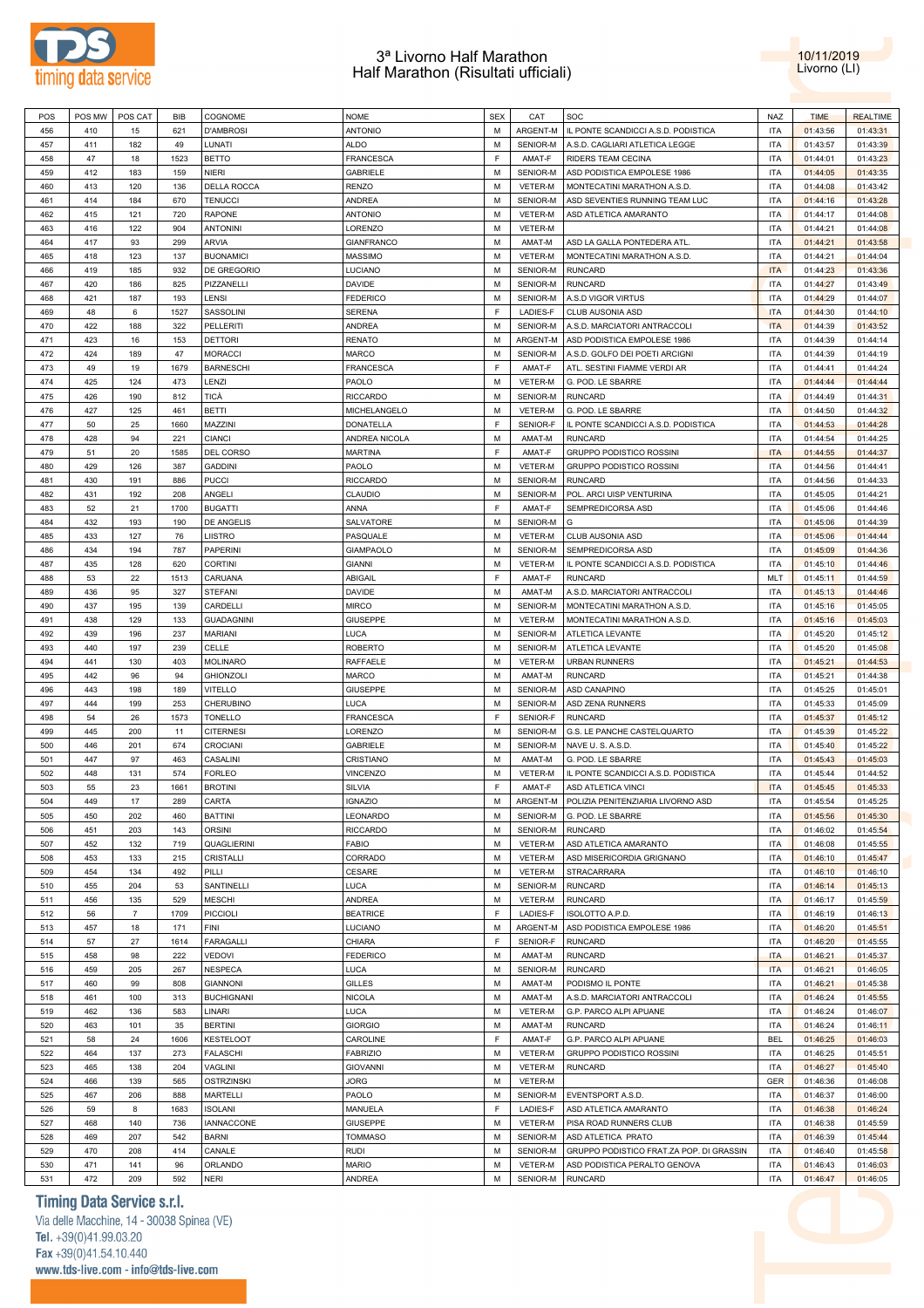# 3ª Livorno Half Marathon
## Half Marathon (Risultati ufficiali)

10/11/2019
Livorno (LI)

| POS | POS MW | POS CAT | BIB | COGNOME | NOME | SEX | CAT | SOC | NAZ | TIME | REALTIME |
|---|---|---|---|---|---|---|---|---|---|---|---|
| 456 | 410 | 15 | 621 | D'AMBROSI | ANTONIO | M | ARGENT-M | IL PONTE SCANDICCI A.S.D. PODISTICA | ITA | 01:43:56 | 01:43:31 |
| 457 | 411 | 182 | 49 | LUNATI | ALDO | M | SENIOR-M | A.S.D. CAGLIARI ATLETICA LEGGE | ITA | 01:43:57 | 01:43:39 |
| 458 | 47 | 18 | 1523 | BETTO | FRANCESCA | F | AMAT-F | RIDERS TEAM CECINA | ITA | 01:44:01 | 01:43:23 |
| 459 | 412 | 183 | 159 | NIERI | GABRIELE | M | SENIOR-M | ASD PODISTICA EMPOLESE 1986 | ITA | 01:44:05 | 01:43:35 |
| 460 | 413 | 120 | 136 | DELLA ROCCA | RENZO | M | VETER-M | MONTECATINI MARATHON A.S.D. | ITA | 01:44:08 | 01:43:42 |
| 461 | 414 | 184 | 670 | TENUCCI | ANDREA | M | SENIOR-M | ASD SEVENTIES RUNNING TEAM LUC | ITA | 01:44:16 | 01:43:28 |
| 462 | 415 | 121 | 720 | RAPONE | ANTONIO | M | VETER-M | ASD ATLETICA AMARANTO | ITA | 01:44:17 | 01:44:08 |
| 463 | 416 | 122 | 904 | ANTONINI | LORENZO | M | VETER-M | | ITA | 01:44:21 | 01:44:08 |
| 464 | 417 | 93 | 299 | ARVIA | GIANFRANCO | M | AMAT-M | ASD LA GALLA PONTEDERA ATL. | ITA | 01:44:21 | 01:43:58 |
| 465 | 418 | 123 | 137 | BUONAMICI | MASSIMO | M | VETER-M | MONTECATINI MARATHON A.S.D. | ITA | 01:44:21 | 01:44:04 |
| 466 | 419 | 185 | 932 | DE GREGORIO | LUCIANO | M | SENIOR-M | RUNCARD | ITA | 01:44:23 | 01:43:36 |
| 467 | 420 | 186 | 825 | PIZZANELLI | DAVIDE | M | SENIOR-M | RUNCARD | ITA | 01:44:27 | 01:43:49 |
| 468 | 421 | 187 | 193 | LENSI | FEDERICO | M | SENIOR-M | A.S.D VIGOR VIRTUS | ITA | 01:44:29 | 01:44:07 |
| 469 | 48 | 6 | 1527 | SASSOLINI | SERENA | F | LADIES-F | CLUB AUSONIA ASD | ITA | 01:44:30 | 01:44:10 |
| 470 | 422 | 188 | 322 | PELLERITI | ANDREA | M | SENIOR-M | A.S.D. MARCIATORI ANTRACCOLI | ITA | 01:44:39 | 01:43:52 |
| 471 | 423 | 16 | 153 | DETTORI | RENATO | M | ARGENT-M | ASD PODISTICA EMPOLESE 1986 | ITA | 01:44:39 | 01:44:14 |
| 472 | 424 | 189 | 47 | MORACCI | MARCO | M | SENIOR-M | A.S.D. GOLFO DEI POETI ARCIGNI | ITA | 01:44:39 | 01:44:19 |
| 473 | 49 | 19 | 1679 | BARNESCHI | FRANCESCA | F | AMAT-F | ATL. SESTINI FIAMME VERDI AR | ITA | 01:44:41 | 01:44:24 |
| 474 | 425 | 124 | 473 | LENZI | PAOLO | M | VETER-M | G. POD. LE SBARRE | ITA | 01:44:44 | 01:44:44 |
| 475 | 426 | 190 | 812 | TICÀ | RICCARDO | M | SENIOR-M | RUNCARD | ITA | 01:44:49 | 01:44:31 |
| 476 | 427 | 125 | 461 | BETTI | MICHELANGELO | M | VETER-M | G. POD. LE SBARRE | ITA | 01:44:50 | 01:44:32 |
| 477 | 50 | 25 | 1660 | MAZZINI | DONATELLA | F | SENIOR-F | IL PONTE SCANDICCI A.S.D. PODISTICA | ITA | 01:44:53 | 01:44:28 |
| 478 | 428 | 94 | 221 | CIANCI | ANDREA NICOLA | M | AMAT-M | RUNCARD | ITA | 01:44:54 | 01:44:25 |
| 479 | 51 | 20 | 1585 | DEL CORSO | MARTINA | F | AMAT-F | GRUPPO PODISTICO ROSSINI | ITA | 01:44:55 | 01:44:37 |
| 480 | 429 | 126 | 387 | GADDINI | PAOLO | M | VETER-M | GRUPPO PODISTICO ROSSINI | ITA | 01:44:56 | 01:44:41 |
| 481 | 430 | 191 | 886 | PUCCI | RICCARDO | M | SENIOR-M | RUNCARD | ITA | 01:44:56 | 01:44:33 |
| 482 | 431 | 192 | 208 | ANGELI | CLAUDIO | M | SENIOR-M | POL. ARCI UISP VENTURINA | ITA | 01:45:05 | 01:44:21 |
| 483 | 52 | 21 | 1700 | BUGATTI | ANNA | F | AMAT-F | SEMPREDICORSA ASD | ITA | 01:45:06 | 01:44:46 |
| 484 | 432 | 193 | 190 | DE ANGELIS | SALVATORE | M | SENIOR-M | G | ITA | 01:45:06 | 01:44:39 |
| 485 | 433 | 127 | 76 | LIISTRO | PASQUALE | M | VETER-M | CLUB AUSONIA ASD | ITA | 01:45:06 | 01:44:44 |
| 486 | 434 | 194 | 787 | PAPERINI | GIAMPAOLO | M | SENIOR-M | SEMPREDICORSA ASD | ITA | 01:45:09 | 01:44:36 |
| 487 | 435 | 128 | 620 | CORTINI | GIANNI | M | VETER-M | IL PONTE SCANDICCI A.S.D. PODISTICA | ITA | 01:45:10 | 01:44:46 |
| 488 | 53 | 22 | 1513 | CARUANA | ABIGAIL | F | AMAT-F | RUNCARD | MLT | 01:45:11 | 01:44:59 |
| 489 | 436 | 95 | 327 | STEFANI | DAVIDE | M | AMAT-M | A.S.D. MARCIATORI ANTRACCOLI | ITA | 01:45:13 | 01:44:46 |
| 490 | 437 | 195 | 139 | CARDELLI | MIRCO | M | SENIOR-M | MONTECATINI MARATHON A.S.D. | ITA | 01:45:16 | 01:45:05 |
| 491 | 438 | 129 | 133 | GUADAGNINI | GIUSEPPE | M | VETER-M | MONTECATINI MARATHON A.S.D. | ITA | 01:45:16 | 01:45:03 |
| 492 | 439 | 196 | 237 | MARIANI | LUCA | M | SENIOR-M | ATLETICA LEVANTE | ITA | 01:45:20 | 01:45:12 |
| 493 | 440 | 197 | 239 | CELLE | ROBERTO | M | SENIOR-M | ATLETICA LEVANTE | ITA | 01:45:20 | 01:45:08 |
| 494 | 441 | 130 | 403 | MOLINARO | RAFFAELE | M | VETER-M | URBAN RUNNERS | ITA | 01:45:21 | 01:44:53 |
| 495 | 442 | 96 | 94 | GHIONZOLI | MARCO | M | AMAT-M | RUNCARD | ITA | 01:45:21 | 01:44:38 |
| 496 | 443 | 198 | 189 | VITELLO | GIUSEPPE | M | SENIOR-M | ASD CANAPINO | ITA | 01:45:25 | 01:45:01 |
| 497 | 444 | 199 | 253 | CHERUBINO | LUCA | M | SENIOR-M | ASD ZENA RUNNERS | ITA | 01:45:33 | 01:45:09 |
| 498 | 54 | 26 | 1573 | TONELLO | FRANCESCA | F | SENIOR-F | RUNCARD | ITA | 01:45:37 | 01:45:12 |
| 499 | 445 | 200 | 11 | CITERNESI | LORENZO | M | SENIOR-M | G.S. LE PANCHE CASTELQUARTO | ITA | 01:45:39 | 01:45:22 |
| 500 | 446 | 201 | 674 | CROCIANI | GABRIELE | M | SENIOR-M | NAVE U. S. A.S.D. | ITA | 01:45:40 | 01:45:22 |
| 501 | 447 | 97 | 463 | CASALINI | CRISTIANO | M | AMAT-M | G. POD. LE SBARRE | ITA | 01:45:43 | 01:45:03 |
| 502 | 448 | 131 | 574 | FORLEO | VINCENZO | M | VETER-M | IL PONTE SCANDICCI A.S.D. PODISTICA | ITA | 01:45:44 | 01:44:52 |
| 503 | 55 | 23 | 1661 | BROTINI | SILVIA | F | AMAT-F | ASD ATLETICA VINCI | ITA | 01:45:45 | 01:45:33 |
| 504 | 449 | 17 | 289 | CARTA | IGNAZIO | M | ARGENT-M | POLIZIA PENITENZIARIA LIVORNO ASD | ITA | 01:45:54 | 01:45:25 |
| 505 | 450 | 202 | 460 | BATTINI | LEONARDO | M | SENIOR-M | G. POD. LE SBARRE | ITA | 01:45:56 | 01:45:30 |
| 506 | 451 | 203 | 143 | ORSINI | RICCARDO | M | SENIOR-M | RUNCARD | ITA | 01:46:02 | 01:45:54 |
| 507 | 452 | 132 | 719 | QUAGLIERINI | FABIO | M | VETER-M | ASD ATLETICA AMARANTO | ITA | 01:46:08 | 01:45:55 |
| 508 | 453 | 133 | 215 | CRISTALLI | CORRADO | M | VETER-M | ASD MISERICORDIA GRIGNANO | ITA | 01:46:10 | 01:45:47 |
| 509 | 454 | 134 | 492 | PILLI | CESARE | M | VETER-M | STRACARRARA | ITA | 01:46:10 | 01:46:10 |
| 510 | 455 | 204 | 53 | SANTINELLI | LUCA | M | SENIOR-M | RUNCARD | ITA | 01:46:14 | 01:45:13 |
| 511 | 456 | 135 | 529 | MESCHI | ANDREA | M | VETER-M | RUNCARD | ITA | 01:46:17 | 01:45:59 |
| 512 | 56 | 7 | 1709 | PICCIOLI | BEATRICE | F | LADIES-F | ISOLOTTO A.P.D. | ITA | 01:46:19 | 01:46:13 |
| 513 | 457 | 18 | 171 | FINI | LUCIANO | M | ARGENT-M | ASD PODISTICA EMPOLESE 1986 | ITA | 01:46:20 | 01:45:51 |
| 514 | 57 | 27 | 1614 | FARAGALLI | CHIARA | F | SENIOR-F | RUNCARD | ITA | 01:46:20 | 01:45:55 |
| 515 | 458 | 98 | 222 | VEDOVI | FEDERICO | M | AMAT-M | RUNCARD | ITA | 01:46:21 | 01:45:37 |
| 516 | 459 | 205 | 267 | NESPECA | LUCA | M | SENIOR-M | RUNCARD | ITA | 01:46:21 | 01:46:05 |
| 517 | 460 | 99 | 808 | GIANNONI | GILLES | M | AMAT-M | PODISMO IL PONTE | ITA | 01:46:21 | 01:45:38 |
| 518 | 461 | 100 | 313 | BUCHIGNANI | NICOLA | M | AMAT-M | A.S.D. MARCIATORI ANTRACCOLI | ITA | 01:46:24 | 01:45:55 |
| 519 | 462 | 136 | 583 | LINARI | LUCA | M | VETER-M | G.P. PARCO ALPI APUANE | ITA | 01:46:24 | 01:46:07 |
| 520 | 463 | 101 | 35 | BERTINI | GIORGIO | M | AMAT-M | RUNCARD | ITA | 01:46:24 | 01:46:11 |
| 521 | 58 | 24 | 1606 | KESTELOOT | CAROLINE | F | AMAT-F | G.P. PARCO ALPI APUANE | BEL | 01:46:25 | 01:46:03 |
| 522 | 464 | 137 | 273 | FALASCHI | FABRIZIO | M | VETER-M | GRUPPO PODISTICO ROSSINI | ITA | 01:46:25 | 01:45:51 |
| 523 | 465 | 138 | 204 | VAGLINI | GIOVANNI | M | VETER-M | RUNCARD | ITA | 01:46:27 | 01:45:40 |
| 524 | 466 | 139 | 565 | OSTRZINSKI | JORG | M | VETER-M | | GER | 01:46:36 | 01:46:08 |
| 525 | 467 | 206 | 888 | MARTELLI | PAOLO | M | SENIOR-M | EVENTSPORT A.S.D. | ITA | 01:46:37 | 01:46:00 |
| 526 | 59 | 8 | 1683 | ISOLANI | MANUELA | F | LADIES-F | ASD ATLETICA AMARANTO | ITA | 01:46:38 | 01:46:24 |
| 527 | 468 | 140 | 736 | IANNACCONE | GIUSEPPE | M | VETER-M | PISA ROAD RUNNERS CLUB | ITA | 01:46:38 | 01:45:59 |
| 528 | 469 | 207 | 542 | BARNI | TOMMASO | M | SENIOR-M | ASD ATLETICA PRATO | ITA | 01:46:39 | 01:45:44 |
| 529 | 470 | 208 | 414 | CANALE | RUDI | M | SENIOR-M | GRUPPO PODISTICO FRAT.ZA POP. DI GRASSIN | ITA | 01:46:40 | 01:45:58 |
| 530 | 471 | 141 | 96 | ORLANDO | MARIO | M | VETER-M | ASD PODISTICA PERALTO GENOVA | ITA | 01:46:43 | 01:46:03 |
| 531 | 472 | 209 | 592 | NERI | ANDREA | M | SENIOR-M | RUNCARD | ITA | 01:46:47 | 01:46:05 |

**Timing Data Service s.r.l.**
Via delle Macchine, 14 - 30038 Spinea (VE)
Tel. +39(0)41.99.03.20
Fax +39(0)41.54.10.440
www.tds-live.com - info@tds-live.com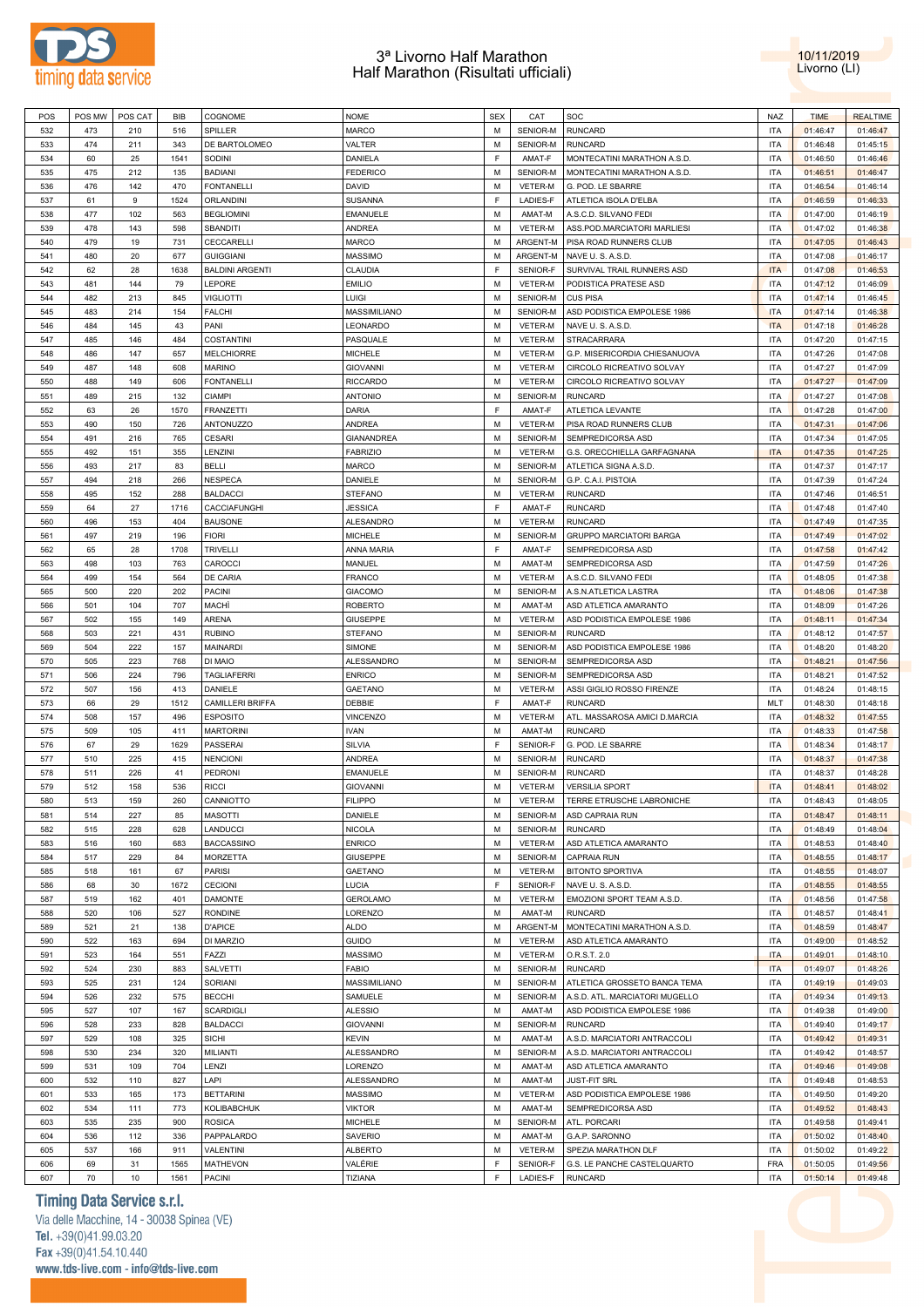# 3ª Livorno Half Marathon
## Half Marathon (Risultati ufficiali)

10/11/2019
Livorno (LI)

| POS | POS MW | POS CAT | BIB | COGNOME | NOME | SEX | CAT | SOC | NAZ | TIME | REALTIME |
|---|---|---|---|---|---|---|---|---|---|---|---|
| 532 | 473 | 210 | 516 | SPILLER | MARCO | M | SENIOR-M | RUNCARD | ITA | 01:46:47 | 01:46:47 |
| 533 | 474 | 211 | 343 | DE BARTOLOMEO | VALTER | M | SENIOR-M | RUNCARD | ITA | 01:46:48 | 01:45:15 |
| 534 | 60 | 25 | 1541 | SODINI | DANIELA | F | AMAT-F | MONTECATINI MARATHON A.S.D. | ITA | 01:46:50 | 01:46:46 |
| 535 | 475 | 212 | 135 | BADIANI | FEDERICO | M | SENIOR-M | MONTECATINI MARATHON A.S.D. | ITA | 01:46:51 | 01:46:47 |
| 536 | 476 | 142 | 470 | FONTANELLI | DAVID | M | VETER-M | G. POD. LE SBARRE | ITA | 01:46:54 | 01:46:14 |
| 537 | 61 | 9 | 1524 | ORLANDINI | SUSANNA | F | LADIES-F | ATLETICA ISOLA D'ELBA | ITA | 01:46:59 | 01:46:33 |
| 538 | 477 | 102 | 563 | BEGLIOMINI | EMANUELE | M | AMAT-M | A.S.C.D. SILVANO FEDI | ITA | 01:47:00 | 01:46:19 |
| 539 | 478 | 143 | 598 | SBANDITI | ANDREA | M | VETER-M | ASS.POD.MARCIATORI MARLIESI | ITA | 01:47:02 | 01:46:38 |
| 540 | 479 | 19 | 731 | CECCARELLI | MARCO | M | ARGENT-M | PISA ROAD RUNNERS CLUB | ITA | 01:47:05 | 01:46:43 |
| 541 | 480 | 20 | 677 | GUIGGIANI | MASSIMO | M | ARGENT-M | NAVE U. S. A.S.D. | ITA | 01:47:08 | 01:46:17 |
| 542 | 62 | 28 | 1638 | BALDINI ARGENTI | CLAUDIA | F | SENIOR-F | SURVIVAL TRAIL RUNNERS ASD | ITA | 01:47:08 | 01:46:53 |
| 543 | 481 | 144 | 79 | LEPORE | EMILIO | M | VETER-M | PODISTICA PRATESE ASD | ITA | 01:47:12 | 01:46:09 |
| 544 | 482 | 213 | 845 | VIGLIOTTI | LUIGI | M | SENIOR-M | CUS PISA | ITA | 01:47:14 | 01:46:45 |
| 545 | 483 | 214 | 154 | FALCHI | MASSIMILIANO | M | SENIOR-M | ASD PODISTICA EMPOLESE 1986 | ITA | 01:47:14 | 01:46:38 |
| 546 | 484 | 145 | 43 | PANI | LEONARDO | M | VETER-M | NAVE U. S. A.S.D. | ITA | 01:47:18 | 01:46:28 |
| 547 | 485 | 146 | 484 | COSTANTINI | PASQUALE | M | VETER-M | STRACARRARA | ITA | 01:47:20 | 01:47:15 |
| 548 | 486 | 147 | 657 | MELCHIORRE | MICHELE | M | VETER-M | G.P. MISERICORDIA CHIESANUOVA | ITA | 01:47:26 | 01:47:08 |
| 549 | 487 | 148 | 608 | MARINO | GIOVANNI | M | VETER-M | CIRCOLO RICREATIVO SOLVAY | ITA | 01:47:27 | 01:47:09 |
| 550 | 488 | 149 | 606 | FONTANELLI | RICCARDO | M | VETER-M | CIRCOLO RICREATIVO SOLVAY | ITA | 01:47:27 | 01:47:09 |
| 551 | 489 | 215 | 132 | CIAMPI | ANTONIO | M | SENIOR-M | RUNCARD | ITA | 01:47:27 | 01:47:08 |
| 552 | 63 | 26 | 1570 | FRANZETTI | DARIA | F | AMAT-F | ATLETICA LEVANTE | ITA | 01:47:28 | 01:47:00 |
| 553 | 490 | 150 | 726 | ANTONUZZO | ANDREA | M | VETER-M | PISA ROAD RUNNERS CLUB | ITA | 01:47:31 | 01:47:06 |
| 554 | 491 | 216 | 765 | CESARI | GIANANDREA | M | SENIOR-M | SEMPREDICORSA ASD | ITA | 01:47:34 | 01:47:05 |
| 555 | 492 | 151 | 355 | LENZINI | FABRIZIO | M | VETER-M | G.S. ORECCHIELLA GARFAGNANA | ITA | 01:47:35 | 01:47:25 |
| 556 | 493 | 217 | 83 | BELLI | MARCO | M | SENIOR-M | ATLETICA SIGNA A.S.D. | ITA | 01:47:37 | 01:47:17 |
| 557 | 494 | 218 | 266 | NESPECA | DANIELE | M | SENIOR-M | G.P. C.A.I. PISTOIA | ITA | 01:47:39 | 01:47:24 |
| 558 | 495 | 152 | 288 | BALDACCI | STEFANO | M | VETER-M | RUNCARD | ITA | 01:47:46 | 01:46:51 |
| 559 | 64 | 27 | 1716 | CACCIAFUNGHI | JESSICA | F | AMAT-F | RUNCARD | ITA | 01:47:48 | 01:47:40 |
| 560 | 496 | 153 | 404 | BAUSONE | ALESANDRO | M | VETER-M | RUNCARD | ITA | 01:47:49 | 01:47:35 |
| 561 | 497 | 219 | 196 | FIORI | MICHELE | M | SENIOR-M | GRUPPO MARCIATORI BARGA | ITA | 01:47:49 | 01:47:02 |
| 562 | 65 | 28 | 1708 | TRIVELLI | ANNA MARIA | F | AMAT-F | SEMPREDICORSA ASD | ITA | 01:47:58 | 01:47:42 |
| 563 | 498 | 103 | 763 | CAROCCI | MANUEL | M | AMAT-M | SEMPREDICORSA ASD | ITA | 01:47:59 | 01:47:26 |
| 564 | 499 | 154 | 564 | DE CARIA | FRANCO | M | VETER-M | A.S.C.D. SILVANO FEDI | ITA | 01:48:05 | 01:47:38 |
| 565 | 500 | 220 | 202 | PACINI | GIACOMO | M | SENIOR-M | A.S.N.ATLETICA LASTRA | ITA | 01:48:06 | 01:47:38 |
| 566 | 501 | 104 | 707 | MACHÌ | ROBERTO | M | AMAT-M | ASD ATLETICA AMARANTO | ITA | 01:48:09 | 01:47:26 |
| 567 | 502 | 155 | 149 | ARENA | GIUSEPPE | M | VETER-M | ASD PODISTICA EMPOLESE 1986 | ITA | 01:48:11 | 01:47:34 |
| 568 | 503 | 221 | 431 | RUBINO | STEFANO | M | SENIOR-M | RUNCARD | ITA | 01:48:12 | 01:47:57 |
| 569 | 504 | 222 | 157 | MAINARDI | SIMONE | M | SENIOR-M | ASD PODISTICA EMPOLESE 1986 | ITA | 01:48:20 | 01:48:20 |
| 570 | 505 | 223 | 768 | DI MAIO | ALESSANDRO | M | SENIOR-M | SEMPREDICORSA ASD | ITA | 01:48:21 | 01:47:56 |
| 571 | 506 | 224 | 796 | TAGLIAFERRI | ENRICO | M | SENIOR-M | SEMPREDICORSA ASD | ITA | 01:48:21 | 01:47:52 |
| 572 | 507 | 156 | 413 | DANIELE | GAETANO | M | VETER-M | ASSI GIGLIO ROSSO FIRENZE | ITA | 01:48:24 | 01:48:15 |
| 573 | 66 | 29 | 1512 | CAMILLERI BRIFFA | DEBBIE | F | AMAT-F | RUNCARD | MLT | 01:48:30 | 01:48:18 |
| 574 | 508 | 157 | 496 | ESPOSITO | VINCENZO | M | VETER-M | ATL. MASSAROSA AMICI D.MARCIA | ITA | 01:48:32 | 01:47:55 |
| 575 | 509 | 105 | 411 | MARTORINI | IVAN | M | AMAT-M | RUNCARD | ITA | 01:48:33 | 01:47:58 |
| 576 | 67 | 29 | 1629 | PASSERAI | SILVIA | F | SENIOR-F | G. POD. LE SBARRE | ITA | 01:48:34 | 01:48:17 |
| 577 | 510 | 225 | 415 | NENCIONI | ANDREA | M | SENIOR-M | RUNCARD | ITA | 01:48:37 | 01:47:38 |
| 578 | 511 | 226 | 41 | PEDRONI | EMANUELE | M | SENIOR-M | RUNCARD | ITA | 01:48:37 | 01:48:28 |
| 579 | 512 | 158 | 536 | RICCI | GIOVANNI | M | VETER-M | VERSILIA SPORT | ITA | 01:48:41 | 01:48:02 |
| 580 | 513 | 159 | 260 | CANNIOTTO | FILIPPO | M | VETER-M | TERRE ETRUSCHE LABRONICHE | ITA | 01:48:43 | 01:48:05 |
| 581 | 514 | 227 | 85 | MASOTTI | DANIELE | M | SENIOR-M | ASD CAPRAIA RUN | ITA | 01:48:47 | 01:48:11 |
| 582 | 515 | 228 | 628 | LANDUCCI | NICOLA | M | SENIOR-M | RUNCARD | ITA | 01:48:49 | 01:48:04 |
| 583 | 516 | 160 | 683 | BACCASSINO | ENRICO | M | VETER-M | ASD ATLETICA AMARANTO | ITA | 01:48:53 | 01:48:40 |
| 584 | 517 | 229 | 84 | MORZETTA | GIUSEPPE | M | SENIOR-M | CAPRAIA RUN | ITA | 01:48:55 | 01:48:17 |
| 585 | 518 | 161 | 67 | PARISI | GAETANO | M | VETER-M | BITONTO SPORTIVA | ITA | 01:48:55 | 01:48:07 |
| 586 | 68 | 30 | 1672 | CECIONI | LUCIA | F | SENIOR-F | NAVE U. S. A.S.D. | ITA | 01:48:55 | 01:48:55 |
| 587 | 519 | 162 | 401 | DAMONTE | GEROLAMO | M | VETER-M | EMOZIONI SPORT TEAM A.S.D. | ITA | 01:48:56 | 01:47:58 |
| 588 | 520 | 106 | 527 | RONDINE | LORENZO | M | AMAT-M | RUNCARD | ITA | 01:48:57 | 01:48:41 |
| 589 | 521 | 21 | 138 | D'APICE | ALDO | M | ARGENT-M | MONTECATINI MARATHON A.S.D. | ITA | 01:48:59 | 01:48:47 |
| 590 | 522 | 163 | 694 | DI MARZIO | GUIDO | M | VETER-M | ASD ATLETICA AMARANTO | ITA | 01:49:00 | 01:48:52 |
| 591 | 523 | 164 | 551 | FAZZI | MASSIMO | M | VETER-M | O.R.S.T. 2.0 | ITA | 01:49:01 | 01:48:10 |
| 592 | 524 | 230 | 883 | SALVETTI | FABIO | M | SENIOR-M | RUNCARD | ITA | 01:49:07 | 01:48:26 |
| 593 | 525 | 231 | 124 | SORIANI | MASSIMILIANO | M | SENIOR-M | ATLETICA GROSSETO BANCA TEMA | ITA | 01:49:19 | 01:49:03 |
| 594 | 526 | 232 | 575 | BECCHI | SAMUELE | M | SENIOR-M | A.S.D. ATL. MARCIATORI MUGELLO | ITA | 01:49:34 | 01:49:13 |
| 595 | 527 | 107 | 167 | SCARDIGLI | ALESSIO | M | AMAT-M | ASD PODISTICA EMPOLESE 1986 | ITA | 01:49:38 | 01:49:00 |
| 596 | 528 | 233 | 828 | BALDACCI | GIOVANNI | M | SENIOR-M | RUNCARD | ITA | 01:49:40 | 01:49:17 |
| 597 | 529 | 108 | 325 | SICHI | KEVIN | M | AMAT-M | A.S.D. MARCIATORI ANTRACCOLI | ITA | 01:49:42 | 01:49:31 |
| 598 | 530 | 234 | 320 | MILIANTI | ALESSANDRO | M | SENIOR-M | A.S.D. MARCIATORI ANTRACCOLI | ITA | 01:49:42 | 01:48:57 |
| 599 | 531 | 109 | 704 | LENZI | LORENZO | M | AMAT-M | ASD ATLETICA AMARANTO | ITA | 01:49:46 | 01:49:08 |
| 600 | 532 | 110 | 827 | LAPI | ALESSANDRO | M | AMAT-M | JUST-FIT SRL | ITA | 01:49:48 | 01:48:53 |
| 601 | 533 | 165 | 173 | BETTARINI | MASSIMO | M | VETER-M | ASD PODISTICA EMPOLESE 1986 | ITA | 01:49:50 | 01:49:20 |
| 602 | 534 | 111 | 773 | KOLIBABCHUK | VIKTOR | M | AMAT-M | SEMPREDICORSA ASD | ITA | 01:49:52 | 01:48:43 |
| 603 | 535 | 235 | 900 | ROSICA | MICHELE | M | SENIOR-M | ATL. PORCARI | ITA | 01:49:58 | 01:49:41 |
| 604 | 536 | 112 | 336 | PAPPALARDO | SAVERIO | M | AMAT-M | G.A.P. SARONNO | ITA | 01:50:02 | 01:48:40 |
| 605 | 537 | 166 | 911 | VALENTINI | ALBERTO | M | VETER-M | SPEZIA MARATHON DLF | ITA | 01:50:02 | 01:49:22 |
| 606 | 69 | 31 | 1565 | MATHEVON | VALÉRIE | F | SENIOR-F | G.S. LE PANCHE CASTELQUARTO | FRA | 01:50:05 | 01:49:56 |
| 607 | 70 | 10 | 1561 | PACINI | TIZIANA | F | LADIES-F | RUNCARD | ITA | 01:50:14 | 01:49:48 |

**Timing Data Service s.r.l.**
Via delle Macchine, 14 - 30038 Spinea (VE)
Tel. +39(0)41.99.03.20
Fax +39(0)41.54.10.440
www.tds-live.com - info@tds-live.com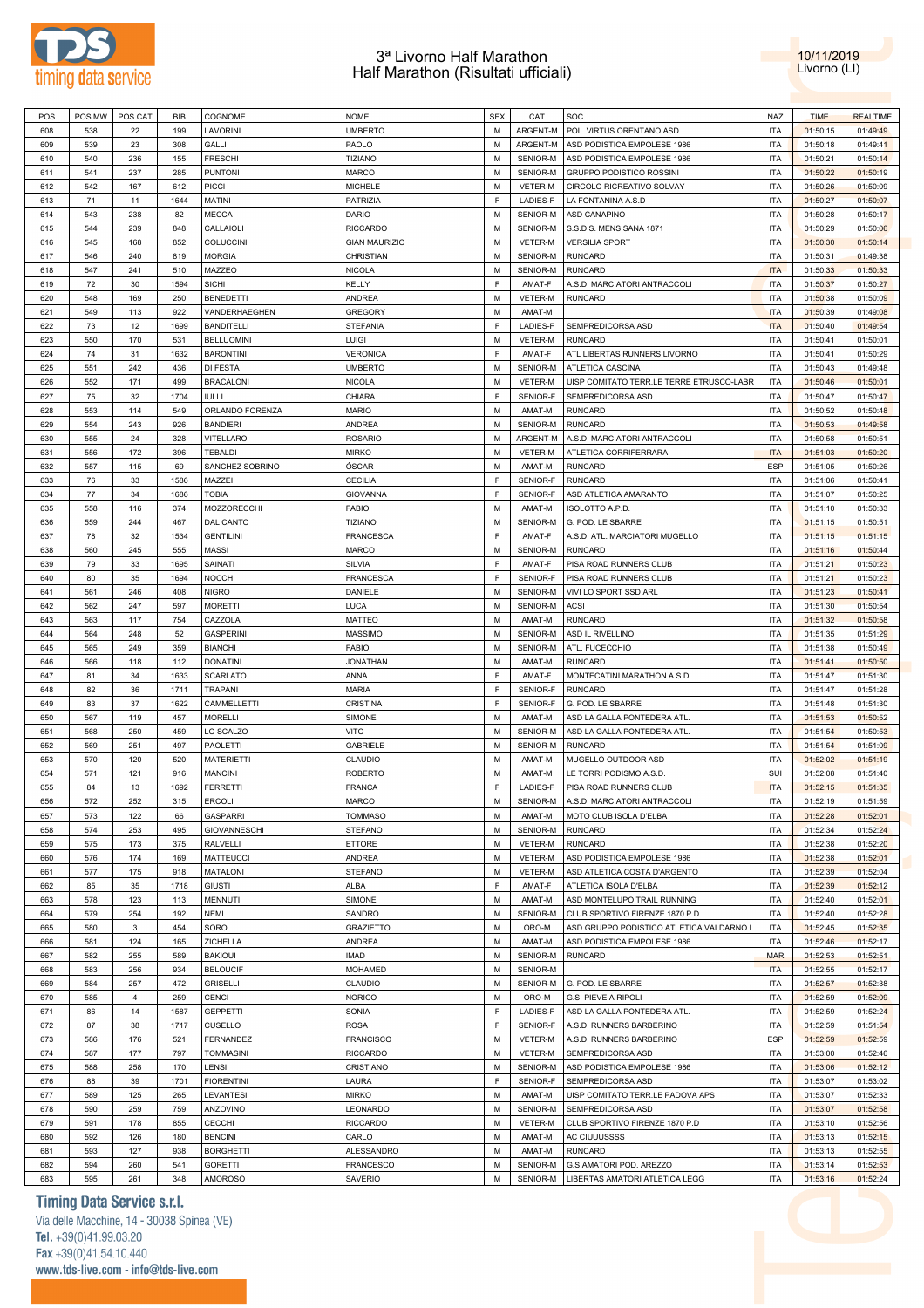# 3ª Livorno Half Marathon
## Half Marathon (Risultati ufficiali)

10/11/2019
Livorno (LI)

| POS | POS MW | POS CAT | BIB | COGNOME | NOME | SEX | CAT | SOC | NAZ | TIME | REALTIME |
|---|---|---|---|---|---|---|---|---|---|---|---|
| 608 | 538 | 22 | 199 | LAVORINI | UMBERTO | M | ARGENT-M | POL. VIRTUS ORENTANO ASD | ITA | 01:50:15 | 01:49:49 |
| 609 | 539 | 23 | 308 | GALLI | PAOLO | M | ARGENT-M | ASD PODISTICA EMPOLESE 1986 | ITA | 01:50:18 | 01:49:41 |
| 610 | 540 | 236 | 155 | FRESCHI | TIZIANO | M | SENIOR-M | ASD PODISTICA EMPOLESE 1986 | ITA | 01:50:21 | 01:50:14 |
| 611 | 541 | 237 | 285 | PUNTONI | MARCO | M | SENIOR-M | GRUPPO PODISTICO ROSSINI | ITA | 01:50:22 | 01:50:19 |
| 612 | 542 | 167 | 612 | PICCI | MICHELE | M | VETER-M | CIRCOLO RICREATIVO SOLVAY | ITA | 01:50:26 | 01:50:09 |
| 613 | 71 | 11 | 1644 | MATINI | PATRIZIA | F | LADIES-F | LA FONTANINA A.S.D | ITA | 01:50:27 | 01:50:07 |
| 614 | 543 | 238 | 82 | MECCA | DARIO | M | SENIOR-M | ASD CANAPINO | ITA | 01:50:28 | 01:50:17 |
| 615 | 544 | 239 | 848 | CALLAIOLI | RICCARDO | M | SENIOR-M | S.S.D.S. MENS SANA 1871 | ITA | 01:50:29 | 01:50:06 |
| 616 | 545 | 168 | 852 | COLUCCINI | GIAN MAURIZIO | M | VETER-M | VERSILIA SPORT | ITA | 01:50:30 | 01:50:14 |
| 617 | 546 | 240 | 819 | MORGIA | CHRISTIAN | M | SENIOR-M | RUNCARD | ITA | 01:50:31 | 01:49:38 |
| 618 | 547 | 241 | 510 | MAZZEO | NICOLA | M | SENIOR-M | RUNCARD | ITA | 01:50:33 | 01:50:33 |
| 619 | 72 | 30 | 1594 | SICHI | KELLY | F | AMAT-F | A.S.D. MARCIATORI ANTRACCOLI | ITA | 01:50:37 | 01:50:27 |
| 620 | 548 | 169 | 250 | BENEDETTI | ANDREA | M | VETER-M | RUNCARD | ITA | 01:50:38 | 01:50:09 |
| 621 | 549 | 113 | 922 | VANDERHAEGHEN | GREGORY | M | AMAT-M | | ITA | 01:50:39 | 01:49:08 |
| 622 | 73 | 12 | 1699 | BANDITELLI | STEFANIA | F | LADIES-F | SEMPREDICORSA ASD | ITA | 01:50:40 | 01:49:54 |
| 623 | 550 | 170 | 531 | BELLUOMINI | LUIGI | M | VETER-M | RUNCARD | ITA | 01:50:41 | 01:50:01 |
| 624 | 74 | 31 | 1632 | BARONTINI | VERONICA | F | AMAT-F | ATL LIBERTAS RUNNERS LIVORNO | ITA | 01:50:41 | 01:50:29 |
| 625 | 551 | 242 | 436 | DI FESTA | UMBERTO | M | SENIOR-M | ATLETICA CASCINA | ITA | 01:50:43 | 01:49:48 |
| 626 | 552 | 171 | 499 | BRACALONI | NICOLA | M | VETER-M | UISP COMITATO TERR.LE TERRE ETRUSCO-LABR | ITA | 01:50:46 | 01:50:01 |
| 627 | 75 | 32 | 1704 | IULLI | CHIARA | F | SENIOR-F | SEMPREDICORSA ASD | ITA | 01:50:47 | 01:50:47 |
| 628 | 553 | 114 | 549 | ORLANDO FORENZA | MARIO | M | AMAT-M | RUNCARD | ITA | 01:50:52 | 01:50:48 |
| 629 | 554 | 243 | 926 | BANDIERI | ANDREA | M | SENIOR-M | RUNCARD | ITA | 01:50:53 | 01:49:58 |
| 630 | 555 | 24 | 328 | VITELLARO | ROSARIO | M | ARGENT-M | A.S.D. MARCIATORI ANTRACCOLI | ITA | 01:50:58 | 01:50:51 |
| 631 | 556 | 172 | 396 | TEBALDI | MIRKO | M | VETER-M | ATLETICA CORRIFERRARA | ITA | 01:51:03 | 01:50:20 |
| 632 | 557 | 115 | 69 | SANCHEZ SOBRINO | ÓSCAR | M | AMAT-M | RUNCARD | ESP | 01:51:05 | 01:50:26 |
| 633 | 76 | 33 | 1586 | MAZZEI | CECILIA | F | SENIOR-F | RUNCARD | ITA | 01:51:06 | 01:50:41 |
| 634 | 77 | 34 | 1686 | TOBIA | GIOVANNA | F | SENIOR-F | ASD ATLETICA AMARANTO | ITA | 01:51:07 | 01:50:25 |
| 635 | 558 | 116 | 374 | MOZZORECCHI | FABIO | M | AMAT-M | ISOLOTTO A.P.D. | ITA | 01:51:10 | 01:50:33 |
| 636 | 559 | 244 | 467 | DAL CANTO | TIZIANO | M | SENIOR-M | G. POD. LE SBARRE | ITA | 01:51:15 | 01:50:51 |
| 637 | 78 | 32 | 1534 | GENTILINI | FRANCESCA | F | AMAT-F | A.S.D. ATL. MARCIATORI MUGELLO | ITA | 01:51:15 | 01:51:15 |
| 638 | 560 | 245 | 555 | MASSI | MARCO | M | SENIOR-M | RUNCARD | ITA | 01:51:16 | 01:50:44 |
| 639 | 79 | 33 | 1695 | SAINATI | SILVIA | F | AMAT-F | PISA ROAD RUNNERS CLUB | ITA | 01:51:21 | 01:50:23 |
| 640 | 80 | 35 | 1694 | NOCCHI | FRANCESCA | F | SENIOR-F | PISA ROAD RUNNERS CLUB | ITA | 01:51:21 | 01:50:23 |
| 641 | 561 | 246 | 408 | NIGRO | DANIELE | M | SENIOR-M | VIVI LO SPORT SSD ARL | ITA | 01:51:23 | 01:50:41 |
| 642 | 562 | 247 | 597 | MORETTI | LUCA | M | SENIOR-M | ACSI | ITA | 01:51:30 | 01:50:54 |
| 643 | 563 | 117 | 754 | CAZZOLA | MATTEO | M | AMAT-M | RUNCARD | ITA | 01:51:32 | 01:50:58 |
| 644 | 564 | 248 | 52 | GASPERINI | MASSIMO | M | SENIOR-M | ASD IL RIVELLINO | ITA | 01:51:35 | 01:51:29 |
| 645 | 565 | 249 | 359 | BIANCHI | FABIO | M | SENIOR-M | ATL. FUCECCHIO | ITA | 01:51:38 | 01:50:49 |
| 646 | 566 | 118 | 112 | DONATINI | JONATHAN | M | AMAT-M | RUNCARD | ITA | 01:51:41 | 01:50:50 |
| 647 | 81 | 34 | 1633 | SCARLATO | ANNA | F | AMAT-F | MONTECATINI MARATHON A.S.D. | ITA | 01:51:47 | 01:51:30 |
| 648 | 82 | 36 | 1711 | TRAPANI | MARIA | F | SENIOR-F | RUNCARD | ITA | 01:51:47 | 01:51:28 |
| 649 | 83 | 37 | 1622 | CAMMELLETTI | CRISTINA | F | SENIOR-F | G. POD. LE SBARRE | ITA | 01:51:48 | 01:51:30 |
| 650 | 567 | 119 | 457 | MORELLI | SIMONE | M | AMAT-M | ASD LA GALLA PONTEDERA ATL. | ITA | 01:51:53 | 01:50:52 |
| 651 | 568 | 250 | 459 | LO SCALZO | VITO | M | SENIOR-M | ASD LA GALLA PONTEDERA ATL. | ITA | 01:51:54 | 01:50:53 |
| 652 | 569 | 251 | 497 | PAOLETTI | GABRIELE | M | SENIOR-M | RUNCARD | ITA | 01:51:54 | 01:51:09 |
| 653 | 570 | 120 | 520 | MATERIETTI | CLAUDIO | M | AMAT-M | MUGELLO OUTDOOR ASD | ITA | 01:52:02 | 01:51:19 |
| 654 | 571 | 121 | 916 | MANCINI | ROBERTO | M | AMAT-M | LE TORRI PODISMO A.S.D. | SUI | 01:52:08 | 01:51:40 |
| 655 | 84 | 13 | 1692 | FERRETTI | FRANCA | F | LADIES-F | PISA ROAD RUNNERS CLUB | ITA | 01:52:15 | 01:51:35 |
| 656 | 572 | 252 | 315 | ERCOLI | MARCO | M | SENIOR-M | A.S.D. MARCIATORI ANTRACCOLI | ITA | 01:52:19 | 01:51:59 |
| 657 | 573 | 122 | 66 | GASPARRI | TOMMASO | M | AMAT-M | MOTO CLUB ISOLA D'ELBA | ITA | 01:52:28 | 01:52:01 |
| 658 | 574 | 253 | 495 | GIOVANNESCHI | STEFANO | M | SENIOR-M | RUNCARD | ITA | 01:52:34 | 01:52:24 |
| 659 | 575 | 173 | 375 | RALVELLI | ETTORE | M | VETER-M | RUNCARD | ITA | 01:52:38 | 01:52:20 |
| 660 | 576 | 174 | 169 | MATTEUCCI | ANDREA | M | VETER-M | ASD PODISTICA EMPOLESE 1986 | ITA | 01:52:38 | 01:52:01 |
| 661 | 577 | 175 | 918 | MATALONI | STEFANO | M | VETER-M | ASD ATLETICA COSTA D'ARGENTO | ITA | 01:52:39 | 01:52:04 |
| 662 | 85 | 35 | 1718 | GIUSTI | ALBA | F | AMAT-F | ATLETICA ISOLA D'ELBA | ITA | 01:52:39 | 01:52:12 |
| 663 | 578 | 123 | 113 | MENNUTI | SIMONE | M | AMAT-M | ASD MONTELUPO TRAIL RUNNING | ITA | 01:52:40 | 01:52:01 |
| 664 | 579 | 254 | 192 | NEMI | SANDRO | M | SENIOR-M | CLUB SPORTIVO FIRENZE 1870 P.D | ITA | 01:52:40 | 01:52:28 |
| 665 | 580 | 3 | 454 | SORO | GRAZIETTO | M | ORO-M | ASD GRUPPO PODISTICO ATLETICA VALDARNO I | ITA | 01:52:45 | 01:52:35 |
| 666 | 581 | 124 | 165 | ZICHELLA | ANDREA | M | AMAT-M | ASD PODISTICA EMPOLESE 1986 | ITA | 01:52:46 | 01:52:17 |
| 667 | 582 | 255 | 589 | BAKIOUI | IMAD | M | SENIOR-M | RUNCARD | MAR | 01:52:53 | 01:52:51 |
| 668 | 583 | 256 | 934 | BELOUCIF | MOHAMED | M | SENIOR-M | | ITA | 01:52:55 | 01:52:17 |
| 669 | 584 | 257 | 472 | GRISELLI | CLAUDIO | M | SENIOR-M | G. POD. LE SBARRE | ITA | 01:52:57 | 01:52:38 |
| 670 | 585 | 4 | 259 | CENCI | NORICO | M | ORO-M | G.S. PIEVE A RIPOLI | ITA | 01:52:59 | 01:52:09 |
| 671 | 86 | 14 | 1587 | GEPPETTI | SONIA | F | LADIES-F | ASD LA GALLA PONTEDERA ATL. | ITA | 01:52:59 | 01:52:24 |
| 672 | 87 | 38 | 1717 | CUSELLO | ROSA | F | SENIOR-F | A.S.D. RUNNERS BARBERINO | ITA | 01:52:59 | 01:51:54 |
| 673 | 586 | 176 | 521 | FERNANDEZ | FRANCISCO | M | VETER-M | A.S.D. RUNNERS BARBERINO | ESP | 01:52:59 | 01:52:59 |
| 674 | 587 | 177 | 797 | TOMMASINI | RICCARDO | M | VETER-M | SEMPREDICORSA ASD | ITA | 01:53:00 | 01:52:46 |
| 675 | 588 | 258 | 170 | LENSI | CRISTIANO | M | SENIOR-M | ASD PODISTICA EMPOLESE 1986 | ITA | 01:53:06 | 01:52:12 |
| 676 | 88 | 39 | 1701 | FIORENTINI | LAURA | F | SENIOR-F | SEMPREDICORSA ASD | ITA | 01:53:07 | 01:53:02 |
| 677 | 589 | 125 | 265 | LEVANTESI | MIRKO | M | AMAT-M | UISP COMITATO TERR.LE PADOVA APS | ITA | 01:53:07 | 01:52:33 |
| 678 | 590 | 259 | 759 | ANZOVINO | LEONARDO | M | SENIOR-M | SEMPREDICORSA ASD | ITA | 01:53:07 | 01:52:58 |
| 679 | 591 | 178 | 855 | CECCHI | RICCARDO | M | VETER-M | CLUB SPORTIVO FIRENZE 1870 P.D | ITA | 01:53:10 | 01:52:56 |
| 680 | 592 | 126 | 180 | BENCINI | CARLO | M | AMAT-M | AC CIUUUSSSS | ITA | 01:53:13 | 01:52:15 |
| 681 | 593 | 127 | 938 | BORGHETTI | ALESSANDRO | M | AMAT-M | RUNCARD | ITA | 01:53:13 | 01:52:55 |
| 682 | 594 | 260 | 541 | GORETTI | FRANCESCO | M | SENIOR-M | G.S.AMATORI POD. AREZZO | ITA | 01:53:14 | 01:52:53 |
| 683 | 595 | 261 | 348 | AMOROSO | SAVERIO | M | SENIOR-M | LIBERTAS AMATORI ATLETICA LEGG | ITA | 01:53:16 | 01:52:24 |

**Timing Data Service s.r.l.**
Via delle Macchine, 14 - 30038 Spinea (VE)
Tel. +39(0)41.99.03.20
Fax +39(0)41.54.10.440
www.tds-live.com - info@tds-live.com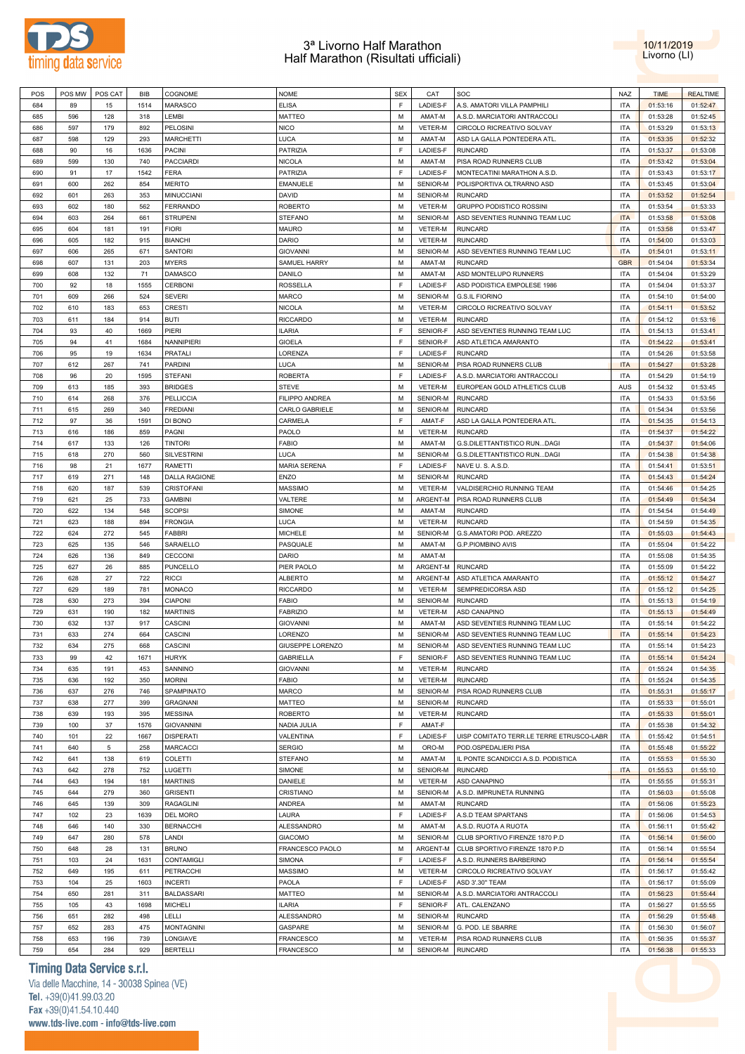# 3ª Livorno Half Marathon
## Half Marathon (Risultati ufficiali)

10/11/2019
Livorno (LI)

| POS | POS MW | POS CAT | BIB | COGNOME | NOME | SEX | CAT | SOC | NAZ | TIME | REALTIME |
|---|---|---|---|---|---|---|---|---|---|---|---|
| 684 | 89 | 15 | 1514 | MARASCO | ELISA | F | LADIES-F | A.S. AMATORI VILLA PAMPHILI | ITA | 01:53:16 | 01:52:47 |
| 685 | 596 | 128 | 318 | LEMBI | MATTEO | M | AMAT-M | A.S.D. MARCIATORI ANTRACCOLI | ITA | 01:53:28 | 01:52:45 |
| 686 | 597 | 179 | 892 | PELOSINI | NICO | M | VETER-M | CIRCOLO RICREATIVO SOLVAY | ITA | 01:53:29 | 01:53:13 |
| 687 | 598 | 129 | 293 | MARCHETTI | LUCA | M | AMAT-M | ASD LA GALLA PONTEDERA ATL. | ITA | 01:53:35 | 01:52:32 |
| 688 | 90 | 16 | 1636 | PACINI | PATRIZIA | F | LADIES-F | RUNCARD | ITA | 01:53:37 | 01:53:08 |
| 689 | 599 | 130 | 740 | PACCIARDI | NICOLA | M | AMAT-M | PISA ROAD RUNNERS CLUB | ITA | 01:53:42 | 01:53:04 |
| 690 | 91 | 17 | 1542 | FERA | PATRIZIA | F | LADIES-F | MONTECATINI MARATHON A.S.D. | ITA | 01:53:43 | 01:53:17 |
| 691 | 600 | 262 | 854 | MERITO | EMANUELE | M | SENIOR-M | POLISPORTIVA OLTRARNO ASD | ITA | 01:53:45 | 01:53:04 |
| 692 | 601 | 263 | 353 | MINUCCIANI | DAVID | M | SENIOR-M | RUNCARD | ITA | 01:53:52 | 01:52:54 |
| 693 | 602 | 180 | 562 | FERRANDO | ROBERTO | M | VETER-M | GRUPPO PODISTICO ROSSINI | ITA | 01:53:54 | 01:53:33 |
| 694 | 603 | 264 | 661 | STRUPENI | STEFANO | M | SENIOR-M | ASD SEVENTIES RUNNING TEAM LUC | ITA | 01:53:58 | 01:53:08 |
| 695 | 604 | 181 | 191 | FIORI | MAURO | M | VETER-M | RUNCARD | ITA | 01:53:58 | 01:53:47 |
| 696 | 605 | 182 | 915 | BIANCHI | DARIO | M | VETER-M | RUNCARD | ITA | 01:54:00 | 01:53:03 |
| 697 | 606 | 265 | 671 | SANTORI | GIOVANNI | M | SENIOR-M | ASD SEVENTIES RUNNING TEAM LUC | ITA | 01:54:01 | 01:53:11 |
| 698 | 607 | 131 | 203 | MYERS | SAMUEL HARRY | M | AMAT-M | RUNCARD | GBR | 01:54:04 | 01:53:34 |
| 699 | 608 | 132 | 71 | DAMASCO | DANILO | M | AMAT-M | ASD MONTELUPO RUNNERS | ITA | 01:54:04 | 01:53:29 |
| 700 | 92 | 18 | 1555 | CERBONI | ROSSELLA | F | LADIES-F | ASD PODISTICA EMPOLESE 1986 | ITA | 01:54:04 | 01:53:37 |
| 701 | 609 | 266 | 524 | SEVERI | MARCO | M | SENIOR-M | G.S.IL FIORINO | ITA | 01:54:10 | 01:54:00 |
| 702 | 610 | 183 | 653 | CRESTI | NICOLA | M | VETER-M | CIRCOLO RICREATIVO SOLVAY | ITA | 01:54:11 | 01:53:52 |
| 703 | 611 | 184 | 914 | BUTI | RICCARDO | M | VETER-M | RUNCARD | ITA | 01:54:12 | 01:53:16 |
| 704 | 93 | 40 | 1669 | PIERI | ILARIA | F | SENIOR-F | ASD SEVENTIES RUNNING TEAM LUC | ITA | 01:54:13 | 01:53:41 |
| 705 | 94 | 41 | 1684 | NANNIPIERI | GIOELA | F | SENIOR-F | ASD ATLETICA AMARANTO | ITA | 01:54:22 | 01:53:41 |
| 706 | 95 | 19 | 1634 | PRATALI | LORENZA | F | LADIES-F | RUNCARD | ITA | 01:54:26 | 01:53:58 |
| 707 | 612 | 267 | 741 | PARDINI | LUCA | M | SENIOR-M | PISA ROAD RUNNERS CLUB | ITA | 01:54:27 | 01:53:28 |
| 708 | 96 | 20 | 1595 | STEFANI | ROBERTA | F | LADIES-F | A.S.D. MARCIATORI ANTRACCOLI | ITA | 01:54:29 | 01:54:19 |
| 709 | 613 | 185 | 393 | BRIDGES | STEVE | M | VETER-M | EUROPEAN GOLD ATHLETICS CLUB | AUS | 01:54:32 | 01:53:45 |
| 710 | 614 | 268 | 376 | PELLICCIA | FILIPPO ANDREA | M | SENIOR-M | RUNCARD | ITA | 01:54:33 | 01:53:56 |
| 711 | 615 | 269 | 340 | FREDIANI | CARLO GABRIELE | M | SENIOR-M | RUNCARD | ITA | 01:54:34 | 01:53:56 |
| 712 | 97 | 36 | 1591 | DI BONO | CARMELA | F | AMAT-F | ASD LA GALLA PONTEDERA ATL. | ITA | 01:54:35 | 01:54:13 |
| 713 | 616 | 186 | 859 | PAGNI | PAOLO | M | VETER-M | RUNCARD | ITA | 01:54:37 | 01:54:22 |
| 714 | 617 | 133 | 126 | TINTORI | FABIO | M | AMAT-M | G.S.DILETTANTISTICO RUN...DAGI | ITA | 01:54:37 | 01:54:06 |
| 715 | 618 | 270 | 560 | SILVESTRINI | LUCA | M | SENIOR-M | G.S.DILETTANTISTICO RUN...DAGI | ITA | 01:54:38 | 01:54:38 |
| 716 | 98 | 21 | 1677 | RAMETTI | MARIA SERENA | F | LADIES-F | NAVE U. S. A.S.D. | ITA | 01:54:41 | 01:53:51 |
| 717 | 619 | 271 | 148 | DALLA RAGIONE | ENZO | M | SENIOR-M | RUNCARD | ITA | 01:54:43 | 01:54:24 |
| 718 | 620 | 187 | 539 | CRISTOFANI | MASSIMO | M | VETER-M | VALDISERCHIO RUNNING TEAM | ITA | 01:54:46 | 01:54:25 |
| 719 | 621 | 25 | 733 | GAMBINI | VALTERE | M | ARGENT-M | PISA ROAD RUNNERS CLUB | ITA | 01:54:49 | 01:54:34 |
| 720 | 622 | 134 | 548 | SCOPSI | SIMONE | M | AMAT-M | RUNCARD | ITA | 01:54:54 | 01:54:49 |
| 721 | 623 | 188 | 894 | FRONGIA | LUCA | M | VETER-M | RUNCARD | ITA | 01:54:59 | 01:54:35 |
| 722 | 624 | 272 | 545 | FABBRI | MICHELE | M | SENIOR-M | G.S.AMATORI POD. AREZZO | ITA | 01:55:03 | 01:54:43 |
| 723 | 625 | 135 | 546 | SARAIELLO | PASQUALE | M | AMAT-M | G.P.PIOMBINO AVIS | ITA | 01:55:04 | 01:54:22 |
| 724 | 626 | 136 | 849 | CECCONI | DARIO | M | AMAT-M | | ITA | 01:55:08 | 01:54:35 |
| 725 | 627 | 26 | 885 | PUNCELLO | PIER PAOLO | M | ARGENT-M | RUNCARD | ITA | 01:55:09 | 01:54:22 |
| 726 | 628 | 27 | 722 | RICCI | ALBERTO | M | ARGENT-M | ASD ATLETICA AMARANTO | ITA | 01:55:12 | 01:54:27 |
| 727 | 629 | 189 | 781 | MONACO | RICCARDO | M | VETER-M | SEMPREDICORSA ASD | ITA | 01:55:12 | 01:54:25 |
| 728 | 630 | 273 | 394 | CIAPONI | FABIO | M | SENIOR-M | RUNCARD | ITA | 01:55:13 | 01:54:19 |
| 729 | 631 | 190 | 182 | MARTINIS | FABRIZIO | M | VETER-M | ASD CANAPINO | ITA | 01:55:13 | 01:54:49 |
| 730 | 632 | 137 | 917 | CASCINI | GIOVANNI | M | AMAT-M | ASD SEVENTIES RUNNING TEAM LUC | ITA | 01:55:14 | 01:54:22 |
| 731 | 633 | 274 | 664 | CASCINI | LORENZO | M | SENIOR-M | ASD SEVENTIES RUNNING TEAM LUC | ITA | 01:55:14 | 01:54:23 |
| 732 | 634 | 275 | 668 | CASCINI | GIUSEPPE LORENZO | M | SENIOR-M | ASD SEVENTIES RUNNING TEAM LUC | ITA | 01:55:14 | 01:54:23 |
| 733 | 99 | 42 | 1671 | HURYK | GABRIELLA | F | SENIOR-F | ASD SEVENTIES RUNNING TEAM LUC | ITA | 01:55:14 | 01:54:24 |
| 734 | 635 | 191 | 453 | SANNINO | GIOVANNI | M | VETER-M | RUNCARD | ITA | 01:55:24 | 01:54:35 |
| 735 | 636 | 192 | 350 | MORINI | FABIO | M | VETER-M | RUNCARD | ITA | 01:55:24 | 01:54:35 |
| 736 | 637 | 276 | 746 | SPAMPINATO | MARCO | M | SENIOR-M | PISA ROAD RUNNERS CLUB | ITA | 01:55:31 | 01:55:17 |
| 737 | 638 | 277 | 399 | GRAGNANI | MATTEO | M | SENIOR-M | RUNCARD | ITA | 01:55:33 | 01:55:01 |
| 738 | 639 | 193 | 395 | MESSINA | ROBERTO | M | VETER-M | RUNCARD | ITA | 01:55:33 | 01:55:01 |
| 739 | 100 | 37 | 1576 | GIOVANNINI | NADIA JULIA | F | AMAT-F | | ITA | 01:55:38 | 01:54:32 |
| 740 | 101 | 22 | 1667 | DISPERATI | VALENTINA | F | LADIES-F | UISP COMITATO TERR.LE TERRE ETRUSCO-LABR | ITA | 01:55:42 | 01:54:51 |
| 741 | 640 | 5 | 258 | MARCACCI | SERGIO | M | ORO-M | POD.OSPEDALIERI PISA | ITA | 01:55:48 | 01:55:22 |
| 742 | 641 | 138 | 619 | COLETTI | STEFANO | M | AMAT-M | IL PONTE SCANDICCI A.S.D. PODISTICA | ITA | 01:55:53 | 01:55:30 |
| 743 | 642 | 278 | 752 | LUGETTI | SIMONE | M | SENIOR-M | RUNCARD | ITA | 01:55:53 | 01:55:10 |
| 744 | 643 | 194 | 181 | MARTINIS | DANIELE | M | VETER-M | ASD CANAPINO | ITA | 01:55:55 | 01:55:31 |
| 745 | 644 | 279 | 360 | GRISENTI | CRISTIANO | M | SENIOR-M | A.S.D. IMPRUNETA RUNNING | ITA | 01:56:03 | 01:55:08 |
| 746 | 645 | 139 | 309 | RAGAGLINI | ANDREA | M | AMAT-M | RUNCARD | ITA | 01:56:06 | 01:55:23 |
| 747 | 102 | 23 | 1639 | DEL MORO | LAURA | F | LADIES-F | A.S.D TEAM SPARTANS | ITA | 01:56:06 | 01:54:53 |
| 748 | 646 | 140 | 330 | BERNACCHI | ALESSANDRO | M | AMAT-M | A.S.D. RUOTA A RUOTA | ITA | 01:56:11 | 01:55:42 |
| 749 | 647 | 280 | 578 | LANDI | GIACOMO | M | SENIOR-M | CLUB SPORTIVO FIRENZE 1870 P.D | ITA | 01:56:14 | 01:56:00 |
| 750 | 648 | 28 | 131 | BRUNO | FRANCESCO PAOLO | M | ARGENT-M | CLUB SPORTIVO FIRENZE 1870 P.D | ITA | 01:56:14 | 01:55:54 |
| 751 | 103 | 24 | 1631 | CONTAMIGLI | SIMONA | F | LADIES-F | A.S.D. RUNNERS BARBERINO | ITA | 01:56:14 | 01:55:54 |
| 752 | 649 | 195 | 611 | PETRACCHI | MASSIMO | M | VETER-M | CIRCOLO RICREATIVO SOLVAY | ITA | 01:56:17 | 01:55:42 |
| 753 | 104 | 25 | 1603 | INCERTI | PAOLA | F | LADIES-F | ASD 3'.30" TEAM | ITA | 01:56:17 | 01:55:09 |
| 754 | 650 | 281 | 311 | BALDASSARI | MATTEO | M | SENIOR-M | A.S.D. MARCIATORI ANTRACCOLI | ITA | 01:56:23 | 01:55:44 |
| 755 | 105 | 43 | 1698 | MICHELI | ILARIA | F | SENIOR-F | ATL. CALENZANO | ITA | 01:56:27 | 01:55:55 |
| 756 | 651 | 282 | 498 | LELLI | ALESSANDRO | M | SENIOR-M | RUNCARD | ITA | 01:56:29 | 01:55:48 |
| 757 | 652 | 283 | 475 | MONTAGNINI | GASPARE | M | SENIOR-M | G. POD. LE SBARRE | ITA | 01:56:30 | 01:56:07 |
| 758 | 653 | 196 | 739 | LONGIAVE | FRANCESCO | M | VETER-M | PISA ROAD RUNNERS CLUB | ITA | 01:56:35 | 01:55:37 |
| 759 | 654 | 284 | 929 | BERTELLI | FRANCESCO | M | SENIOR-M | RUNCARD | ITA | 01:56:38 | 01:55:33 |

**Timing Data Service s.r.l.**
Via delle Macchine, 14 - 30038 Spinea (VE)
Tel. +39(0)41.99.03.20
Fax +39(0)41.54.10.440
www.tds-live.com - info@tds-live.com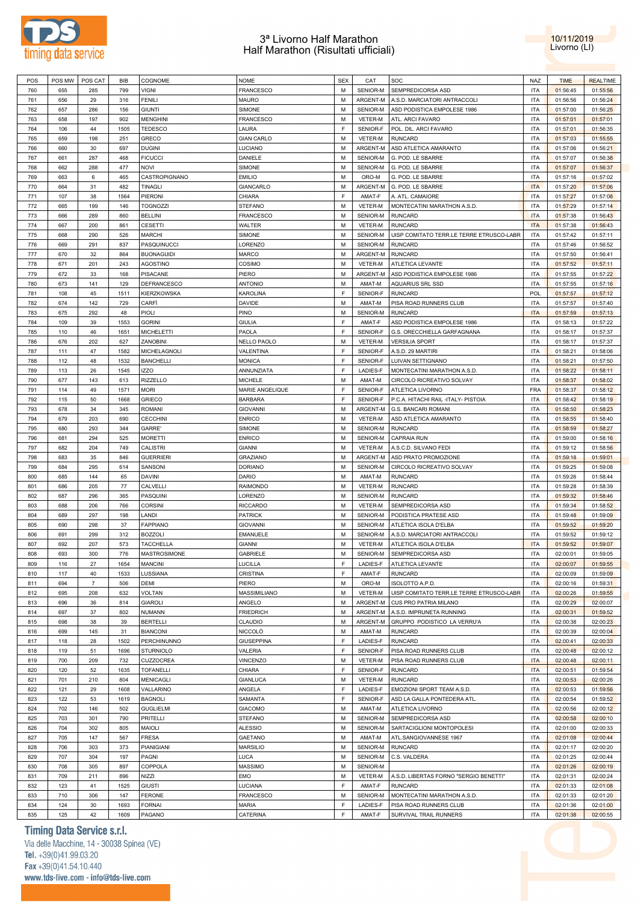# 3ª Livorno Half Marathon
## Half Marathon (Risultati ufficiali)

10/11/2019
Livorno (LI)

| POS | POS MW | POS CAT | BIB | COGNOME | NOME | SEX | CAT | SOC | NAZ | TIME | REALTIME |
|---|---|---|---|---|---|---|---|---|---|---|---|
| 760 | 655 | 285 | 799 | VIGNI | FRANCESCO | M | SENIOR-M | SEMPREDICORSA ASD | ITA | 01:56:45 | 01:55:56 |
| 761 | 656 | 29 | 316 | FENILI | MAURO | M | ARGENT-M | A.S.D. MARCIATORI ANTRACCOLI | ITA | 01:56:56 | 01:56:24 |
| 762 | 657 | 286 | 156 | GIUNTI | SIMONE | M | SENIOR-M | ASD PODISTICA EMPOLESE 1986 | ITA | 01:57:00 | 01:56:25 |
| 763 | 658 | 197 | 902 | MENGHINI | FRANCESCO | M | VETER-M | ATL. ARCI FAVARO | ITA | 01:57:01 | 01:57:01 |
| 764 | 106 | 44 | 1505 | TEDESCO | LAURA | F | SENIOR-F | POL. DIL. ARCI FAVARO | ITA | 01:57:01 | 01:56:35 |
| 765 | 659 | 198 | 251 | GRECO | GIAN CARLO | M | VETER-M | RUNCARD | ITA | 01:57:03 | 01:55:55 |
| 766 | 660 | 30 | 697 | DUGINI | LUCIANO | M | ARGENT-M | ASD ATLETICA AMARANTO | ITA | 01:57:06 | 01:56:21 |
| 767 | 661 | 287 | 468 | FICUCCI | DANIELE | M | SENIOR-M | G. POD. LE SBARRE | ITA | 01:57:07 | 01:56:38 |
| 768 | 662 | 288 | 477 | NOVI | SIMONE | M | SENIOR-M | G. POD. LE SBARRE | ITA | 01:57:07 | 01:56:37 |
| 769 | 663 | 6 | 465 | CASTROPIGNANO | EMILIO | M | ORO-M | G. POD. LE SBARRE | ITA | 01:57:16 | 01:57:02 |
| 770 | 664 | 31 | 482 | TINAGLI | GIANCARLO | M | ARGENT-M | G. POD. LE SBARRE | ITA | 01:57:20 | 01:57:06 |
| 771 | 107 | 38 | 1564 | PIERONI | CHIARA | F | AMAT-F | A. ATL. CAMAIORE | ITA | 01:57:27 | 01:57:08 |
| 772 | 665 | 199 | 146 | TOGNOZZI | STEFANO | M | VETER-M | MONTECATINI MARATHON A.S.D. | ITA | 01:57:29 | 01:57:14 |
| 773 | 666 | 289 | 860 | BELLINI | FRANCESCO | M | SENIOR-M | RUNCARD | ITA | 01:57:38 | 01:56:43 |
| 774 | 667 | 200 | 861 | CESETTI | WALTER | M | VETER-M | RUNCARD | ITA | 01:57:38 | 01:56:43 |
| 775 | 668 | 290 | 526 | MARCHI | SIMONE | M | SENIOR-M | UISP COMITATO TERR.LE TERRE ETRUSCO-LABR | ITA | 01:57:42 | 01:57:11 |
| 776 | 669 | 291 | 837 | PASQUINUCCI | LORENZO | M | SENIOR-M | RUNCARD | ITA | 01:57:46 | 01:56:52 |
| 777 | 670 | 32 | 864 | BUONAGUIDI | MARCO | M | ARGENT-M | RUNCARD | ITA | 01:57:50 | 01:56:41 |
| 778 | 671 | 201 | 243 | AGOSTINO | COSIMO | M | VETER-M | ATLETICA LEVANTE | ITA | 01:57:52 | 01:57:11 |
| 779 | 672 | 33 | 168 | PISACANE | PIERO | M | ARGENT-M | ASD PODISTICA EMPOLESE 1986 | ITA | 01:57:55 | 01:57:22 |
| 780 | 673 | 141 | 129 | DEFRANCESCO | ANTONIO | M | AMAT-M | AQUARIUS SRL SSD | ITA | 01:57:55 | 01:57:16 |
| 781 | 108 | 45 | 1511 | KIERZKOWSKA | KAROLINA | F | SENIOR-F | RUNCARD | POL | 01:57:57 | 01:57:12 |
| 782 | 674 | 142 | 729 | CARFÌ | DAVIDE | M | AMAT-M | PISA ROAD RUNNERS CLUB | ITA | 01:57:57 | 01:57:40 |
| 783 | 675 | 292 | 48 | PIOLI | PINO | M | SENIOR-M | RUNCARD | ITA | 01:57:59 | 01:57:13 |
| 784 | 109 | 39 | 1553 | GORINI | GIULIA | F | AMAT-F | ASD PODISTICA EMPOLESE 1986 | ITA | 01:58:13 | 01:57:22 |
| 785 | 110 | 46 | 1651 | MICHELETTI | PAOLA | F | SENIOR-F | G.S. ORECCHIELLA GARFAGNANA | ITA | 01:58:17 | 01:57:37 |
| 786 | 676 | 202 | 627 | ZANOBINI | NELLO PAOLO | M | VETER-M | VERSILIA SPORT | ITA | 01:58:17 | 01:57:37 |
| 787 | 111 | 47 | 1582 | MICHELAGNOLI | VALENTINA | F | SENIOR-F | A.S.D. 29 MARTIRI | ITA | 01:58:21 | 01:58:06 |
| 788 | 112 | 48 | 1532 | BANCHELLI | MONICA | F | SENIOR-F | LUIVAN SETTIGNANO | ITA | 01:58:21 | 01:57:50 |
| 789 | 113 | 26 | 1545 | IZZO | ANNUNZIATA | F | LADIES-F | MONTECATINI MARATHON A.S.D. | ITA | 01:58:22 | 01:58:11 |
| 790 | 677 | 143 | 613 | RIZZELLO | MICHELE | M | AMAT-M | CIRCOLO RICREATIVO SOLVAY | ITA | 01:58:37 | 01:58:02 |
| 791 | 114 | 49 | 1571 | MORI | MARIE ANGELIQUE | F | SENIOR-F | ATLETICA LIVORNO | FRA | 01:58:37 | 01:58:12 |
| 792 | 115 | 50 | 1668 | GRIECO | BARBARA | F | SENIOR-F | P.C.A. HITACHI RAIL -ITALY- PISTOIA | ITA | 01:58:42 | 01:58:19 |
| 793 | 678 | 34 | 345 | ROMANI | GIOVANNI | M | ARGENT-M | G.S. BANCARI ROMANI | ITA | 01:58:50 | 01:58:23 |
| 794 | 679 | 203 | 690 | CECCHINI | ENRICO | M | VETER-M | ASD ATLETICA AMARANTO | ITA | 01:58:55 | 01:58:40 |
| 795 | 680 | 293 | 344 | GARRE' | SIMONE | M | SENIOR-M | RUNCARD | ITA | 01:58:59 | 01:58:27 |
| 796 | 681 | 294 | 525 | MORETTI | ENRICO | M | SENIOR-M | CAPRAIA RUN | ITA | 01:59:00 | 01:58:16 |
| 797 | 682 | 204 | 749 | CALISTRI | GIANNI | M | VETER-M | A.S.C.D. SILVANO FEDI | ITA | 01:59:12 | 01:58:56 |
| 798 | 683 | 35 | 846 | GUERRIERI | GRAZIANO | M | ARGENT-M | ASD PRATO PROMOZIONE | ITA | 01:59:18 | 01:59:01 |
| 799 | 684 | 295 | 614 | SANSONI | DORIANO | M | SENIOR-M | CIRCOLO RICREATIVO SOLVAY | ITA | 01:59:25 | 01:59:08 |
| 800 | 685 | 144 | 65 | DAVINI | DARIO | M | AMAT-M | RUNCARD | ITA | 01:59:26 | 01:58:44 |
| 801 | 686 | 205 | 77 | CALVELLI | RAIMONDO | M | VETER-M | RUNCARD | ITA | 01:59:28 | 01:58:39 |
| 802 | 687 | 296 | 365 | PASQUINI | LORENZO | M | SENIOR-M | RUNCARD | ITA | 01:59:32 | 01:58:46 |
| 803 | 688 | 206 | 766 | CORSINI | RICCARDO | M | VETER-M | SEMPREDICORSA ASD | ITA | 01:59:34 | 01:58:52 |
| 804 | 689 | 297 | 198 | LANDI | PATRICK | M | SENIOR-M | PODISTICA PRATESE ASD | ITA | 01:59:48 | 01:59:09 |
| 805 | 690 | 298 | 37 | FAPPIANO | GIOVANNI | M | SENIOR-M | ATLETICA ISOLA D'ELBA | ITA | 01:59:52 | 01:59:20 |
| 806 | 691 | 299 | 312 | BOZZOLI | EMANUELE | M | SENIOR-M | A.S.D. MARCIATORI ANTRACCOLI | ITA | 01:59:52 | 01:59:12 |
| 807 | 692 | 207 | 573 | TACCHELLA | GIANNI | M | VETER-M | ATLETICA ISOLA D'ELBA | ITA | 01:59:52 | 01:59:07 |
| 808 | 693 | 300 | 776 | MASTROSIMONE | GABRIELE | M | SENIOR-M | SEMPREDICORSA ASD | ITA | 02:00:01 | 01:59:05 |
| 809 | 116 | 27 | 1654 | MANCINI | LUCILLA | F | LADIES-F | ATLETICA LEVANTE | ITA | 02:00:07 | 01:59:55 |
| 810 | 117 | 40 | 1533 | LUSSIANA | CRISTINA | F | AMAT-F | RUNCARD | ITA | 02:00:09 | 01:59:09 |
| 811 | 694 | 7 | 506 | DEMI | PIERO | M | ORO-M | ISOLOTTO A.P.D. | ITA | 02:00:16 | 01:59:31 |
| 812 | 695 | 208 | 632 | VOLTAN | MASSIMILIANO | M | VETER-M | UISP COMITATO TERR.LE TERRE ETRUSCO-LABR | ITA | 02:00:26 | 01:59:55 |
| 813 | 696 | 36 | 814 | GIAROLI | ANGELO | M | ARGENT-M | CUS PRO PATRIA MILANO | ITA | 02:00:29 | 02:00:07 |
| 814 | 697 | 37 | 802 | NUMANN | FRIEDRICH | M | ARGENT-M | A.S.D. IMPRUNETA RUNNING | ITA | 02:00:31 | 01:59:52 |
| 815 | 698 | 38 | 39 | BERTELLI | CLAUDIO | M | ARGENT-M | GRUPPO PODISTICO LA VERRU'A | ITA | 02:00:38 | 02:00:23 |
| 816 | 699 | 145 | 31 | BIANCONI | NICCOLÒ | M | AMAT-M | RUNCARD | ITA | 02:00:39 | 02:00:04 |
| 817 | 118 | 28 | 1502 | PERCHINUNNO | GIUSEPPINA | F | LADIES-F | RUNCARD | ITA | 02:00:41 | 02:00:33 |
| 818 | 119 | 51 | 1696 | STURNIOLO | VALERIA | F | SENIOR-F | PISA ROAD RUNNERS CLUB | ITA | 02:00:48 | 02:00:12 |
| 819 | 700 | 209 | 732 | CUZZOCREA | VINCENZO | M | VETER-M | PISA ROAD RUNNERS CLUB | ITA | 02:00:48 | 02:00:11 |
| 820 | 120 | 52 | 1635 | TOFANELLI | CHIARA | F | SENIOR-F | RUNCARD | ITA | 02:00:51 | 01:59:54 |
| 821 | 701 | 210 | 804 | MENICAGLI | GIANLUCA | M | VETER-M | RUNCARD | ITA | 02:00:53 | 02:00:26 |
| 822 | 121 | 29 | 1608 | VALLARINO | ANGELA | F | LADIES-F | EMOZIONI SPORT TEAM A.S.D. | ITA | 02:00:53 | 01:59:56 |
| 823 | 122 | 53 | 1619 | BAGNOLI | SAMANTA | F | SENIOR-F | ASD LA GALLA PONTEDERA ATL. | ITA | 02:00:54 | 01:59:52 |
| 824 | 702 | 146 | 502 | GUGLIELMI | GIACOMO | M | AMAT-M | ATLETICA LIVORNO | ITA | 02:00:56 | 02:00:12 |
| 825 | 703 | 301 | 790 | PRITELLI | STEFANO | M | SENIOR-M | SEMPREDICORSA ASD | ITA | 02:00:58 | 02:00:10 |
| 826 | 704 | 302 | 805 | MAIOLI | ALESSIO | M | SENIOR-M | SARTACIGLIONI MONTOPOLESI | ITA | 02:01:00 | 02:00:33 |
| 827 | 705 | 147 | 567 | FRESA | GAETANO | M | AMAT-M | ATL.SANGIOVANNESE 1967 | ITA | 02:01:08 | 02:00:44 |
| 828 | 706 | 303 | 373 | PIANIGIANI | MARSILIO | M | SENIOR-M | RUNCARD | ITA | 02:01:17 | 02:00:20 |
| 829 | 707 | 304 | 197 | PAGNI | LUCA | M | SENIOR-M | C.S. VALDERA | ITA | 02:01:25 | 02:00:44 |
| 830 | 708 | 305 | 897 | COPPOLA | MASSIMO | M | SENIOR-M | | ITA | 02:01:26 | 02:00:19 |
| 831 | 709 | 211 | 896 | NIZZI | EMO | M | VETER-M | A.S.D. LIBERTAS FORNO "SERGIO BENETTI" | ITA | 02:01:31 | 02:00:24 |
| 832 | 123 | 41 | 1525 | GIUSTI | LUCIANA | F | AMAT-F | RUNCARD | ITA | 02:01:33 | 02:01:08 |
| 833 | 710 | 306 | 147 | FERONE | FRANCESCO | M | SENIOR-M | MONTECATINI MARATHON A.S.D. | ITA | 02:01:33 | 02:01:20 |
| 834 | 124 | 30 | 1693 | FORNAI | MARIA | F | LADIES-F | PISA ROAD RUNNERS CLUB | ITA | 02:01:36 | 02:01:00 |
| 835 | 125 | 42 | 1609 | PAGANO | CATERINA | F | AMAT-F | SURVIVAL TRAIL RUNNERS | ITA | 02:01:38 | 02:00:55 |

**Timing Data Service s.r.l.**
Via delle Macchine, 14 - 30038 Spinea (VE)
Tel. +39(0)41.99.03.20
Fax +39(0)41.54.10.440
www.tds-live.com - info@tds-live.com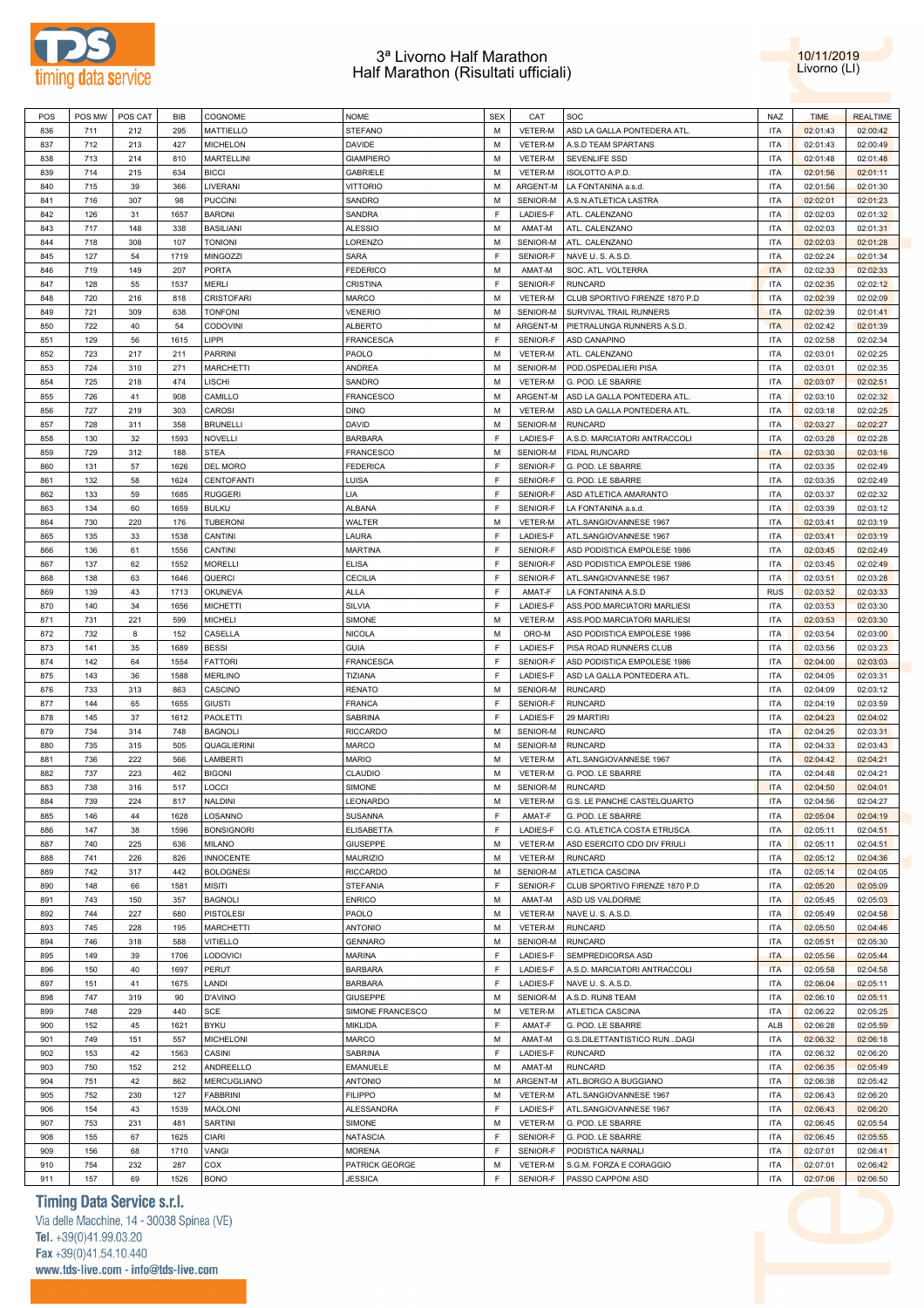# 3ª Livorno Half Marathon
## Half Marathon (Risultati ufficiali)

10/11/2019
Livorno (LI)

| POS | POS MW | POS CAT | BIB | COGNOME | NOME | SEX | CAT | SOC | NAZ | TIME | REALTIME |
|---|---|---|---|---|---|---|---|---|---|---|---|
| 836 | 711 | 212 | 295 | MATTIELLO | STEFANO | M | VETER-M | ASD LA GALLA PONTEDERA ATL. | ITA | 02:01:43 | 02:00:42 |
| 837 | 712 | 213 | 427 | MICHELON | DAVIDE | M | VETER-M | A.S.D TEAM SPARTANS | ITA | 02:01:43 | 02:00:49 |
| 838 | 713 | 214 | 810 | MARTELLINI | GIAMPIERO | M | VETER-M | SEVENLIFE SSD | ITA | 02:01:48 | 02:01:48 |
| 839 | 714 | 215 | 634 | BICCI | GABRIELE | M | VETER-M | ISOLOTTO A.P.D. | ITA | 02:01:56 | 02:01:11 |
| 840 | 715 | 39 | 366 | LIVERANI | VITTORIO | M | ARGENT-M | LA FONTANINA a.s.d. | ITA | 02:01:56 | 02:01:30 |
| 841 | 716 | 307 | 98 | PUCCINI | SANDRO | M | SENIOR-M | A.S.N.ATLETICA LASTRA | ITA | 02:02:01 | 02:01:23 |
| 842 | 126 | 31 | 1657 | BARONI | SANDRA | F | LADIES-F | ATL. CALENZANO | ITA | 02:02:03 | 02:01:32 |
| 843 | 717 | 148 | 338 | BASILIANI | ALESSIO | M | AMAT-M | ATL. CALENZANO | ITA | 02:02:03 | 02:01:31 |
| 844 | 718 | 308 | 107 | TONIONI | LORENZO | M | SENIOR-M | ATL. CALENZANO | ITA | 02:02:03 | 02:01:28 |
| 845 | 127 | 54 | 1719 | MINGOZZI | SARA | F | SENIOR-F | NAVE U. S. A.S.D. | ITA | 02:02:24 | 02:01:34 |
| 846 | 719 | 149 | 207 | PORTA | FEDERICO | M | AMAT-M | SOC. ATL. VOLTERRA | ITA | 02:02:33 | 02:02:33 |
| 847 | 128 | 55 | 1537 | MERLI | CRISTINA | F | SENIOR-F | RUNCARD | ITA | 02:02:35 | 02:02:12 |
| 848 | 720 | 216 | 818 | CRISTOFARI | MARCO | M | VETER-M | CLUB SPORTIVO FIRENZE 1870 P.D | ITA | 02:02:39 | 02:02:09 |
| 849 | 721 | 309 | 638 | TONFONI | VENERIO | M | SENIOR-M | SURVIVAL TRAIL RUNNERS | ITA | 02:02:39 | 02:01:41 |
| 850 | 722 | 40 | 54 | CODOVINI | ALBERTO | M | ARGENT-M | PIETRALUNGA RUNNERS A.S.D. | ITA | 02:02:42 | 02:01:39 |
| 851 | 129 | 56 | 1615 | LIPPI | FRANCESCA | F | SENIOR-F | ASD CANAPINO | ITA | 02:02:58 | 02:02:34 |
| 852 | 723 | 217 | 211 | PARRINI | PAOLO | M | VETER-M | ATL. CALENZANO | ITA | 02:03:01 | 02:02:25 |
| 853 | 724 | 310 | 271 | MARCHETTI | ANDREA | M | SENIOR-M | POD.OSPEDALIERI PISA | ITA | 02:03:01 | 02:02:35 |
| 854 | 725 | 218 | 474 | LISCHI | SANDRO | M | VETER-M | G. POD. LE SBARRE | ITA | 02:03:07 | 02:02:51 |
| 855 | 726 | 41 | 908 | CAMILLO | FRANCESCO | M | ARGENT-M | ASD LA GALLA PONTEDERA ATL. | ITA | 02:03:10 | 02:02:32 |
| 856 | 727 | 219 | 303 | CAROSI | DINO | M | VETER-M | ASD LA GALLA PONTEDERA ATL. | ITA | 02:03:18 | 02:02:25 |
| 857 | 728 | 311 | 358 | BRUNELLI | DAVID | M | SENIOR-M | RUNCARD | ITA | 02:03:27 | 02:02:27 |
| 858 | 130 | 32 | 1593 | NOVELLI | BARBARA | F | LADIES-F | A.S.D. MARCIATORI ANTRACCOLI | ITA | 02:03:28 | 02:02:28 |
| 859 | 729 | 312 | 188 | STEA | FRANCESCO | M | SENIOR-M | FIDAL RUNCARD | ITA | 02:03:30 | 02:03:16 |
| 860 | 131 | 57 | 1626 | DEL MORO | FEDERICA | F | SENIOR-F | G. POD. LE SBARRE | ITA | 02:03:35 | 02:02:49 |
| 861 | 132 | 58 | 1624 | CENTOFANTI | LUISA | F | SENIOR-F | G. POD. LE SBARRE | ITA | 02:03:35 | 02:02:49 |
| 862 | 133 | 59 | 1685 | RUGGERI | LIA | F | SENIOR-F | ASD ATLETICA AMARANTO | ITA | 02:03:37 | 02:02:32 |
| 863 | 134 | 60 | 1659 | BULKU | ALBANA | F | SENIOR-F | LA FONTANINA a.s.d. | ITA | 02:03:39 | 02:03:12 |
| 864 | 730 | 220 | 176 | TUBERONI | WALTER | M | VETER-M | ATL.SANGIOVANNESE 1967 | ITA | 02:03:41 | 02:03:19 |
| 865 | 135 | 33 | 1538 | CANTINI | LAURA | F | LADIES-F | ATL.SANGIOVANNESE 1967 | ITA | 02:03:41 | 02:03:19 |
| 866 | 136 | 61 | 1556 | CANTINI | MARTINA | F | SENIOR-F | ASD PODISTICA EMPOLESE 1986 | ITA | 02:03:45 | 02:02:49 |
| 867 | 137 | 62 | 1552 | MORELLI | ELISA | F | SENIOR-F | ASD PODISTICA EMPOLESE 1986 | ITA | 02:03:45 | 02:02:49 |
| 868 | 138 | 63 | 1646 | QUERCI | CECILIA | F | SENIOR-F | ATL.SANGIOVANNESE 1967 | ITA | 02:03:51 | 02:03:28 |
| 869 | 139 | 43 | 1713 | OKUNEVA | ALLA | F | AMAT-F | LA FONTANINA A.S.D | RUS | 02:03:52 | 02:03:33 |
| 870 | 140 | 34 | 1656 | MICHETTI | SILVIA | F | LADIES-F | ASS.POD.MARCIATORI MARLIESI | ITA | 02:03:53 | 02:03:30 |
| 871 | 731 | 221 | 599 | MICHELI | SIMONE | M | VETER-M | ASS.POD.MARCIATORI MARLIESI | ITA | 02:03:53 | 02:03:30 |
| 872 | 732 | 8 | 152 | CASELLA | NICOLA | M | ORO-M | ASD PODISTICA EMPOLESE 1986 | ITA | 02:03:54 | 02:03:00 |
| 873 | 141 | 35 | 1689 | BESSI | GUIA | F | LADIES-F | PISA ROAD RUNNERS CLUB | ITA | 02:03:56 | 02:03:23 |
| 874 | 142 | 64 | 1554 | FATTORI | FRANCESCA | F | SENIOR-F | ASD PODISTICA EMPOLESE 1986 | ITA | 02:04:00 | 02:03:03 |
| 875 | 143 | 36 | 1588 | MERLINO | TIZIANA | F | LADIES-F | ASD LA GALLA PONTEDERA ATL. | ITA | 02:04:05 | 02:03:31 |
| 876 | 733 | 313 | 863 | CASCINO | RENATO | M | SENIOR-M | RUNCARD | ITA | 02:04:09 | 02:03:12 |
| 877 | 144 | 65 | 1655 | GIUSTI | FRANCA | F | SENIOR-F | RUNCARD | ITA | 02:04:19 | 02:03:59 |
| 878 | 145 | 37 | 1612 | PAOLETTI | SABRINA | F | LADIES-F | 29 MARTIRI | ITA | 02:04:23 | 02:04:02 |
| 879 | 734 | 314 | 748 | BAGNOLI | RICCARDO | M | SENIOR-M | RUNCARD | ITA | 02:04:25 | 02:03:31 |
| 880 | 735 | 315 | 505 | QUAGLIERINI | MARCO | M | SENIOR-M | RUNCARD | ITA | 02:04:33 | 02:03:43 |
| 881 | 736 | 222 | 566 | LAMBERTI | MARIO | M | VETER-M | ATL.SANGIOVANNESE 1967 | ITA | 02:04:42 | 02:04:21 |
| 882 | 737 | 223 | 462 | BIGONI | CLAUDIO | M | VETER-M | G. POD. LE SBARRE | ITA | 02:04:48 | 02:04:21 |
| 883 | 738 | 316 | 517 | LOCCI | SIMONE | M | SENIOR-M | RUNCARD | ITA | 02:04:50 | 02:04:01 |
| 884 | 739 | 224 | 817 | NALDINI | LEONARDO | M | VETER-M | G.S. LE PANCHE CASTELQUARTO | ITA | 02:04:56 | 02:04:27 |
| 885 | 146 | 44 | 1628 | LOSANNO | SUSANNA | F | AMAT-F | G. POD. LE SBARRE | ITA | 02:05:04 | 02:04:19 |
| 886 | 147 | 38 | 1596 | BONSIGNORI | ELISABETTA | F | LADIES-F | C.G. ATLETICA COSTA ETRUSCA | ITA | 02:05:11 | 02:04:51 |
| 887 | 740 | 225 | 636 | MILANO | GIUSEPPE | M | VETER-M | ASD ESERCITO CDO DIV FRIULI | ITA | 02:05:11 | 02:04:51 |
| 888 | 741 | 226 | 826 | INNOCENTE | MAURIZIO | M | VETER-M | RUNCARD | ITA | 02:05:12 | 02:04:36 |
| 889 | 742 | 317 | 442 | BOLOGNESI | RICCARDO | M | SENIOR-M | ATLETICA CASCINA | ITA | 02:05:14 | 02:04:05 |
| 890 | 148 | 66 | 1581 | MISITI | STEFANIA | F | SENIOR-F | CLUB SPORTIVO FIRENZE 1870 P.D | ITA | 02:05:20 | 02:05:09 |
| 891 | 743 | 150 | 357 | BAGNOLI | ENRICO | M | AMAT-M | ASD US VALDORME | ITA | 02:05:45 | 02:05:03 |
| 892 | 744 | 227 | 680 | PISTOLESI | PAOLO | M | VETER-M | NAVE U. S. A.S.D. | ITA | 02:05:49 | 02:04:58 |
| 893 | 745 | 228 | 195 | MARCHETTI | ANTONIO | M | VETER-M | RUNCARD | ITA | 02:05:50 | 02:04:46 |
| 894 | 746 | 318 | 588 | VITIELLO | GENNARO | M | SENIOR-M | RUNCARD | ITA | 02:05:51 | 02:05:30 |
| 895 | 149 | 39 | 1706 | LODOVICI | MARINA | F | LADIES-F | SEMPREDICORSA ASD | ITA | 02:05:56 | 02:05:44 |
| 896 | 150 | 40 | 1697 | PERUT | BARBARA | F | LADIES-F | A.S.D. MARCIATORI ANTRACCOLI | ITA | 02:05:58 | 02:04:58 |
| 897 | 151 | 41 | 1675 | LANDI | BARBARA | F | LADIES-F | NAVE U. S. A.S.D. | ITA | 02:06:04 | 02:05:11 |
| 898 | 747 | 319 | 90 | D'AVINO | GIUSEPPE | M | SENIOR-M | A.S.D. RUN8 TEAM | ITA | 02:06:10 | 02:05:11 |
| 899 | 748 | 229 | 440 | SCE | SIMONE FRANCESCO | M | VETER-M | ATLETICA CASCINA | ITA | 02:06:22 | 02:05:25 |
| 900 | 152 | 45 | 1621 | BYKU | MIKLIDA | F | AMAT-F | G. POD. LE SBARRE | ALB | 02:06:28 | 02:05:59 |
| 901 | 749 | 151 | 557 | MICHELONI | MARCO | M | AMAT-M | G.S.DILETTANTISTICO RUN...DAGI | ITA | 02:06:32 | 02:06:18 |
| 902 | 153 | 42 | 1563 | CASINI | SABRINA | F | LADIES-F | RUNCARD | ITA | 02:06:32 | 02:06:20 |
| 903 | 750 | 152 | 212 | ANDREELLO | EMANUELE | M | AMAT-M | RUNCARD | ITA | 02:06:35 | 02:05:49 |
| 904 | 751 | 42 | 862 | MERCUGLIANO | ANTONIO | M | ARGENT-M | ATL.BORGO A BUGGIANO | ITA | 02:06:38 | 02:05:42 |
| 905 | 752 | 230 | 127 | FABBRINI | FILIPPO | M | VETER-M | ATL.SANGIOVANNESE 1967 | ITA | 02:06:43 | 02:06:20 |
| 906 | 154 | 43 | 1539 | MAOLONI | ALESSANDRA | F | LADIES-F | ATL.SANGIOVANNESE 1967 | ITA | 02:06:43 | 02:06:20 |
| 907 | 753 | 231 | 481 | SARTINI | SIMONE | M | VETER-M | G. POD. LE SBARRE | ITA | 02:06:45 | 02:05:54 |
| 908 | 155 | 67 | 1625 | CIARI | NATASCIA | F | SENIOR-F | G. POD. LE SBARRE | ITA | 02:06:45 | 02:05:55 |
| 909 | 156 | 68 | 1710 | VANGI | MORENA | F | SENIOR-F | PODISTICA NARNALI | ITA | 02:07:01 | 02:06:41 |
| 910 | 754 | 232 | 287 | COX | PATRICK GEORGE | M | VETER-M | S.G.M. FORZA E CORAGGIO | ITA | 02:07:01 | 02:06:42 |
| 911 | 157 | 69 | 1526 | BONO | JESSICA | F | SENIOR-F | PASSO CAPPONI ASD | ITA | 02:07:06 | 02:06:50 |

**Timing Data Service s.r.l.**
Via delle Macchine, 14 - 30038 Spinea (VE)
Tel. +39(0)41.99.03.20
Fax +39(0)41.54.10.440
www.tds-live.com - info@tds-live.com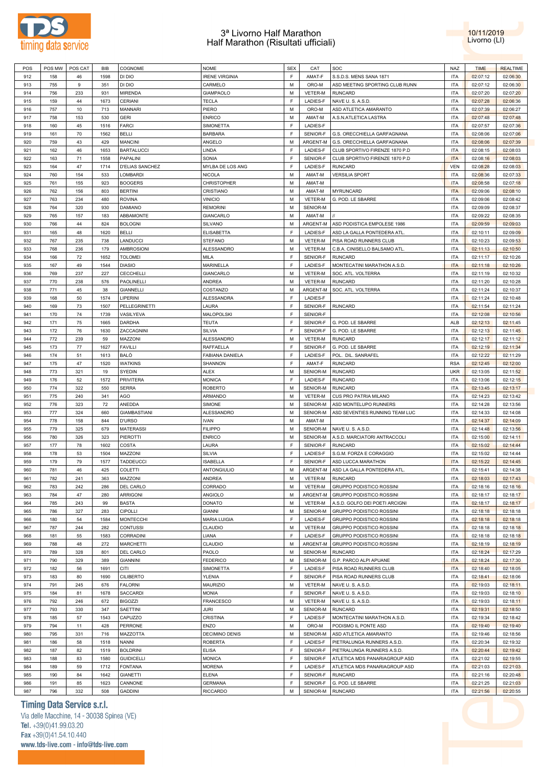# 3ª Livorno Half Marathon
## Half Marathon (Risultati ufficiali)

10/11/2019
Livorno (LI)

| POS | POS MW | POS CAT | BIB | COGNOME | NOME | SEX | CAT | SOC | NAZ | TIME | REALTIME |
|---|---|---|---|---|---|---|---|---|---|---|---|
| 912 | 158 | 46 | 1598 | DI DIO | IRENE VIRGINIA | F | AMAT-F | S.S.D.S. MENS SANA 1871 | ITA | 02:07:12 | 02:06:30 |
| 913 | 755 | 9 | 351 | DI DIO | CARMELO | M | ORO-M | ASD MEETING SPORTING CLUB RUNN | ITA | 02:07:12 | 02:06:30 |
| 914 | 756 | 233 | 931 | MIRENDA | GIAMPAOLO | M | VETER-M | RUNCARD | ITA | 02:07:20 | 02:07:20 |
| 915 | 159 | 44 | 1673 | CERIANI | TECLA | F | LADIES-F | NAVE U. S. A.S.D. | ITA | 02:07:28 | 02:06:36 |
| 916 | 757 | 10 | 713 | MANNARI | PIERO | M | ORO-M | ASD ATLETICA AMARANTO | ITA | 02:07:39 | 02:06:27 |
| 917 | 758 | 153 | 530 | GERI | ENRICO | M | AMAT-M | A.S.N.ATLETICA LASTRA | ITA | 02:07:48 | 02:07:48 |
| 918 | 160 | 45 | 1516 | FARCI | SIMONETTA | F | LADIES-F | | ITA | 02:07:57 | 02:07:36 |
| 919 | 161 | 70 | 1562 | BELLI | BARBARA | F | SENIOR-F | G.S. ORECCHIELLA GARFAGNANA | ITA | 02:08:06 | 02:07:06 |
| 920 | 759 | 43 | 429 | MANCINI | ANGELO | M | ARGENT-M | G.S. ORECCHIELLA GARFAGNANA | ITA | 02:08:06 | 02:07:39 |
| 921 | 162 | 46 | 1653 | BARTALUCCI | LINDA | F | LADIES-F | CLUB SPORTIVO FIRENZE 1870 P.D | ITA | 02:08:15 | 02:08:03 |
| 922 | 163 | 71 | 1558 | PAPALINI | SONIA | F | SENIOR-F | CLUB SPORTIVO FIRENZE 1870 P.D | ITA | 02:08:16 | 02:08:03 |
| 923 | 164 | 47 | 1714 | D'ELIAS SANCHEZ | MYLBA DE LOS ANG | F | LADIES-F | RUNCARD | VEN | 02:08:28 | 02:08:03 |
| 924 | 760 | 154 | 533 | LOMBARDI | NICOLA | M | AMAT-M | VERSILIA SPORT | ITA | 02:08:36 | 02:07:33 |
| 925 | 761 | 155 | 923 | BOOGERS | CHRISTOPHER | M | AMAT-M | | ITA | 02:08:58 | 02:07:18 |
| 926 | 762 | 156 | 803 | BERTINI | CRISTIANO | M | AMAT-M | MYRUNCARD | ITA | 02:09:06 | 02:08:10 |
| 927 | 763 | 234 | 480 | ROVINA | VINICIO | M | VETER-M | G. POD. LE SBARRE | ITA | 02:09:06 | 02:08:42 |
| 928 | 764 | 320 | 930 | DAMIANO | REMORINI | M | SENIOR-M | | ITA | 02:09:09 | 02:08:37 |
| 929 | 765 | 157 | 183 | ABBAMONTE | GIANCARLO | M | AMAT-M | // | ITA | 02:09:22 | 02:08:35 |
| 930 | 766 | 44 | 824 | BOLOGNI | SILVANO | M | ARGENT-M | ASD PODISTICA EMPOLESE 1986 | ITA | 02:09:59 | 02:09:03 |
| 931 | 165 | 48 | 1620 | BELLI | ELISABETTA | F | LADIES-F | ASD LA GALLA PONTEDERA ATL. | ITA | 02:10:11 | 02:09:09 |
| 932 | 767 | 235 | 738 | LANDUCCI | STEFANO | M | VETER-M | PISA ROAD RUNNERS CLUB | ITA | 02:10:23 | 02:09:53 |
| 933 | 768 | 236 | 179 | AMBROSIONI | ALESSANDRO | M | VETER-M | C.B.A. CINISELLO BALSAMO ATL. | ITA | 02:11:13 | 02:10:50 |
| 934 | 166 | 72 | 1652 | TOLOMEI | MILA | F | SENIOR-F | RUNCARD | ITA | 02:11:17 | 02:10:26 |
| 935 | 167 | 49 | 1544 | DIASIO | MARINELLA | F | LADIES-F | MONTECATINI MARATHON A.S.D. | ITA | 02:11:18 | 02:10:26 |
| 936 | 769 | 237 | 227 | CECCHELLI | GIANCARLO | M | VETER-M | SOC. ATL. VOLTERRA | ITA | 02:11:19 | 02:10:32 |
| 937 | 770 | 238 | 576 | PAOLINELLI | ANDREA | M | VETER-M | RUNCARD | ITA | 02:11:20 | 02:10:28 |
| 938 | 771 | 45 | 38 | GIANNELLI | COSTANZO | M | ARGENT-M | SOC. ATL. VOLTERRA | ITA | 02:11:24 | 02:10:37 |
| 939 | 168 | 50 | 1574 | LIPERINI | ALESSANDRA | F | LADIES-F | | ITA | 02:11:24 | 02:10:48 |
| 940 | 169 | 73 | 1507 | PELLEGRINETTI | LAURA | F | SENIOR-F | RUNCARD | ITA | 02:11:54 | 02:11:24 |
| 941 | 170 | 74 | 1739 | VASILYEVA | MALOPOLSKI | F | SENIOR-F | | ITA | 02:12:08 | 02:10:56 |
| 942 | 171 | 75 | 1665 | DARDHA | TEUTA | F | SENIOR-F | G. POD. LE SBARRE | ALB | 02:12:13 | 02:11:45 |
| 943 | 172 | 76 | 1630 | ZACCAGNINI | SILVIA | F | SENIOR-F | G. POD. LE SBARRE | ITA | 02:12:13 | 02:11:45 |
| 944 | 772 | 239 | 59 | MAZZONI | ALESSANDRO | M | VETER-M | RUNCARD | ITA | 02:12:17 | 02:11:12 |
| 945 | 173 | 77 | 1627 | FAVILLI | RAFFAELLA | F | SENIOR-F | G. POD. LE SBARRE | ITA | 02:12:19 | 02:11:34 |
| 946 | 174 | 51 | 1613 | BALÒ | FABIANA DANIELA | F | LADIES-F | POL. DIL. SANRAFEL | ITA | 02:12:22 | 02:11:29 |
| 947 | 175 | 47 | 1520 | WATKINS | SHANNON | F | AMAT-F | RUNCARD | RSA | 02:12:45 | 02:12:00 |
| 948 | 773 | 321 | 19 | SYEDIN | ALEX | M | SENIOR-M | RUNCARD | UKR | 02:13:05 | 02:11:52 |
| 949 | 176 | 52 | 1572 | PRIVITERA | MONICA | F | LADIES-F | RUNCARD | ITA | 02:13:06 | 02:12:15 |
| 950 | 774 | 322 | 550 | SERRA | ROBERTO | M | SENIOR-M | RUNCARD | ITA | 02:13:45 | 02:13:17 |
| 951 | 775 | 240 | 341 | AGO | ARMANDO | M | VETER-M | CUS PRO PATRIA MILANO | ITA | 02:14:23 | 02:13:42 |
| 952 | 776 | 323 | 72 | ANEDDA | SIMONE | M | SENIOR-M | ASD MONTELUPO RUNNERS | ITA | 02:14:28 | 02:13:56 |
| 953 | 777 | 324 | 660 | GIAMBASTIANI | ALESSANDRO | M | SENIOR-M | ASD SEVENTIES RUNNING TEAM LUC | ITA | 02:14:33 | 02:14:08 |
| 954 | 778 | 158 | 844 | D'URSO | IVAN | M | AMAT-M | | ITA | 02:14:37 | 02:14:09 |
| 955 | 779 | 325 | 679 | MATERASSI | FILIPPO | M | SENIOR-M | NAVE U. S. A.S.D. | ITA | 02:14:48 | 02:13:56 |
| 956 | 780 | 326 | 323 | PIEROTTI | ENRICO | M | SENIOR-M | A.S.D. MARCIATORI ANTRACCOLI | ITA | 02:15:00 | 02:14:11 |
| 957 | 177 | 78 | 1602 | COSTA | LAURA | F | SENIOR-F | RUNCARD | ITA | 02:15:02 | 02:14:44 |
| 958 | 178 | 53 | 1504 | MAZZONI | SILVIA | F | LADIES-F | S.G.M. FORZA E CORAGGIO | ITA | 02:15:02 | 02:14:44 |
| 959 | 179 | 79 | 1577 | TADDEUCCI | ISABELLA | F | SENIOR-F | ASD LUCCA MARATHON | ITA | 02:15:22 | 02:14:45 |
| 960 | 781 | 46 | 425 | COLETTI | ANTONGIULIO | M | ARGENT-M | ASD LA GALLA PONTEDERA ATL. | ITA | 02:15:41 | 02:14:38 |
| 961 | 782 | 241 | 363 | MAZZONI | ANDREA | M | VETER-M | RUNCARD | ITA | 02:18:03 | 02:17:43 |
| 962 | 783 | 242 | 286 | DEL CARLO | CORRADO | M | VETER-M | GRUPPO PODISTICO ROSSINI | ITA | 02:18:16 | 02:18:16 |
| 963 | 784 | 47 | 280 | ARRIGONI | ANGIOLO | M | ARGENT-M | GRUPPO PODISTICO ROSSINI | ITA | 02:18:17 | 02:18:17 |
| 964 | 785 | 243 | 99 | BASTA | DONATO | M | VETER-M | A.S.D. GOLFO DEI POETI ARCIGNI | ITA | 02:18:17 | 02:18:17 |
| 965 | 786 | 327 | 283 | CIPOLLI | GIANNI | M | SENIOR-M | GRUPPO PODISTICO ROSSINI | ITA | 02:18:18 | 02:18:18 |
| 966 | 180 | 54 | 1584 | MONTECCHI | MARIA LUIGIA | F | LADIES-F | GRUPPO PODISTICO ROSSINI | ITA | 02:18:18 | 02:18:18 |
| 967 | 787 | 244 | 282 | CONTUSSI | CLAUDIO | M | VETER-M | GRUPPO PODISTICO ROSSINI | ITA | 02:18:18 | 02:18:18 |
| 968 | 181 | 55 | 1583 | CORRADINI | LIANA | F | LADIES-F | GRUPPO PODISTICO ROSSINI | ITA | 02:18:18 | 02:18:18 |
| 969 | 788 | 48 | 272 | MARCHETTI | CLAUDIO | M | ARGENT-M | GRUPPO PODISTICO ROSSINI | ITA | 02:18:19 | 02:18:19 |
| 970 | 789 | 328 | 801 | DEL CARLO | PAOLO | M | SENIOR-M | RUNCARD | ITA | 02:18:24 | 02:17:29 |
| 971 | 790 | 329 | 389 | GIANNINI | FEDERICO | M | SENIOR-M | G.P. PARCO ALPI APUANE | ITA | 02:18:24 | 02:17:30 |
| 972 | 182 | 56 | 1691 | CITI | SIMONETTA | F | LADIES-F | PISA ROAD RUNNERS CLUB | ITA | 02:18:40 | 02:18:05 |
| 973 | 183 | 80 | 1690 | CILIBERTO | YLENIA | F | SENIOR-F | PISA ROAD RUNNERS CLUB | ITA | 02:18:41 | 02:18:06 |
| 974 | 791 | 245 | 676 | FALORNI | MAURIZIO | M | VETER-M | NAVE U. S. A.S.D. | ITA | 02:19:03 | 02:18:11 |
| 975 | 184 | 81 | 1678 | SACCARDI | MONIA | F | SENIOR-F | NAVE U. S. A.S.D. | ITA | 02:19:03 | 02:18:10 |
| 976 | 792 | 246 | 672 | BIGOZZI | FRANCESCO | M | VETER-M | NAVE U. S. A.S.D. | ITA | 02:19:03 | 02:18:11 |
| 977 | 793 | 330 | 347 | SAETTINI | JURI | M | SENIOR-M | RUNCARD | ITA | 02:19:31 | 02:18:50 |
| 978 | 185 | 57 | 1543 | CAPUZZO | CRISTINA | F | LADIES-F | MONTECATINI MARATHON A.S.D. | ITA | 02:19:34 | 02:18:42 |
| 979 | 794 | 11 | 428 | PERRONE | ENZO | M | ORO-M | PODISMO IL PONTE ASD | ITA | 02:19:40 | 02:19:40 |
| 980 | 795 | 331 | 716 | MAZZOTTA | DECIMINO DENIS | M | SENIOR-M | ASD ATLETICA AMARANTO | ITA | 02:19:46 | 02:18:56 |
| 981 | 186 | 58 | 1518 | NANNI | ROBERTA | F | LADIES-F | PIETRALUNGA RUNNERS A.S.D. | ITA | 02:20:34 | 02:19:32 |
| 982 | 187 | 82 | 1519 | BOLDRINI | ELISA | F | SENIOR-F | PIETRALUNGA RUNNERS A.S.D. | ITA | 02:20:44 | 02:19:42 |
| 983 | 188 | 83 | 1580 | GUIDICELLI | MONICA | F | SENIOR-F | ATLETICA MDS PANARIAGROUP ASD | ITA | 02:21:02 | 02:19:55 |
| 984 | 189 | 59 | 1712 | FONTANA | MORENA | F | LADIES-F | ATLETICA MDS PANARIAGROUP ASD | ITA | 02:21:03 | 02:21:03 |
| 985 | 190 | 84 | 1642 | GIANETTI | ELENA | F | SENIOR-F | RUNCARD | ITA | 02:21:16 | 02:20:48 |
| 986 | 191 | 85 | 1623 | CANNONE | GERMANA | F | SENIOR-F | G. POD. LE SBARRE | ITA | 02:21:25 | 02:21:03 |
| 987 | 796 | 332 | 508 | GADDINI | RICCARDO | M | SENIOR-M | RUNCARD | ITA | 02:21:56 | 02:20:55 |

**Timing Data Service s.r.l.**
Via delle Macchine, 14 - 30038 Spinea (VE)
Tel. +39(0)41.99.03.20
Fax +39(0)41.54.10.440
www.tds-live.com - info@tds-live.com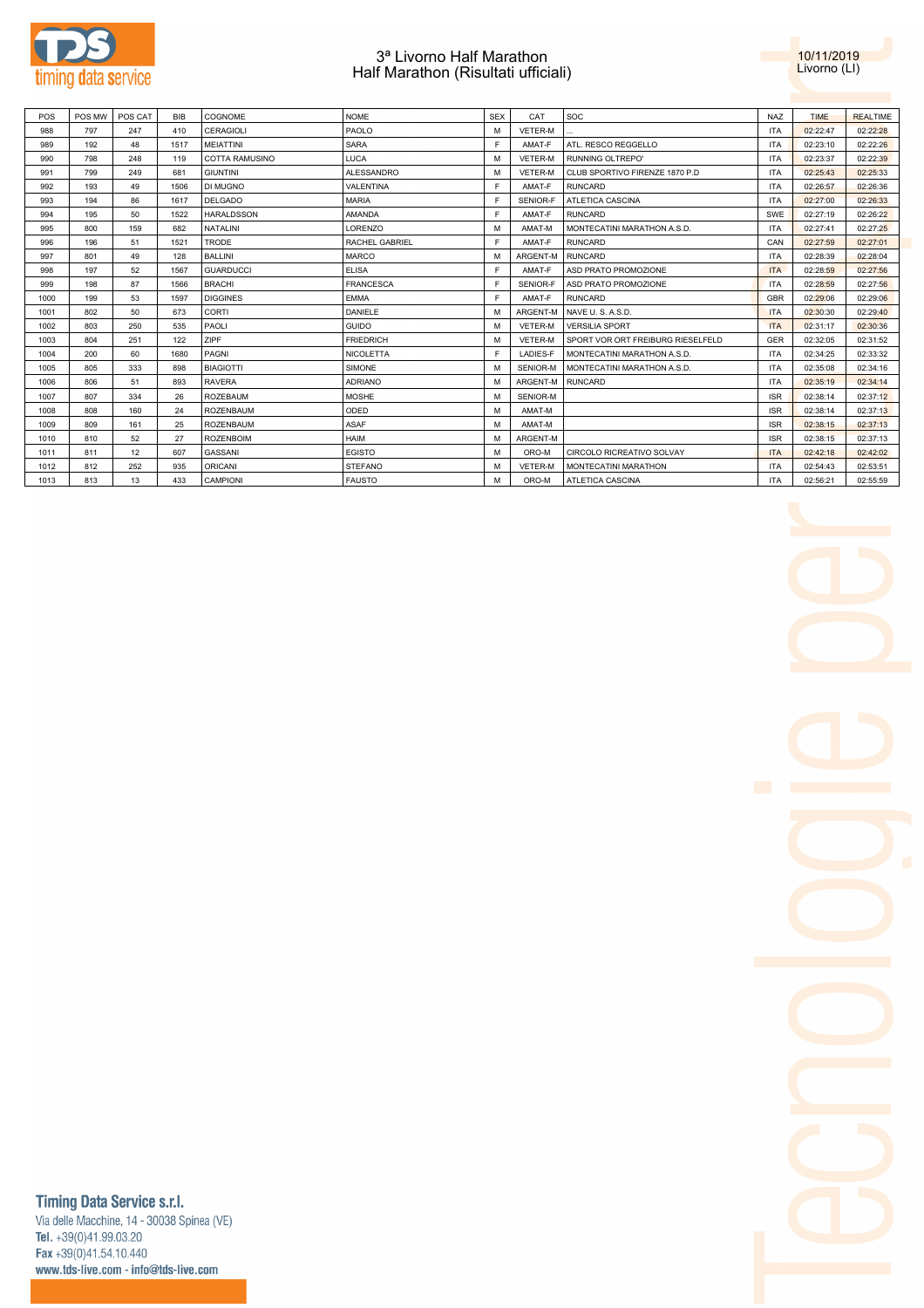# 3ª Livorno Half Marathon
## Half Marathon (Risultati ufficiali)

10/11/2019
Livorno (LI)

| POS | POS MW | POS CAT | BIB | COGNOME | NOME | SEX | CAT | SOC | NAZ | TIME | REALTIME |
|---|---|---|---|---|---|---|---|---|---|---|---|
| 988 | 797 | 247 | 410 | CERAGIOLI | PAOLO | M | VETER-M | ... | ITA | 02:22:47 | 02:22:28 |
| 989 | 192 | 48 | 1517 | MEIATTINI | SARA | F | AMAT-F | ATL. RESCO REGGELLO | ITA | 02:23:10 | 02:22:26 |
| 990 | 798 | 248 | 119 | COTTA RAMUSINO | LUCA | M | VETER-M | RUNNING OLTREPO' | ITA | 02:23:37 | 02:22:39 |
| 991 | 799 | 249 | 681 | GIUNTINI | ALESSANDRO | M | VETER-M | CLUB SPORTIVO FIRENZE 1870 P.D | ITA | 02:25:43 | 02:25:33 |
| 992 | 193 | 49 | 1506 | DI MUGNO | VALENTINA | F | AMAT-F | RUNCARD | ITA | 02:26:57 | 02:26:36 |
| 993 | 194 | 86 | 1617 | DELGADO | MARIA | F | SENIOR-F | ATLETICA CASCINA | ITA | 02:27:00 | 02:26:33 |
| 994 | 195 | 50 | 1522 | HARALDSSON | AMANDA | F | AMAT-F | RUNCARD | SWE | 02:27:19 | 02:26:22 |
| 995 | 800 | 159 | 682 | NATALINI | LORENZO | M | AMAT-M | MONTECATINI MARATHON A.S.D. | ITA | 02:27:41 | 02:27:25 |
| 996 | 196 | 51 | 1521 | TRODE | RACHEL GABRIEL | F | AMAT-F | RUNCARD | CAN | 02:27:59 | 02:27:01 |
| 997 | 801 | 49 | 128 | BALLINI | MARCO | M | ARGENT-M | RUNCARD | ITA | 02:28:39 | 02:28:04 |
| 998 | 197 | 52 | 1567 | GUARDUCCI | ELISA | F | AMAT-F | ASD PRATO PROMOZIONE | ITA | 02:28:59 | 02:27:56 |
| 999 | 198 | 87 | 1566 | BRACHI | FRANCESCA | F | SENIOR-F | ASD PRATO PROMOZIONE | ITA | 02:28:59 | 02:27:56 |
| 1000 | 199 | 53 | 1597 | DIGGINES | EMMA | F | AMAT-F | RUNCARD | GBR | 02:29:06 | 02:29:06 |
| 1001 | 802 | 50 | 673 | CORTI | DANIELE | M | ARGENT-M | NAVE U. S. A.S.D. | ITA | 02:30:30 | 02:29:40 |
| 1002 | 803 | 250 | 535 | PAOLI | GUIDO | M | VETER-M | VERSILIA SPORT | ITA | 02:31:17 | 02:30:36 |
| 1003 | 804 | 251 | 122 | ZIPF | FRIEDRICH | M | VETER-M | SPORT VOR ORT FREIBURG RIESELFELD | GER | 02:32:05 | 02:31:52 |
| 1004 | 200 | 60 | 1680 | PAGNI | NICOLETTA | F | LADIES-F | MONTECATINI MARATHON A.S.D. | ITA | 02:34:25 | 02:33:32 |
| 1005 | 805 | 333 | 898 | BIAGIOTTI | SIMONE | M | SENIOR-M | MONTECATINI MARATHON A.S.D. | ITA | 02:35:08 | 02:34:16 |
| 1006 | 806 | 51 | 893 | RAVERA | ADRIANO | M | ARGENT-M | RUNCARD | ITA | 02:35:19 | 02:34:14 |
| 1007 | 807 | 334 | 26 | ROZEBAUM | MOSHE | M | SENIOR-M | | ISR | 02:38:14 | 02:37:12 |
| 1008 | 808 | 160 | 24 | ROZENBAUM | ODED | M | AMAT-M | | ISR | 02:38:14 | 02:37:13 |
| 1009 | 809 | 161 | 25 | ROZENBAUM | ASAF | M | AMAT-M | | ISR | 02:38:15 | 02:37:13 |
| 1010 | 810 | 52 | 27 | ROZENBOIM | HAIM | M | ARGENT-M | | ISR | 02:38:15 | 02:37:13 |
| 1011 | 811 | 12 | 607 | GASSANI | EGISTO | M | ORO-M | CIRCOLO RICREATIVO SOLVAY | ITA | 02:42:18 | 02:42:02 |
| 1012 | 812 | 252 | 935 | ORICANI | STEFANO | M | VETER-M | MONTECATINI MARATHON | ITA | 02:54:43 | 02:53:51 |
| 1013 | 813 | 13 | 433 | CAMPIONI | FAUSTO | M | ORO-M | ATLETICA CASCINA | ITA | 02:56:21 | 02:55:59 |

**Timing Data Service s.r.l.**
Via delle Macchine, 14 - 30038 Spinea (VE)
**Tel.** +39(0)41.99.03.20
**Fax** +39(0)41.54.10.440
**www.tds-live.com - info@tds-live.com**